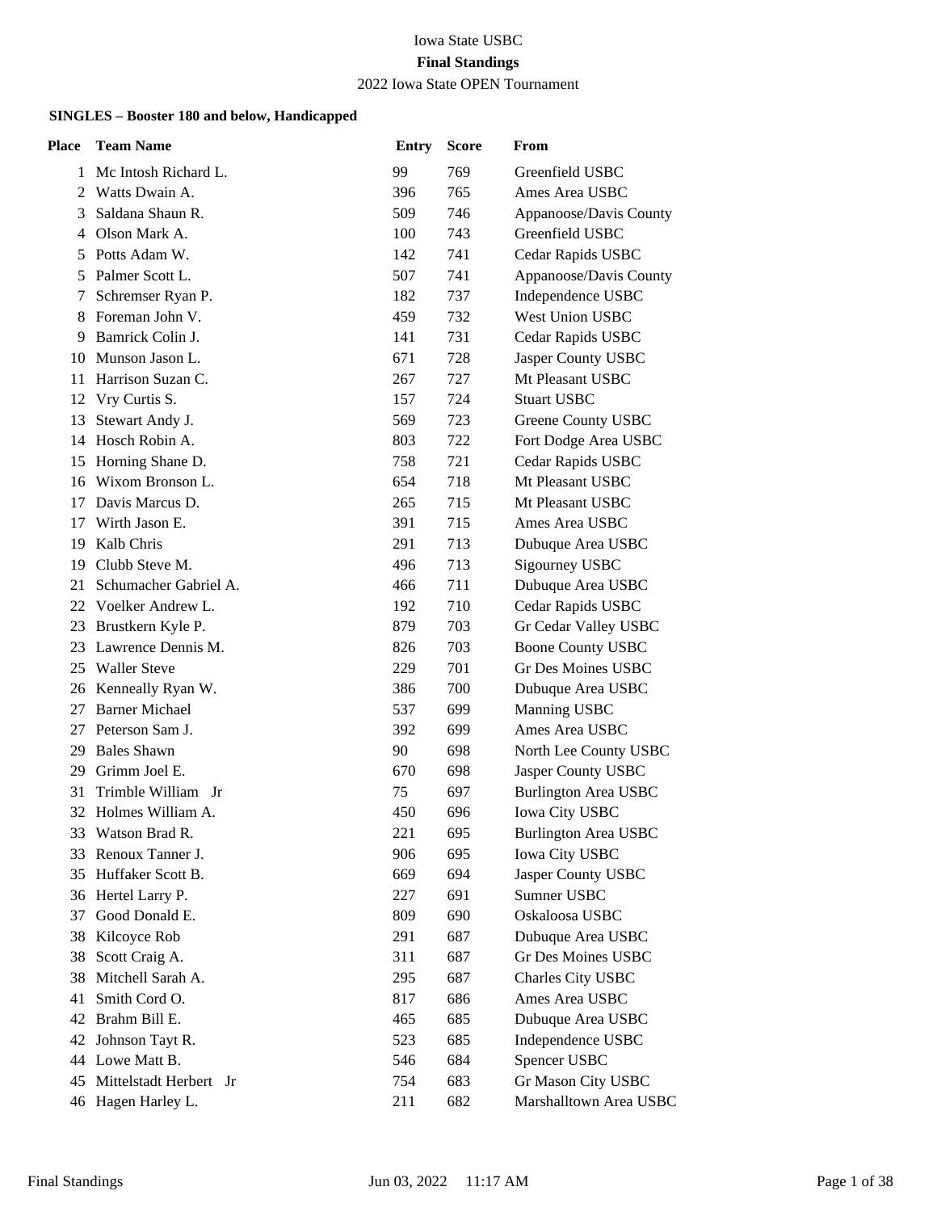# Iowa State USBC

## Final Standings

2022 Iowa State OPEN Tournament

### SINGLES – Booster 180 and below, Handicapped

| Place | Team Name | Entry | Score | From |
|---|---|---|---|---|
| 1 | Mc Intosh Richard L. | 99 | 769 | Greenfield USBC |
| 2 | Watts Dwain A. | 396 | 765 | Ames Area USBC |
| 3 | Saldana Shaun R. | 509 | 746 | Appanoose/Davis County |
| 4 | Olson Mark A. | 100 | 743 | Greenfield USBC |
| 5 | Potts Adam W. | 142 | 741 | Cedar Rapids USBC |
| 5 | Palmer Scott L. | 507 | 741 | Appanoose/Davis County |
| 7 | Schremser Ryan P. | 182 | 737 | Independence USBC |
| 8 | Foreman John V. | 459 | 732 | West Union USBC |
| 9 | Bamrick Colin J. | 141 | 731 | Cedar Rapids USBC |
| 10 | Munson Jason L. | 671 | 728 | Jasper County USBC |
| 11 | Harrison Suzan C. | 267 | 727 | Mt Pleasant USBC |
| 12 | Vry Curtis S. | 157 | 724 | Stuart USBC |
| 13 | Stewart Andy J. | 569 | 723 | Greene County USBC |
| 14 | Hosch Robin A. | 803 | 722 | Fort Dodge Area USBC |
| 15 | Horning Shane D. | 758 | 721 | Cedar Rapids USBC |
| 16 | Wixom Bronson L. | 654 | 718 | Mt Pleasant USBC |
| 17 | Davis Marcus D. | 265 | 715 | Mt Pleasant USBC |
| 17 | Wirth Jason E. | 391 | 715 | Ames Area USBC |
| 19 | Kalb Chris | 291 | 713 | Dubuque Area USBC |
| 19 | Clubb Steve M. | 496 | 713 | Sigourney USBC |
| 21 | Schumacher Gabriel A. | 466 | 711 | Dubuque Area USBC |
| 22 | Voelker Andrew L. | 192 | 710 | Cedar Rapids USBC |
| 23 | Brustkern Kyle P. | 879 | 703 | Gr Cedar Valley USBC |
| 23 | Lawrence Dennis M. | 826 | 703 | Boone County USBC |
| 25 | Waller Steve | 229 | 701 | Gr Des Moines USBC |
| 26 | Kenneally Ryan W. | 386 | 700 | Dubuque Area USBC |
| 27 | Barner Michael | 537 | 699 | Manning USBC |
| 27 | Peterson Sam J. | 392 | 699 | Ames Area USBC |
| 29 | Bales Shawn | 90 | 698 | North Lee County USBC |
| 29 | Grimm Joel E. | 670 | 698 | Jasper County USBC |
| 31 | Trimble William Jr | 75 | 697 | Burlington Area USBC |
| 32 | Holmes William A. | 450 | 696 | Iowa City USBC |
| 33 | Watson Brad R. | 221 | 695 | Burlington Area USBC |
| 33 | Renoux Tanner J. | 906 | 695 | Iowa City USBC |
| 35 | Huffaker Scott B. | 669 | 694 | Jasper County USBC |
| 36 | Hertel Larry P. | 227 | 691 | Sumner USBC |
| 37 | Good Donald E. | 809 | 690 | Oskaloosa USBC |
| 38 | Kilcoyce Rob | 291 | 687 | Dubuque Area USBC |
| 38 | Scott Craig A. | 311 | 687 | Gr Des Moines USBC |
| 38 | Mitchell Sarah A. | 295 | 687 | Charles City USBC |
| 41 | Smith Cord O. | 817 | 686 | Ames Area USBC |
| 42 | Brahm Bill E. | 465 | 685 | Dubuque Area USBC |
| 42 | Johnson Tayt R. | 523 | 685 | Independence USBC |
| 44 | Lowe Matt B. | 546 | 684 | Spencer USBC |
| 45 | Mittelstadt Herbert Jr | 754 | 683 | Gr Mason City USBC |
| 46 | Hagen Harley L. | 211 | 682 | Marshalltown Area USBC |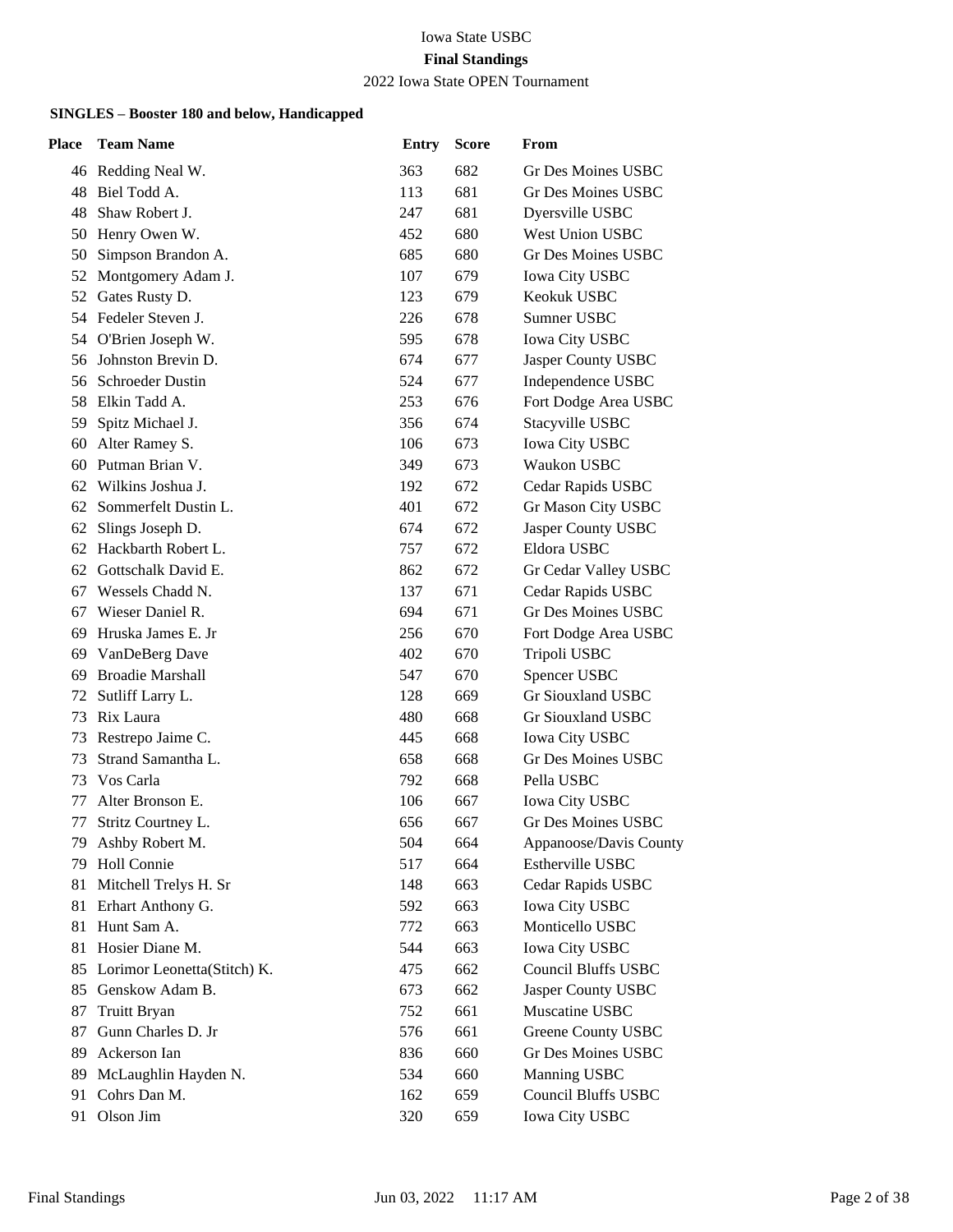Iowa State USBC

**Final Standings**

2022 Iowa State OPEN Tournament

**SINGLES – Booster 180 and below, Handicapped**

| Place | Team Name | Entry | Score | From |
|---|---|---|---|---|
| 46 | Redding Neal W. | 363 | 682 | Gr Des Moines USBC |
| 48 | Biel Todd A. | 113 | 681 | Gr Des Moines USBC |
| 48 | Shaw Robert J. | 247 | 681 | Dyersville USBC |
| 50 | Henry Owen W. | 452 | 680 | West Union USBC |
| 50 | Simpson Brandon A. | 685 | 680 | Gr Des Moines USBC |
| 52 | Montgomery Adam J. | 107 | 679 | Iowa City USBC |
| 52 | Gates Rusty D. | 123 | 679 | Keokuk USBC |
| 54 | Fedeler Steven J. | 226 | 678 | Sumner USBC |
| 54 | O'Brien Joseph W. | 595 | 678 | Iowa City USBC |
| 56 | Johnston Brevin D. | 674 | 677 | Jasper County USBC |
| 56 | Schroeder Dustin | 524 | 677 | Independence USBC |
| 58 | Elkin Tadd A. | 253 | 676 | Fort Dodge Area USBC |
| 59 | Spitz Michael J. | 356 | 674 | Stacyville USBC |
| 60 | Alter Ramey S. | 106 | 673 | Iowa City USBC |
| 60 | Putman Brian V. | 349 | 673 | Waukon USBC |
| 62 | Wilkins Joshua J. | 192 | 672 | Cedar Rapids USBC |
| 62 | Sommerfelt Dustin L. | 401 | 672 | Gr Mason City USBC |
| 62 | Slings Joseph D. | 674 | 672 | Jasper County USBC |
| 62 | Hackbarth Robert L. | 757 | 672 | Eldora USBC |
| 62 | Gottschalk David E. | 862 | 672 | Gr Cedar Valley USBC |
| 67 | Wessels Chadd N. | 137 | 671 | Cedar Rapids USBC |
| 67 | Wieser Daniel R. | 694 | 671 | Gr Des Moines USBC |
| 69 | Hruska James E. Jr | 256 | 670 | Fort Dodge Area USBC |
| 69 | VanDeBerg Dave | 402 | 670 | Tripoli USBC |
| 69 | Broadie Marshall | 547 | 670 | Spencer USBC |
| 72 | Sutliff Larry L. | 128 | 669 | Gr Siouxland USBC |
| 73 | Rix Laura | 480 | 668 | Gr Siouxland USBC |
| 73 | Restrepo Jaime C. | 445 | 668 | Iowa City USBC |
| 73 | Strand Samantha L. | 658 | 668 | Gr Des Moines USBC |
| 73 | Vos Carla | 792 | 668 | Pella USBC |
| 77 | Alter Bronson E. | 106 | 667 | Iowa City USBC |
| 77 | Stritz Courtney L. | 656 | 667 | Gr Des Moines USBC |
| 79 | Ashby Robert M. | 504 | 664 | Appanoose/Davis County |
| 79 | Holl Connie | 517 | 664 | Estherville USBC |
| 81 | Mitchell Trelys H. Sr | 148 | 663 | Cedar Rapids USBC |
| 81 | Erhart Anthony G. | 592 | 663 | Iowa City USBC |
| 81 | Hunt Sam A. | 772 | 663 | Monticello USBC |
| 81 | Hosier Diane M. | 544 | 663 | Iowa City USBC |
| 85 | Lorimor Leonetta(Stitch) K. | 475 | 662 | Council Bluffs USBC |
| 85 | Genskow Adam B. | 673 | 662 | Jasper County USBC |
| 87 | Truitt Bryan | 752 | 661 | Muscatine USBC |
| 87 | Gunn Charles D. Jr | 576 | 661 | Greene County USBC |
| 89 | Ackerson Ian | 836 | 660 | Gr Des Moines USBC |
| 89 | McLaughlin Hayden N. | 534 | 660 | Manning USBC |
| 91 | Cohrs Dan M. | 162 | 659 | Council Bluffs USBC |
| 91 | Olson Jim | 320 | 659 | Iowa City USBC |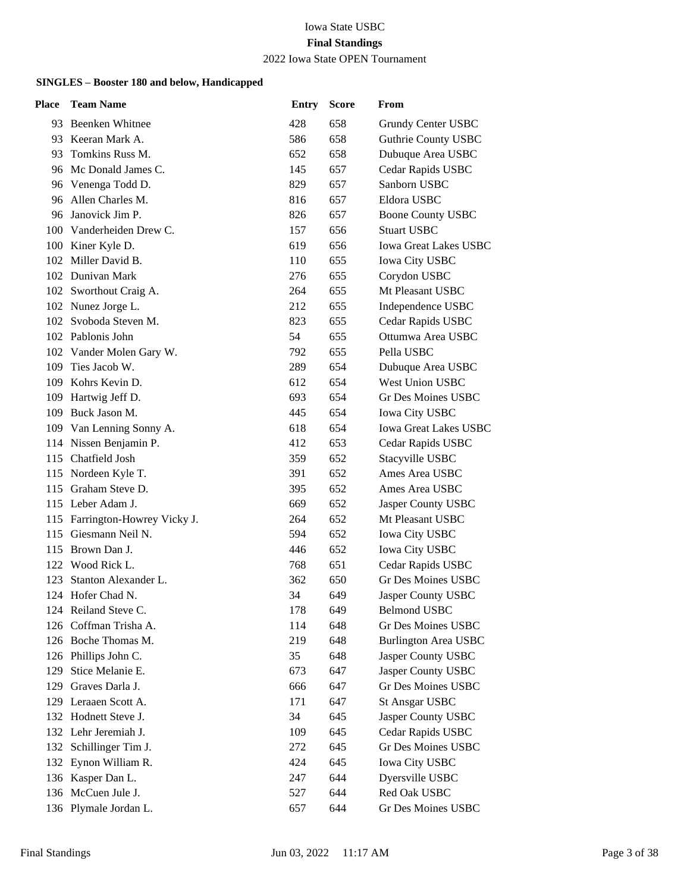# Iowa State USBC

## Final Standings

2022 Iowa State OPEN Tournament

### SINGLES – Booster 180 and below, Handicapped

| Place | Team Name | Entry | Score | From |
|---|---|---|---|---|
| 93 | Beenken Whitnee | 428 | 658 | Grundy Center USBC |
| 93 | Keeran Mark A. | 586 | 658 | Guthrie County USBC |
| 93 | Tomkins Russ M. | 652 | 658 | Dubuque Area USBC |
| 96 | Mc Donald James C. | 145 | 657 | Cedar Rapids USBC |
| 96 | Venenga Todd D. | 829 | 657 | Sanborn USBC |
| 96 | Allen Charles M. | 816 | 657 | Eldora USBC |
| 96 | Janovick Jim P. | 826 | 657 | Boone County USBC |
| 100 | Vanderheiden Drew C. | 157 | 656 | Stuart USBC |
| 100 | Kiner Kyle D. | 619 | 656 | Iowa Great Lakes USBC |
| 102 | Miller David B. | 110 | 655 | Iowa City USBC |
| 102 | Dunivan Mark | 276 | 655 | Corydon USBC |
| 102 | Sworthout Craig A. | 264 | 655 | Mt Pleasant USBC |
| 102 | Nunez Jorge L. | 212 | 655 | Independence USBC |
| 102 | Svoboda Steven M. | 823 | 655 | Cedar Rapids USBC |
| 102 | Pablonis John | 54 | 655 | Ottumwa Area USBC |
| 102 | Vander Molen Gary W. | 792 | 655 | Pella USBC |
| 109 | Ties Jacob W. | 289 | 654 | Dubuque Area USBC |
| 109 | Kohrs Kevin D. | 612 | 654 | West Union USBC |
| 109 | Hartwig Jeff D. | 693 | 654 | Gr Des Moines USBC |
| 109 | Buck Jason M. | 445 | 654 | Iowa City USBC |
| 109 | Van Lenning Sonny A. | 618 | 654 | Iowa Great Lakes USBC |
| 114 | Nissen Benjamin P. | 412 | 653 | Cedar Rapids USBC |
| 115 | Chatfield Josh | 359 | 652 | Stacyville USBC |
| 115 | Nordeen Kyle T. | 391 | 652 | Ames Area USBC |
| 115 | Graham Steve D. | 395 | 652 | Ames Area USBC |
| 115 | Leber Adam J. | 669 | 652 | Jasper County USBC |
| 115 | Farrington-Howrey Vicky J. | 264 | 652 | Mt Pleasant USBC |
| 115 | Giesmann Neil N. | 594 | 652 | Iowa City USBC |
| 115 | Brown Dan J. | 446 | 652 | Iowa City USBC |
| 122 | Wood Rick L. | 768 | 651 | Cedar Rapids USBC |
| 123 | Stanton Alexander L. | 362 | 650 | Gr Des Moines USBC |
| 124 | Hofer Chad N. | 34 | 649 | Jasper County USBC |
| 124 | Reiland Steve C. | 178 | 649 | Belmond USBC |
| 126 | Coffman Trisha A. | 114 | 648 | Gr Des Moines USBC |
| 126 | Boche Thomas M. | 219 | 648 | Burlington Area USBC |
| 126 | Phillips John C. | 35 | 648 | Jasper County USBC |
| 129 | Stice Melanie E. | 673 | 647 | Jasper County USBC |
| 129 | Graves Darla J. | 666 | 647 | Gr Des Moines USBC |
| 129 | Leraaen Scott A. | 171 | 647 | St Ansgar USBC |
| 132 | Hodnett Steve J. | 34 | 645 | Jasper County USBC |
| 132 | Lehr Jeremiah J. | 109 | 645 | Cedar Rapids USBC |
| 132 | Schillinger Tim J. | 272 | 645 | Gr Des Moines USBC |
| 132 | Eynon William R. | 424 | 645 | Iowa City USBC |
| 136 | Kasper Dan L. | 247 | 644 | Dyersville USBC |
| 136 | McCuen Jule J. | 527 | 644 | Red Oak USBC |
| 136 | Plymale Jordan L. | 657 | 644 | Gr Des Moines USBC |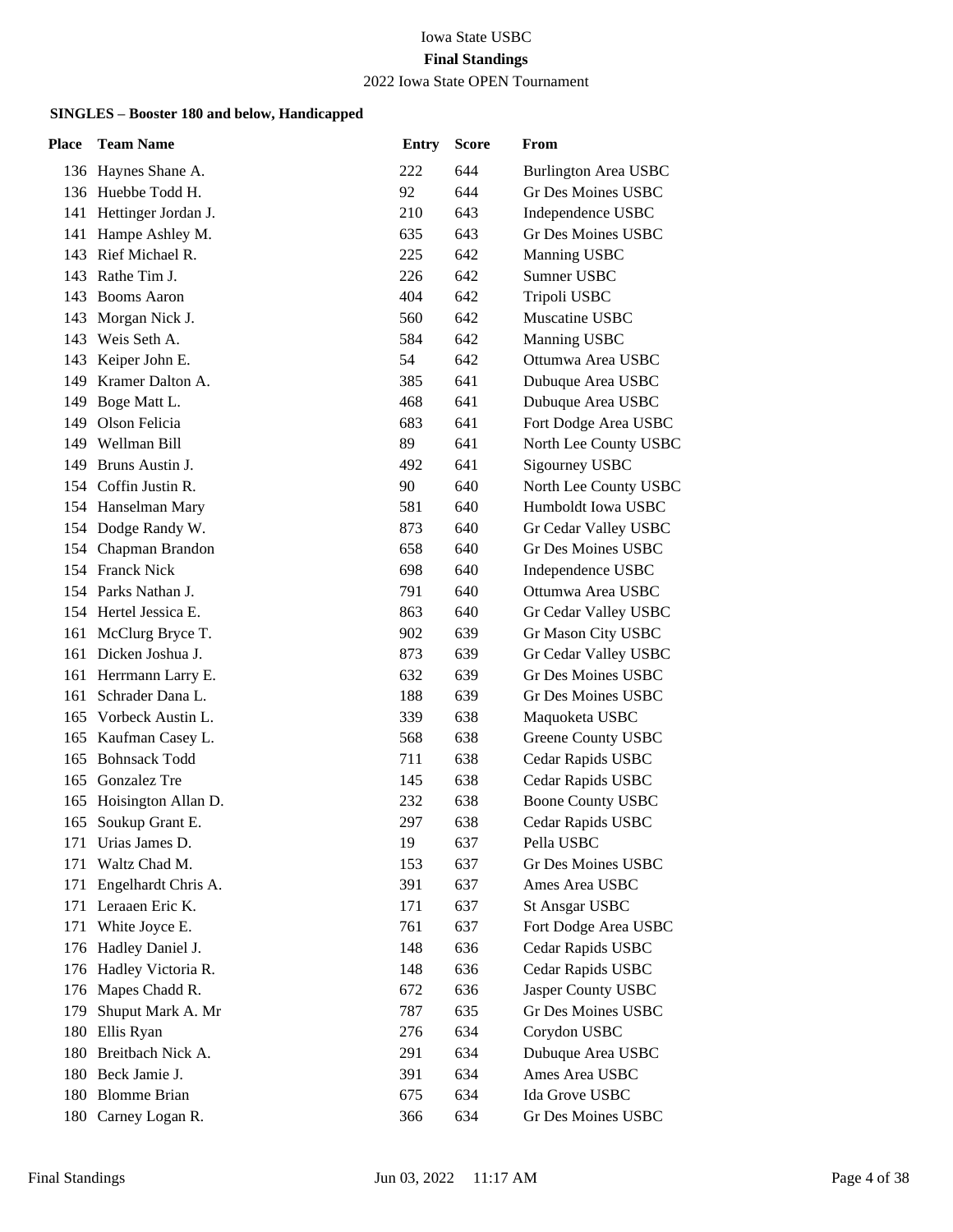Iowa State USBC

**Final Standings**

2022 Iowa State OPEN Tournament

**SINGLES – Booster 180 and below, Handicapped**

| Place | Team Name | Entry | Score | From |
|---|---|---|---|---|
| 136 | Haynes Shane A. | 222 | 644 | Burlington Area USBC |
| 136 | Huebbe Todd H. | 92 | 644 | Gr Des Moines USBC |
| 141 | Hettinger Jordan J. | 210 | 643 | Independence USBC |
| 141 | Hampe Ashley M. | 635 | 643 | Gr Des Moines USBC |
| 143 | Rief Michael R. | 225 | 642 | Manning USBC |
| 143 | Rathe Tim J. | 226 | 642 | Sumner USBC |
| 143 | Booms Aaron | 404 | 642 | Tripoli USBC |
| 143 | Morgan Nick J. | 560 | 642 | Muscatine USBC |
| 143 | Weis Seth A. | 584 | 642 | Manning USBC |
| 143 | Keiper John E. | 54 | 642 | Ottumwa Area USBC |
| 149 | Kramer Dalton A. | 385 | 641 | Dubuque Area USBC |
| 149 | Boge Matt L. | 468 | 641 | Dubuque Area USBC |
| 149 | Olson Felicia | 683 | 641 | Fort Dodge Area USBC |
| 149 | Wellman Bill | 89 | 641 | North Lee County USBC |
| 149 | Bruns Austin J. | 492 | 641 | Sigourney USBC |
| 154 | Coffin Justin R. | 90 | 640 | North Lee County USBC |
| 154 | Hanselman Mary | 581 | 640 | Humboldt Iowa USBC |
| 154 | Dodge Randy W. | 873 | 640 | Gr Cedar Valley USBC |
| 154 | Chapman Brandon | 658 | 640 | Gr Des Moines USBC |
| 154 | Franck Nick | 698 | 640 | Independence USBC |
| 154 | Parks Nathan J. | 791 | 640 | Ottumwa Area USBC |
| 154 | Hertel Jessica E. | 863 | 640 | Gr Cedar Valley USBC |
| 161 | McClurg Bryce T. | 902 | 639 | Gr Mason City USBC |
| 161 | Dicken Joshua J. | 873 | 639 | Gr Cedar Valley USBC |
| 161 | Herrmann Larry E. | 632 | 639 | Gr Des Moines USBC |
| 161 | Schrader Dana L. | 188 | 639 | Gr Des Moines USBC |
| 165 | Vorbeck Austin L. | 339 | 638 | Maquoketa USBC |
| 165 | Kaufman Casey L. | 568 | 638 | Greene County USBC |
| 165 | Bohnsack Todd | 711 | 638 | Cedar Rapids USBC |
| 165 | Gonzalez Tre | 145 | 638 | Cedar Rapids USBC |
| 165 | Hoisington Allan D. | 232 | 638 | Boone County USBC |
| 165 | Soukup Grant E. | 297 | 638 | Cedar Rapids USBC |
| 171 | Urias James D. | 19 | 637 | Pella USBC |
| 171 | Waltz Chad M. | 153 | 637 | Gr Des Moines USBC |
| 171 | Engelhardt Chris A. | 391 | 637 | Ames Area USBC |
| 171 | Leraaen Eric K. | 171 | 637 | St Ansgar USBC |
| 171 | White Joyce E. | 761 | 637 | Fort Dodge Area USBC |
| 176 | Hadley Daniel J. | 148 | 636 | Cedar Rapids USBC |
| 176 | Hadley Victoria R. | 148 | 636 | Cedar Rapids USBC |
| 176 | Mapes Chadd R. | 672 | 636 | Jasper County USBC |
| 179 | Shuput Mark A. Mr | 787 | 635 | Gr Des Moines USBC |
| 180 | Ellis Ryan | 276 | 634 | Corydon USBC |
| 180 | Breitbach Nick A. | 291 | 634 | Dubuque Area USBC |
| 180 | Beck Jamie J. | 391 | 634 | Ames Area USBC |
| 180 | Blomme Brian | 675 | 634 | Ida Grove USBC |
| 180 | Carney Logan R. | 366 | 634 | Gr Des Moines USBC |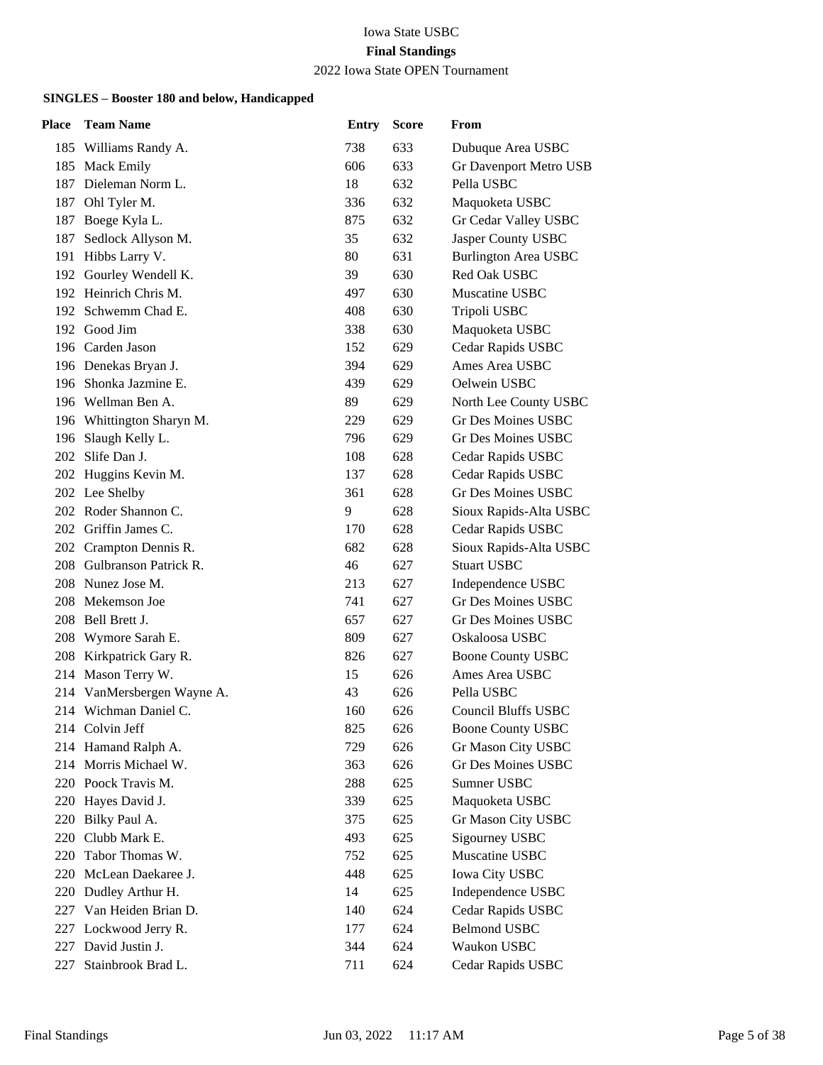Iowa State USBC

**Final Standings**

2022 Iowa State OPEN Tournament

### SINGLES – Booster 180 and below, Handicapped

| Place | Team Name | Entry | Score | From |
|---|---|---|---|---|
| 185 | Williams Randy A. | 738 | 633 | Dubuque Area USBC |
| 185 | Mack Emily | 606 | 633 | Gr Davenport Metro USB |
| 187 | Dieleman Norm L. | 18 | 632 | Pella USBC |
| 187 | Ohl Tyler M. | 336 | 632 | Maquoketa USBC |
| 187 | Boege Kyla L. | 875 | 632 | Gr Cedar Valley USBC |
| 187 | Sedlock Allyson M. | 35 | 632 | Jasper County USBC |
| 191 | Hibbs Larry V. | 80 | 631 | Burlington Area USBC |
| 192 | Gourley Wendell K. | 39 | 630 | Red Oak USBC |
| 192 | Heinrich Chris M. | 497 | 630 | Muscatine USBC |
| 192 | Schwemm Chad E. | 408 | 630 | Tripoli USBC |
| 192 | Good Jim | 338 | 630 | Maquoketa USBC |
| 196 | Carden Jason | 152 | 629 | Cedar Rapids USBC |
| 196 | Denekas Bryan J. | 394 | 629 | Ames Area USBC |
| 196 | Shonka Jazmine E. | 439 | 629 | Oelwein USBC |
| 196 | Wellman Ben A. | 89 | 629 | North Lee County USBC |
| 196 | Whittington Sharyn M. | 229 | 629 | Gr Des Moines USBC |
| 196 | Slaugh Kelly L. | 796 | 629 | Gr Des Moines USBC |
| 202 | Slife Dan J. | 108 | 628 | Cedar Rapids USBC |
| 202 | Huggins Kevin M. | 137 | 628 | Cedar Rapids USBC |
| 202 | Lee Shelby | 361 | 628 | Gr Des Moines USBC |
| 202 | Roder Shannon C. | 9 | 628 | Sioux Rapids-Alta USBC |
| 202 | Griffin James C. | 170 | 628 | Cedar Rapids USBC |
| 202 | Crampton Dennis R. | 682 | 628 | Sioux Rapids-Alta USBC |
| 208 | Gulbranson Patrick R. | 46 | 627 | Stuart USBC |
| 208 | Nunez Jose M. | 213 | 627 | Independence USBC |
| 208 | Mekemson Joe | 741 | 627 | Gr Des Moines USBC |
| 208 | Bell Brett J. | 657 | 627 | Gr Des Moines USBC |
| 208 | Wymore Sarah E. | 809 | 627 | Oskaloosa USBC |
| 208 | Kirkpatrick Gary R. | 826 | 627 | Boone County USBC |
| 214 | Mason Terry W. | 15 | 626 | Ames Area USBC |
| 214 | VanMersbergen Wayne A. | 43 | 626 | Pella USBC |
| 214 | Wichman Daniel C. | 160 | 626 | Council Bluffs USBC |
| 214 | Colvin Jeff | 825 | 626 | Boone County USBC |
| 214 | Hamand Ralph A. | 729 | 626 | Gr Mason City USBC |
| 214 | Morris Michael W. | 363 | 626 | Gr Des Moines USBC |
| 220 | Poock Travis M. | 288 | 625 | Sumner USBC |
| 220 | Hayes David J. | 339 | 625 | Maquoketa USBC |
| 220 | Bilky Paul A. | 375 | 625 | Gr Mason City USBC |
| 220 | Clubb Mark E. | 493 | 625 | Sigourney USBC |
| 220 | Tabor Thomas W. | 752 | 625 | Muscatine USBC |
| 220 | McLean Daekaree J. | 448 | 625 | Iowa City USBC |
| 220 | Dudley Arthur H. | 14 | 625 | Independence USBC |
| 227 | Van Heiden Brian D. | 140 | 624 | Cedar Rapids USBC |
| 227 | Lockwood Jerry R. | 177 | 624 | Belmond USBC |
| 227 | David Justin J. | 344 | 624 | Waukon USBC |
| 227 | Stainbrook Brad L. | 711 | 624 | Cedar Rapids USBC |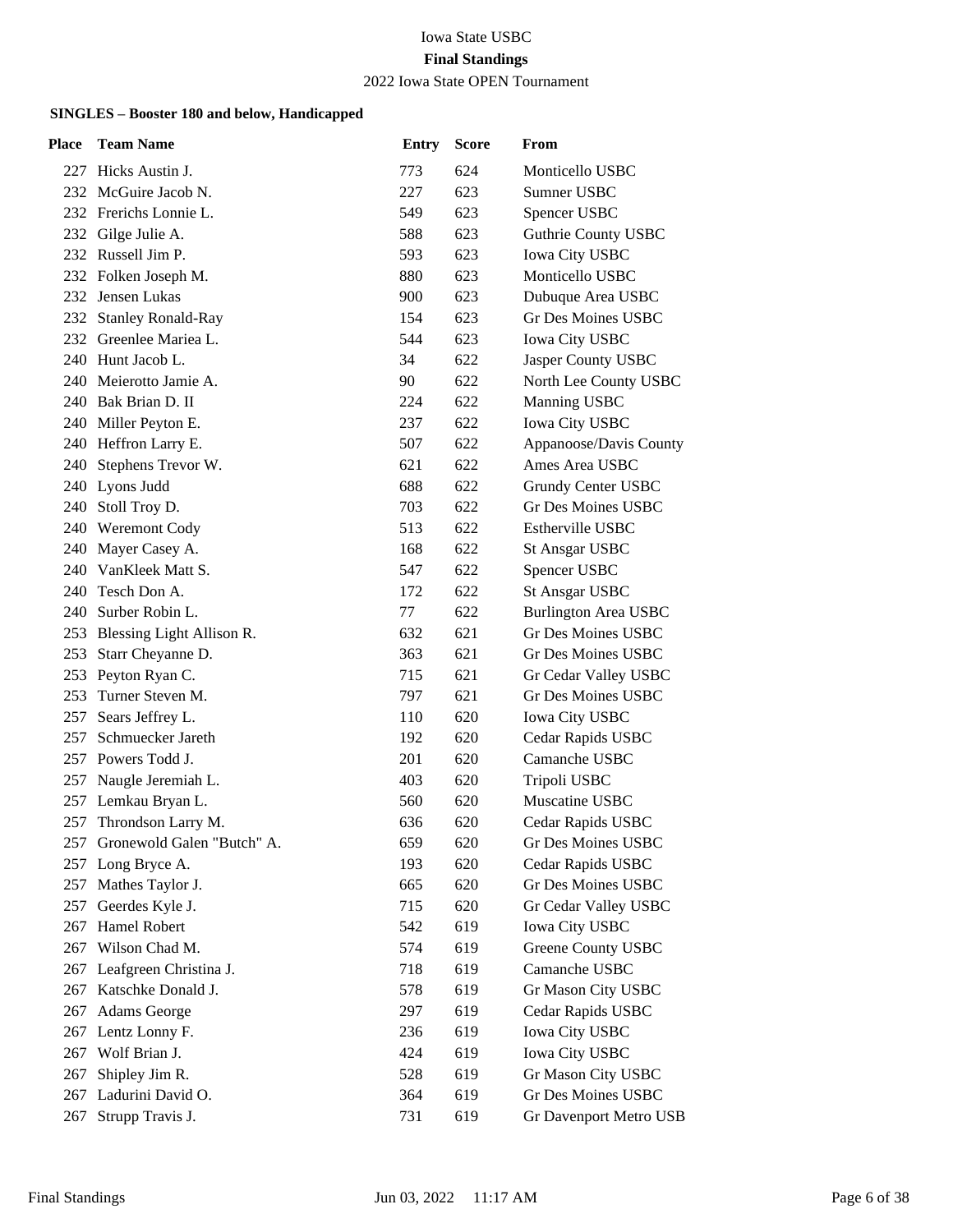Iowa State USBC

**Final Standings**

2022 Iowa State OPEN Tournament

### SINGLES – Booster 180 and below, Handicapped

| Place | Team Name | Entry | Score | From |
|---|---|---|---|---|
| 227 | Hicks Austin J. | 773 | 624 | Monticello USBC |
| 232 | McGuire Jacob N. | 227 | 623 | Sumner USBC |
| 232 | Frerichs Lonnie L. | 549 | 623 | Spencer USBC |
| 232 | Gilge Julie A. | 588 | 623 | Guthrie County USBC |
| 232 | Russell Jim P. | 593 | 623 | Iowa City USBC |
| 232 | Folken Joseph M. | 880 | 623 | Monticello USBC |
| 232 | Jensen Lukas | 900 | 623 | Dubuque Area USBC |
| 232 | Stanley Ronald-Ray | 154 | 623 | Gr Des Moines USBC |
| 232 | Greenlee Mariea L. | 544 | 623 | Iowa City USBC |
| 240 | Hunt Jacob L. | 34 | 622 | Jasper County USBC |
| 240 | Meierotto Jamie A. | 90 | 622 | North Lee County USBC |
| 240 | Bak Brian D. II | 224 | 622 | Manning USBC |
| 240 | Miller Peyton E. | 237 | 622 | Iowa City USBC |
| 240 | Heffron Larry E. | 507 | 622 | Appanoose/Davis County |
| 240 | Stephens Trevor W. | 621 | 622 | Ames Area USBC |
| 240 | Lyons Judd | 688 | 622 | Grundy Center USBC |
| 240 | Stoll Troy D. | 703 | 622 | Gr Des Moines USBC |
| 240 | Weremont Cody | 513 | 622 | Estherville USBC |
| 240 | Mayer Casey A. | 168 | 622 | St Ansgar USBC |
| 240 | VanKleek Matt S. | 547 | 622 | Spencer USBC |
| 240 | Tesch Don A. | 172 | 622 | St Ansgar USBC |
| 240 | Surber Robin L. | 77 | 622 | Burlington Area USBC |
| 253 | Blessing Light Allison R. | 632 | 621 | Gr Des Moines USBC |
| 253 | Starr Cheyanne D. | 363 | 621 | Gr Des Moines USBC |
| 253 | Peyton Ryan C. | 715 | 621 | Gr Cedar Valley USBC |
| 253 | Turner Steven M. | 797 | 621 | Gr Des Moines USBC |
| 257 | Sears Jeffrey L. | 110 | 620 | Iowa City USBC |
| 257 | Schmuecker Jareth | 192 | 620 | Cedar Rapids USBC |
| 257 | Powers Todd J. | 201 | 620 | Camanche USBC |
| 257 | Naugle Jeremiah L. | 403 | 620 | Tripoli USBC |
| 257 | Lemkau Bryan L. | 560 | 620 | Muscatine USBC |
| 257 | Throndson Larry M. | 636 | 620 | Cedar Rapids USBC |
| 257 | Gronewold Galen "Butch" A. | 659 | 620 | Gr Des Moines USBC |
| 257 | Long Bryce A. | 193 | 620 | Cedar Rapids USBC |
| 257 | Mathes Taylor J. | 665 | 620 | Gr Des Moines USBC |
| 257 | Geerdes Kyle J. | 715 | 620 | Gr Cedar Valley USBC |
| 267 | Hamel Robert | 542 | 619 | Iowa City USBC |
| 267 | Wilson Chad M. | 574 | 619 | Greene County USBC |
| 267 | Leafgreen Christina J. | 718 | 619 | Camanche USBC |
| 267 | Katschke Donald J. | 578 | 619 | Gr Mason City USBC |
| 267 | Adams George | 297 | 619 | Cedar Rapids USBC |
| 267 | Lentz Lonny F. | 236 | 619 | Iowa City USBC |
| 267 | Wolf Brian J. | 424 | 619 | Iowa City USBC |
| 267 | Shipley Jim R. | 528 | 619 | Gr Mason City USBC |
| 267 | Ladurini David O. | 364 | 619 | Gr Des Moines USBC |
| 267 | Strupp Travis J. | 731 | 619 | Gr Davenport Metro USB |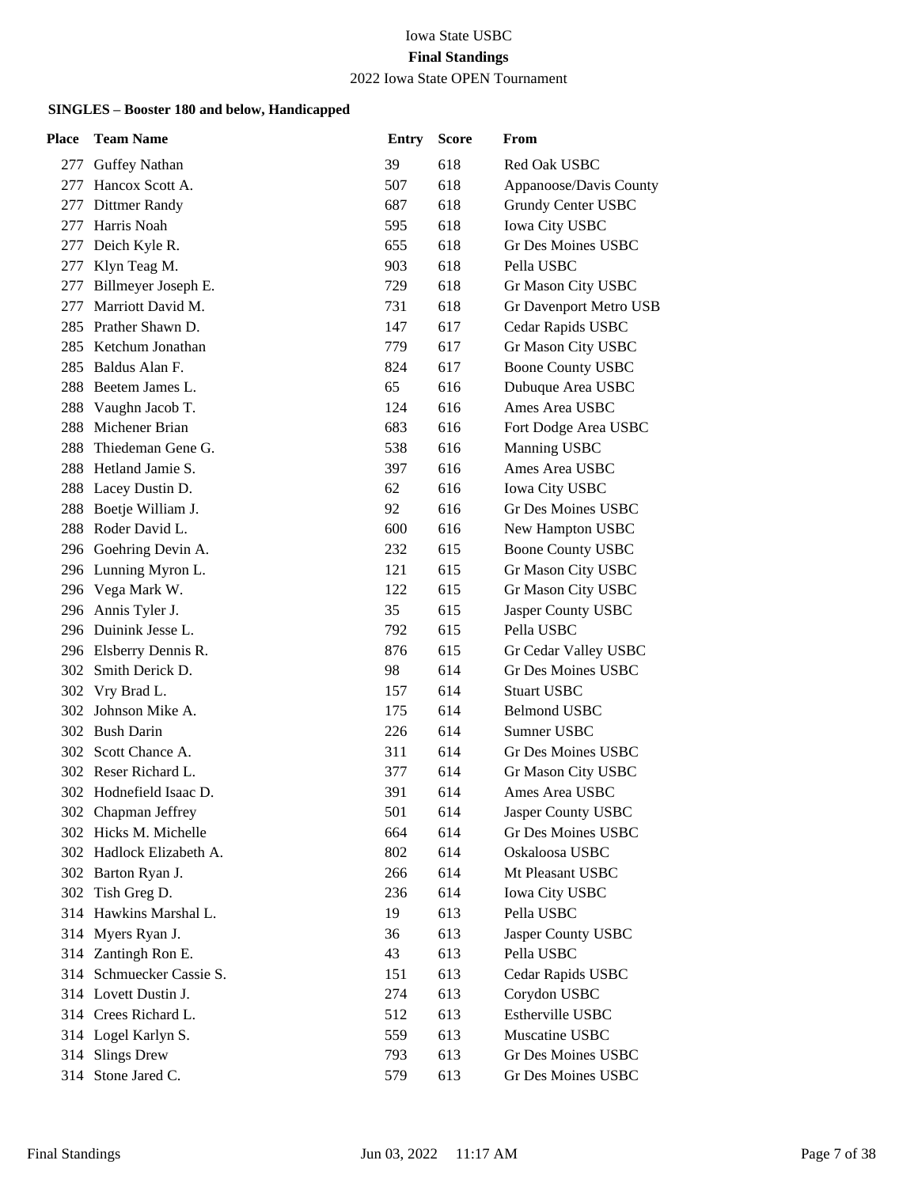Iowa State USBC

**Final Standings**

2022 Iowa State OPEN Tournament

### SINGLES – Booster 180 and below, Handicapped

| Place | Team Name | Entry | Score | From |
|---|---|---|---|---|
| 277 | Guffey Nathan | 39 | 618 | Red Oak USBC |
| 277 | Hancox Scott A. | 507 | 618 | Appanoose/Davis County |
| 277 | Dittmer Randy | 687 | 618 | Grundy Center USBC |
| 277 | Harris Noah | 595 | 618 | Iowa City USBC |
| 277 | Deich Kyle R. | 655 | 618 | Gr Des Moines USBC |
| 277 | Klyn Teag M. | 903 | 618 | Pella USBC |
| 277 | Billmeyer Joseph E. | 729 | 618 | Gr Mason City USBC |
| 277 | Marriott David M. | 731 | 618 | Gr Davenport Metro USB |
| 285 | Prather Shawn D. | 147 | 617 | Cedar Rapids USBC |
| 285 | Ketchum Jonathan | 779 | 617 | Gr Mason City USBC |
| 285 | Baldus Alan F. | 824 | 617 | Boone County USBC |
| 288 | Beetem James L. | 65 | 616 | Dubuque Area USBC |
| 288 | Vaughn Jacob T. | 124 | 616 | Ames Area USBC |
| 288 | Michener Brian | 683 | 616 | Fort Dodge Area USBC |
| 288 | Thiedeman Gene G. | 538 | 616 | Manning USBC |
| 288 | Hetland Jamie S. | 397 | 616 | Ames Area USBC |
| 288 | Lacey Dustin D. | 62 | 616 | Iowa City USBC |
| 288 | Boetje William J. | 92 | 616 | Gr Des Moines USBC |
| 288 | Roder David L. | 600 | 616 | New Hampton USBC |
| 296 | Goehring Devin A. | 232 | 615 | Boone County USBC |
| 296 | Lunning Myron L. | 121 | 615 | Gr Mason City USBC |
| 296 | Vega Mark W. | 122 | 615 | Gr Mason City USBC |
| 296 | Annis Tyler J. | 35 | 615 | Jasper County USBC |
| 296 | Duinink Jesse L. | 792 | 615 | Pella USBC |
| 296 | Elsberry Dennis R. | 876 | 615 | Gr Cedar Valley USBC |
| 302 | Smith Derick D. | 98 | 614 | Gr Des Moines USBC |
| 302 | Vry Brad L. | 157 | 614 | Stuart USBC |
| 302 | Johnson Mike A. | 175 | 614 | Belmond USBC |
| 302 | Bush Darin | 226 | 614 | Sumner USBC |
| 302 | Scott Chance A. | 311 | 614 | Gr Des Moines USBC |
| 302 | Reser Richard L. | 377 | 614 | Gr Mason City USBC |
| 302 | Hodnefield Isaac D. | 391 | 614 | Ames Area USBC |
| 302 | Chapman Jeffrey | 501 | 614 | Jasper County USBC |
| 302 | Hicks M. Michelle | 664 | 614 | Gr Des Moines USBC |
| 302 | Hadlock Elizabeth A. | 802 | 614 | Oskaloosa USBC |
| 302 | Barton Ryan J. | 266 | 614 | Mt Pleasant USBC |
| 302 | Tish Greg D. | 236 | 614 | Iowa City USBC |
| 314 | Hawkins Marshal L. | 19 | 613 | Pella USBC |
| 314 | Myers Ryan J. | 36 | 613 | Jasper County USBC |
| 314 | Zantingh Ron E. | 43 | 613 | Pella USBC |
| 314 | Schmuecker Cassie S. | 151 | 613 | Cedar Rapids USBC |
| 314 | Lovett Dustin J. | 274 | 613 | Corydon USBC |
| 314 | Crees Richard L. | 512 | 613 | Estherville USBC |
| 314 | Logel Karlyn S. | 559 | 613 | Muscatine USBC |
| 314 | Slings Drew | 793 | 613 | Gr Des Moines USBC |
| 314 | Stone Jared C. | 579 | 613 | Gr Des Moines USBC |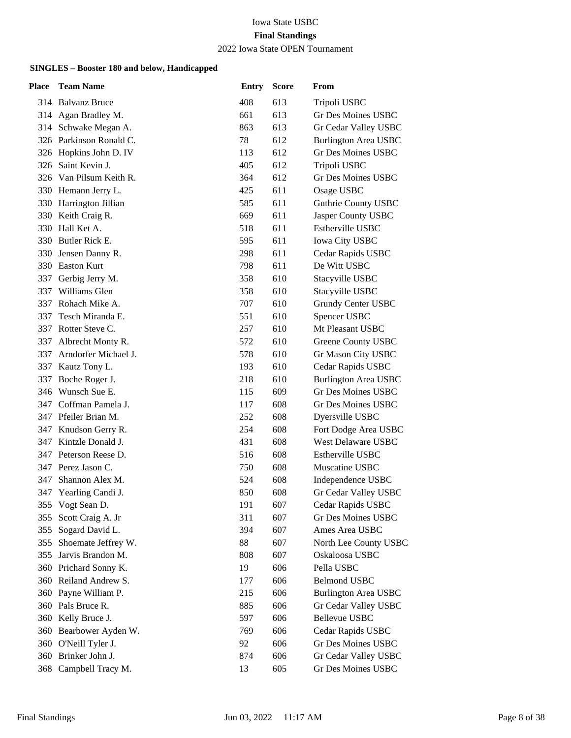Iowa State USBC

**Final Standings**

2022 Iowa State OPEN Tournament

**SINGLES – Booster 180 and below, Handicapped**

| Place | Team Name | Entry | Score | From |
|---|---|---|---|---|
| 314 | Balvanz Bruce | 408 | 613 | Tripoli USBC |
| 314 | Agan Bradley M. | 661 | 613 | Gr Des Moines USBC |
| 314 | Schwake Megan A. | 863 | 613 | Gr Cedar Valley USBC |
| 326 | Parkinson Ronald C. | 78 | 612 | Burlington Area USBC |
| 326 | Hopkins John D. IV | 113 | 612 | Gr Des Moines USBC |
| 326 | Saint Kevin J. | 405 | 612 | Tripoli USBC |
| 326 | Van Pilsum Keith R. | 364 | 612 | Gr Des Moines USBC |
| 330 | Hemann Jerry L. | 425 | 611 | Osage USBC |
| 330 | Harrington Jillian | 585 | 611 | Guthrie County USBC |
| 330 | Keith Craig R. | 669 | 611 | Jasper County USBC |
| 330 | Hall Ket A. | 518 | 611 | Estherville USBC |
| 330 | Butler Rick E. | 595 | 611 | Iowa City USBC |
| 330 | Jensen Danny R. | 298 | 611 | Cedar Rapids USBC |
| 330 | Easton Kurt | 798 | 611 | De Witt USBC |
| 337 | Gerbig Jerry M. | 358 | 610 | Stacyville USBC |
| 337 | Williams Glen | 358 | 610 | Stacyville USBC |
| 337 | Rohach Mike A. | 707 | 610 | Grundy Center USBC |
| 337 | Tesch Miranda E. | 551 | 610 | Spencer USBC |
| 337 | Rotter Steve C. | 257 | 610 | Mt Pleasant USBC |
| 337 | Albrecht Monty R. | 572 | 610 | Greene County USBC |
| 337 | Arndorfer Michael J. | 578 | 610 | Gr Mason City USBC |
| 337 | Kautz Tony L. | 193 | 610 | Cedar Rapids USBC |
| 337 | Boche Roger J. | 218 | 610 | Burlington Area USBC |
| 346 | Wunsch Sue E. | 115 | 609 | Gr Des Moines USBC |
| 347 | Coffman Pamela J. | 117 | 608 | Gr Des Moines USBC |
| 347 | Pfeiler Brian M. | 252 | 608 | Dyersville USBC |
| 347 | Knudson Gerry R. | 254 | 608 | Fort Dodge Area USBC |
| 347 | Kintzle Donald J. | 431 | 608 | West Delaware USBC |
| 347 | Peterson Reese D. | 516 | 608 | Estherville USBC |
| 347 | Perez Jason C. | 750 | 608 | Muscatine USBC |
| 347 | Shannon Alex M. | 524 | 608 | Independence USBC |
| 347 | Yearling Candi J. | 850 | 608 | Gr Cedar Valley USBC |
| 355 | Vogt Sean D. | 191 | 607 | Cedar Rapids USBC |
| 355 | Scott Craig A. Jr | 311 | 607 | Gr Des Moines USBC |
| 355 | Sogard David L. | 394 | 607 | Ames Area USBC |
| 355 | Shoemate Jeffrey W. | 88 | 607 | North Lee County USBC |
| 355 | Jarvis Brandon M. | 808 | 607 | Oskaloosa USBC |
| 360 | Prichard Sonny K. | 19 | 606 | Pella USBC |
| 360 | Reiland Andrew S. | 177 | 606 | Belmond USBC |
| 360 | Payne William P. | 215 | 606 | Burlington Area USBC |
| 360 | Pals Bruce R. | 885 | 606 | Gr Cedar Valley USBC |
| 360 | Kelly Bruce J. | 597 | 606 | Bellevue USBC |
| 360 | Bearbower Ayden W. | 769 | 606 | Cedar Rapids USBC |
| 360 | O'Neill Tyler J. | 92 | 606 | Gr Des Moines USBC |
| 360 | Brinker John J. | 874 | 606 | Gr Cedar Valley USBC |
| 368 | Campbell Tracy M. | 13 | 605 | Gr Des Moines USBC |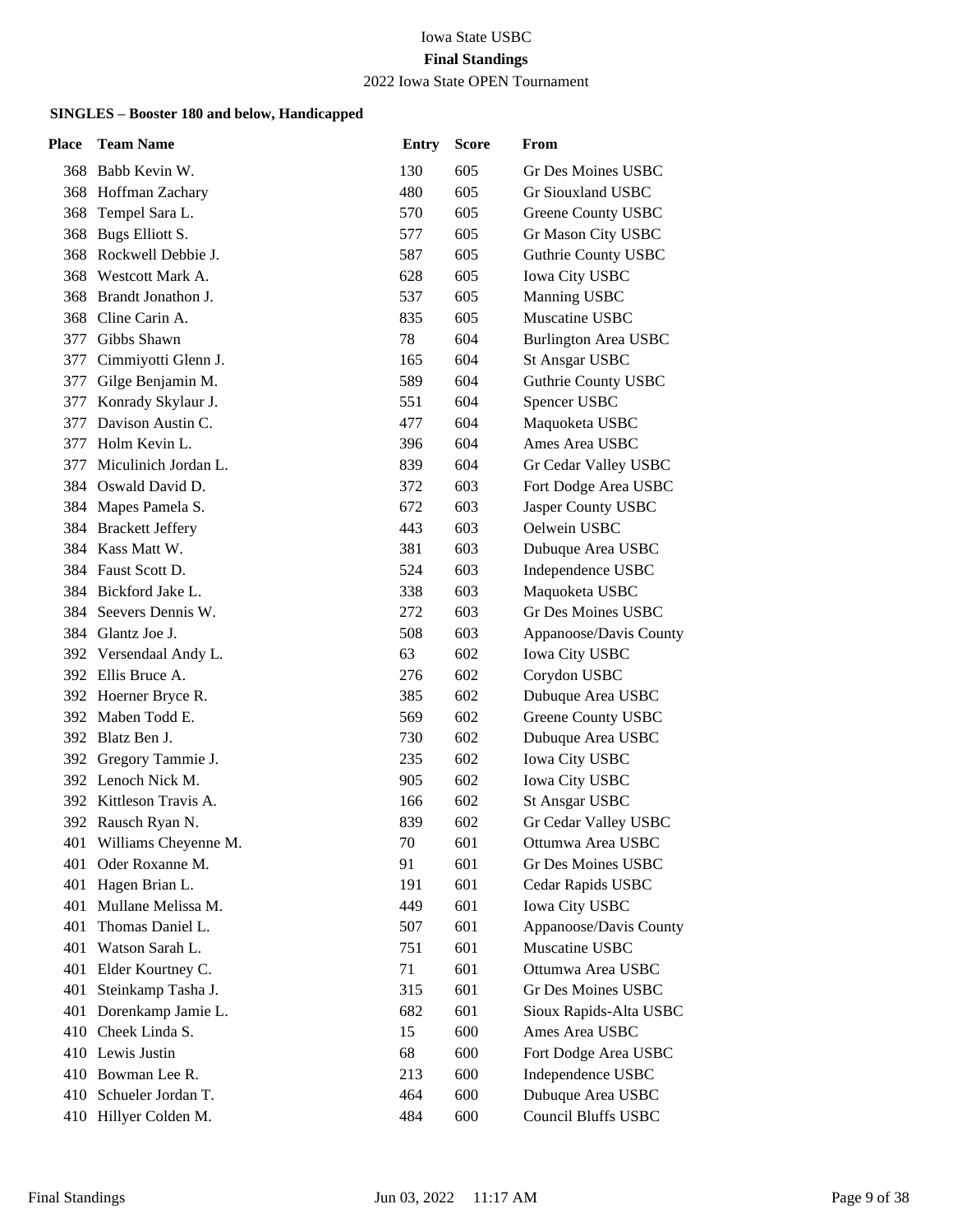Iowa State USBC

**Final Standings**

2022 Iowa State OPEN Tournament

### SINGLES – Booster 180 and below, Handicapped

| Place | Team Name | Entry | Score | From |
|---|---|---|---|---|
| 368 | Babb Kevin W. | 130 | 605 | Gr Des Moines USBC |
| 368 | Hoffman Zachary | 480 | 605 | Gr Siouxland USBC |
| 368 | Tempel Sara L. | 570 | 605 | Greene County USBC |
| 368 | Bugs Elliott S. | 577 | 605 | Gr Mason City USBC |
| 368 | Rockwell Debbie J. | 587 | 605 | Guthrie County USBC |
| 368 | Westcott Mark A. | 628 | 605 | Iowa City USBC |
| 368 | Brandt Jonathon J. | 537 | 605 | Manning USBC |
| 368 | Cline Carin A. | 835 | 605 | Muscatine USBC |
| 377 | Gibbs Shawn | 78 | 604 | Burlington Area USBC |
| 377 | Cimmiyotti Glenn J. | 165 | 604 | St Ansgar USBC |
| 377 | Gilge Benjamin M. | 589 | 604 | Guthrie County USBC |
| 377 | Konrady Skylaur J. | 551 | 604 | Spencer USBC |
| 377 | Davison Austin C. | 477 | 604 | Maquoketa USBC |
| 377 | Holm Kevin L. | 396 | 604 | Ames Area USBC |
| 377 | Miculinich Jordan L. | 839 | 604 | Gr Cedar Valley USBC |
| 384 | Oswald David D. | 372 | 603 | Fort Dodge Area USBC |
| 384 | Mapes Pamela S. | 672 | 603 | Jasper County USBC |
| 384 | Brackett Jeffery | 443 | 603 | Oelwein USBC |
| 384 | Kass Matt W. | 381 | 603 | Dubuque Area USBC |
| 384 | Faust Scott D. | 524 | 603 | Independence USBC |
| 384 | Bickford Jake L. | 338 | 603 | Maquoketa USBC |
| 384 | Seevers Dennis W. | 272 | 603 | Gr Des Moines USBC |
| 384 | Glantz Joe J. | 508 | 603 | Appanoose/Davis County |
| 392 | Versendaal Andy L. | 63 | 602 | Iowa City USBC |
| 392 | Ellis Bruce A. | 276 | 602 | Corydon USBC |
| 392 | Hoerner Bryce R. | 385 | 602 | Dubuque Area USBC |
| 392 | Maben Todd E. | 569 | 602 | Greene County USBC |
| 392 | Blatz Ben J. | 730 | 602 | Dubuque Area USBC |
| 392 | Gregory Tammie J. | 235 | 602 | Iowa City USBC |
| 392 | Lenoch Nick M. | 905 | 602 | Iowa City USBC |
| 392 | Kittleson Travis A. | 166 | 602 | St Ansgar USBC |
| 392 | Rausch Ryan N. | 839 | 602 | Gr Cedar Valley USBC |
| 401 | Williams Cheyenne M. | 70 | 601 | Ottumwa Area USBC |
| 401 | Oder Roxanne M. | 91 | 601 | Gr Des Moines USBC |
| 401 | Hagen Brian L. | 191 | 601 | Cedar Rapids USBC |
| 401 | Mullane Melissa M. | 449 | 601 | Iowa City USBC |
| 401 | Thomas Daniel L. | 507 | 601 | Appanoose/Davis County |
| 401 | Watson Sarah L. | 751 | 601 | Muscatine USBC |
| 401 | Elder Kourtney C. | 71 | 601 | Ottumwa Area USBC |
| 401 | Steinkamp Tasha J. | 315 | 601 | Gr Des Moines USBC |
| 401 | Dorenkamp Jamie L. | 682 | 601 | Sioux Rapids-Alta USBC |
| 410 | Cheek Linda S. | 15 | 600 | Ames Area USBC |
| 410 | Lewis Justin | 68 | 600 | Fort Dodge Area USBC |
| 410 | Bowman Lee R. | 213 | 600 | Independence USBC |
| 410 | Schueler Jordan T. | 464 | 600 | Dubuque Area USBC |
| 410 | Hillyer Colden M. | 484 | 600 | Council Bluffs USBC |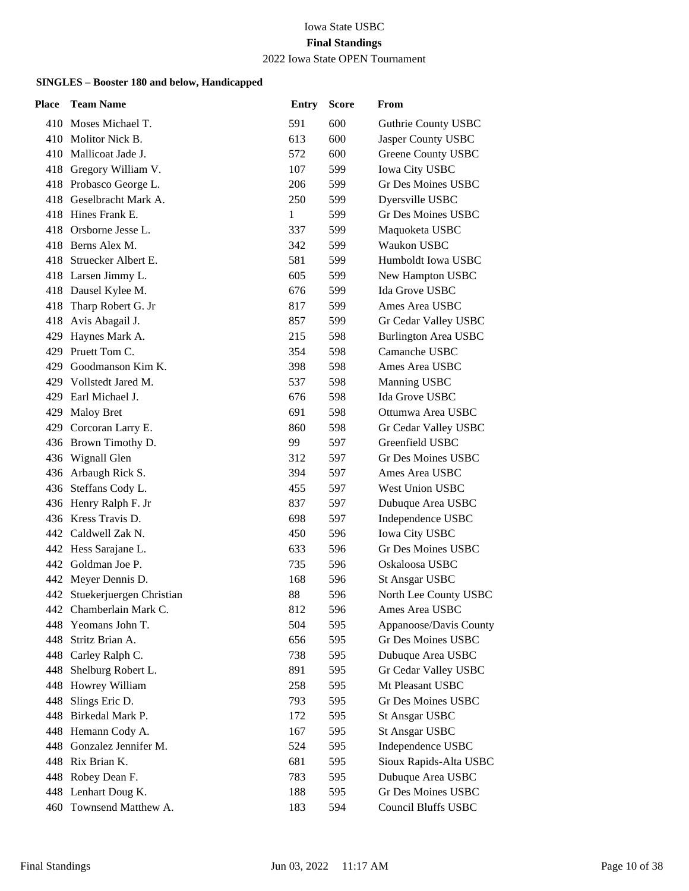Iowa State USBC

**Final Standings**

2022 Iowa State OPEN Tournament

**SINGLES – Booster 180 and below, Handicapped**

| Place | Team Name | Entry | Score | From |
|---|---|---|---|---|
| 410 | Moses Michael T. | 591 | 600 | Guthrie County USBC |
| 410 | Molitor Nick B. | 613 | 600 | Jasper County USBC |
| 410 | Mallicoat Jade J. | 572 | 600 | Greene County USBC |
| 418 | Gregory William V. | 107 | 599 | Iowa City USBC |
| 418 | Probasco George L. | 206 | 599 | Gr Des Moines USBC |
| 418 | Geselbracht Mark A. | 250 | 599 | Dyersville USBC |
| 418 | Hines Frank E. | 1 | 599 | Gr Des Moines USBC |
| 418 | Orsborne Jesse L. | 337 | 599 | Maquoketa USBC |
| 418 | Berns Alex M. | 342 | 599 | Waukon USBC |
| 418 | Struecker Albert E. | 581 | 599 | Humboldt Iowa USBC |
| 418 | Larsen Jimmy L. | 605 | 599 | New Hampton USBC |
| 418 | Dausel Kylee M. | 676 | 599 | Ida Grove USBC |
| 418 | Tharp Robert G. Jr | 817 | 599 | Ames Area USBC |
| 418 | Avis Abagail J. | 857 | 599 | Gr Cedar Valley USBC |
| 429 | Haynes Mark A. | 215 | 598 | Burlington Area USBC |
| 429 | Pruett Tom C. | 354 | 598 | Camanche USBC |
| 429 | Goodmanson Kim K. | 398 | 598 | Ames Area USBC |
| 429 | Vollstedt Jared M. | 537 | 598 | Manning USBC |
| 429 | Earl Michael J. | 676 | 598 | Ida Grove USBC |
| 429 | Maloy Bret | 691 | 598 | Ottumwa Area USBC |
| 429 | Corcoran Larry E. | 860 | 598 | Gr Cedar Valley USBC |
| 436 | Brown Timothy D. | 99 | 597 | Greenfield USBC |
| 436 | Wignall Glen | 312 | 597 | Gr Des Moines USBC |
| 436 | Arbaugh Rick S. | 394 | 597 | Ames Area USBC |
| 436 | Steffans Cody L. | 455 | 597 | West Union USBC |
| 436 | Henry Ralph F. Jr | 837 | 597 | Dubuque Area USBC |
| 436 | Kress Travis D. | 698 | 597 | Independence USBC |
| 442 | Caldwell Zak N. | 450 | 596 | Iowa City USBC |
| 442 | Hess Sarajane L. | 633 | 596 | Gr Des Moines USBC |
| 442 | Goldman Joe P. | 735 | 596 | Oskaloosa USBC |
| 442 | Meyer Dennis D. | 168 | 596 | St Ansgar USBC |
| 442 | Stuekerjuergen Christian | 88 | 596 | North Lee County USBC |
| 442 | Chamberlain Mark C. | 812 | 596 | Ames Area USBC |
| 448 | Yeomans John T. | 504 | 595 | Appanoose/Davis County |
| 448 | Stritz Brian A. | 656 | 595 | Gr Des Moines USBC |
| 448 | Carley Ralph C. | 738 | 595 | Dubuque Area USBC |
| 448 | Shelburg Robert L. | 891 | 595 | Gr Cedar Valley USBC |
| 448 | Howrey William | 258 | 595 | Mt Pleasant USBC |
| 448 | Slings Eric D. | 793 | 595 | Gr Des Moines USBC |
| 448 | Birkedal Mark P. | 172 | 595 | St Ansgar USBC |
| 448 | Hemann Cody A. | 167 | 595 | St Ansgar USBC |
| 448 | Gonzalez Jennifer M. | 524 | 595 | Independence USBC |
| 448 | Rix Brian K. | 681 | 595 | Sioux Rapids-Alta USBC |
| 448 | Robey Dean F. | 783 | 595 | Dubuque Area USBC |
| 448 | Lenhart Doug K. | 188 | 595 | Gr Des Moines USBC |
| 460 | Townsend Matthew A. | 183 | 594 | Council Bluffs USBC |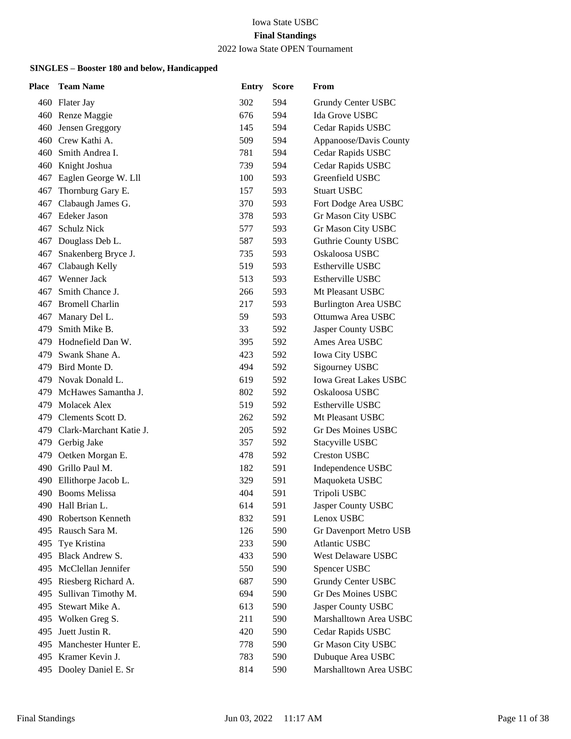Iowa State USBC

**Final Standings**

2022 Iowa State OPEN Tournament

**SINGLES – Booster 180 and below, Handicapped**

| Place | Team Name | Entry | Score | From |
|---|---|---|---|---|
| 460 | Flater Jay | 302 | 594 | Grundy Center USBC |
| 460 | Renze Maggie | 676 | 594 | Ida Grove USBC |
| 460 | Jensen Greggory | 145 | 594 | Cedar Rapids USBC |
| 460 | Crew Kathi A. | 509 | 594 | Appanoose/Davis County |
| 460 | Smith Andrea I. | 781 | 594 | Cedar Rapids USBC |
| 460 | Knight Joshua | 739 | 594 | Cedar Rapids USBC |
| 467 | Eaglen George W. Lll | 100 | 593 | Greenfield USBC |
| 467 | Thornburg Gary E. | 157 | 593 | Stuart USBC |
| 467 | Clabaugh James G. | 370 | 593 | Fort Dodge Area USBC |
| 467 | Edeker Jason | 378 | 593 | Gr Mason City USBC |
| 467 | Schulz Nick | 577 | 593 | Gr Mason City USBC |
| 467 | Douglass Deb L. | 587 | 593 | Guthrie County USBC |
| 467 | Snakenberg Bryce J. | 735 | 593 | Oskaloosa USBC |
| 467 | Clabaugh Kelly | 519 | 593 | Estherville USBC |
| 467 | Wenner Jack | 513 | 593 | Estherville USBC |
| 467 | Smith Chance J. | 266 | 593 | Mt Pleasant USBC |
| 467 | Bromell Charlin | 217 | 593 | Burlington Area USBC |
| 467 | Manary Del L. | 59 | 593 | Ottumwa Area USBC |
| 479 | Smith Mike B. | 33 | 592 | Jasper County USBC |
| 479 | Hodnefield Dan W. | 395 | 592 | Ames Area USBC |
| 479 | Swank Shane A. | 423 | 592 | Iowa City USBC |
| 479 | Bird Monte D. | 494 | 592 | Sigourney USBC |
| 479 | Novak Donald L. | 619 | 592 | Iowa Great Lakes USBC |
| 479 | McHawes Samantha J. | 802 | 592 | Oskaloosa USBC |
| 479 | Molacek Alex | 519 | 592 | Estherville USBC |
| 479 | Clements Scott D. | 262 | 592 | Mt Pleasant USBC |
| 479 | Clark-Marchant Katie J. | 205 | 592 | Gr Des Moines USBC |
| 479 | Gerbig Jake | 357 | 592 | Stacyville USBC |
| 479 | Oetken Morgan E. | 478 | 592 | Creston USBC |
| 490 | Grillo Paul M. | 182 | 591 | Independence USBC |
| 490 | Ellithorpe Jacob L. | 329 | 591 | Maquoketa USBC |
| 490 | Booms Melissa | 404 | 591 | Tripoli USBC |
| 490 | Hall Brian L. | 614 | 591 | Jasper County USBC |
| 490 | Robertson Kenneth | 832 | 591 | Lenox USBC |
| 495 | Rausch Sara M. | 126 | 590 | Gr Davenport Metro USB |
| 495 | Tye Kristina | 233 | 590 | Atlantic USBC |
| 495 | Black Andrew S. | 433 | 590 | West Delaware USBC |
| 495 | McClellan Jennifer | 550 | 590 | Spencer USBC |
| 495 | Riesberg Richard A. | 687 | 590 | Grundy Center USBC |
| 495 | Sullivan Timothy M. | 694 | 590 | Gr Des Moines USBC |
| 495 | Stewart Mike A. | 613 | 590 | Jasper County USBC |
| 495 | Wolken Greg S. | 211 | 590 | Marshalltown Area USBC |
| 495 | Juett Justin R. | 420 | 590 | Cedar Rapids USBC |
| 495 | Manchester Hunter E. | 778 | 590 | Gr Mason City USBC |
| 495 | Kramer Kevin J. | 783 | 590 | Dubuque Area USBC |
| 495 | Dooley Daniel E. Sr | 814 | 590 | Marshalltown Area USBC |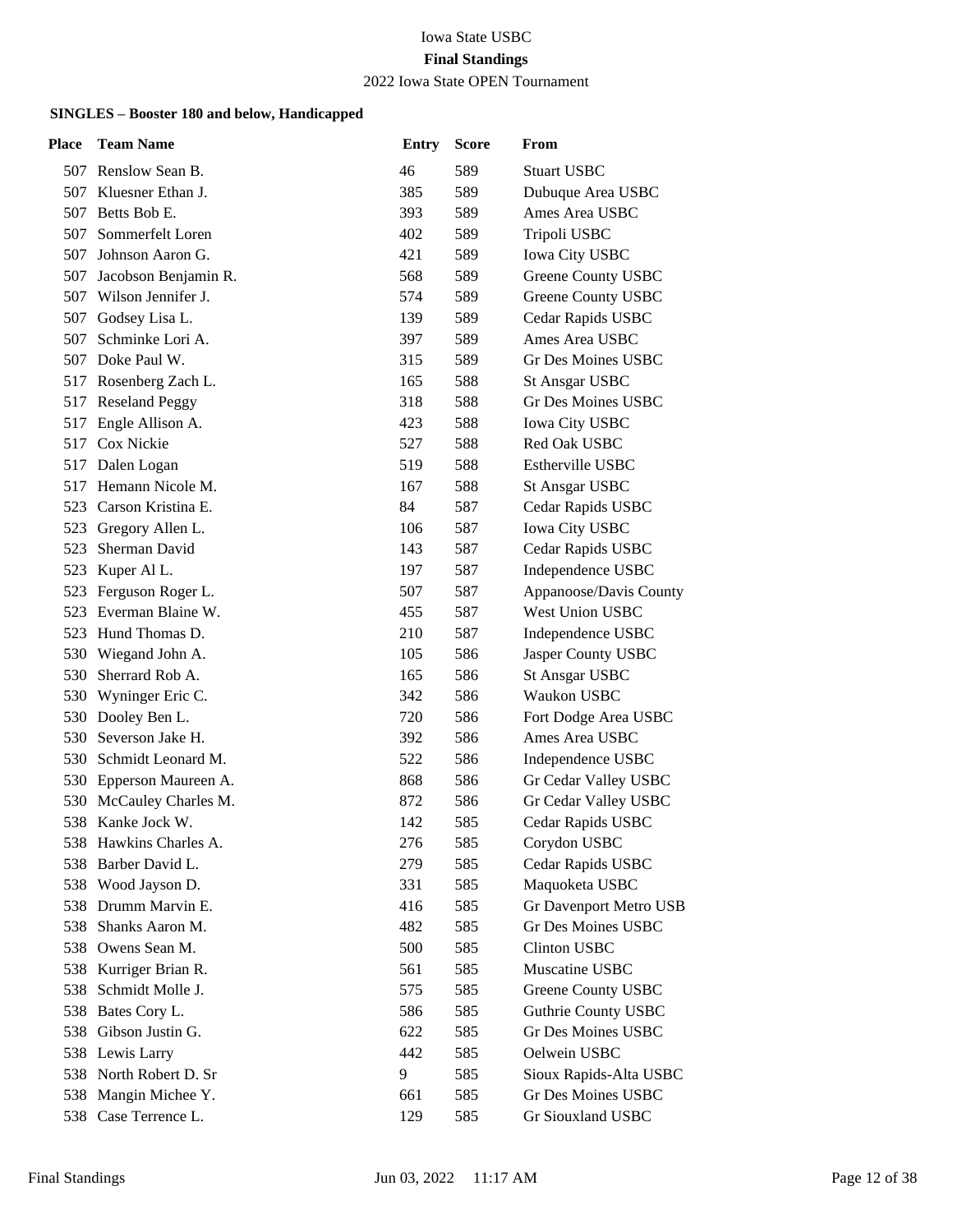Iowa State USBC

**Final Standings**

2022 Iowa State OPEN Tournament

**SINGLES – Booster 180 and below, Handicapped**

| Place | Team Name | Entry | Score | From |
|---|---|---|---|---|
| 507 | Renslow Sean B. | 46 | 589 | Stuart USBC |
| 507 | Kluesner Ethan J. | 385 | 589 | Dubuque Area USBC |
| 507 | Betts Bob E. | 393 | 589 | Ames Area USBC |
| 507 | Sommerfelt Loren | 402 | 589 | Tripoli USBC |
| 507 | Johnson Aaron G. | 421 | 589 | Iowa City USBC |
| 507 | Jacobson Benjamin R. | 568 | 589 | Greene County USBC |
| 507 | Wilson Jennifer J. | 574 | 589 | Greene County USBC |
| 507 | Godsey Lisa L. | 139 | 589 | Cedar Rapids USBC |
| 507 | Schminke Lori A. | 397 | 589 | Ames Area USBC |
| 507 | Doke Paul W. | 315 | 589 | Gr Des Moines USBC |
| 517 | Rosenberg Zach L. | 165 | 588 | St Ansgar USBC |
| 517 | Reseland Peggy | 318 | 588 | Gr Des Moines USBC |
| 517 | Engle Allison A. | 423 | 588 | Iowa City USBC |
| 517 | Cox Nickie | 527 | 588 | Red Oak USBC |
| 517 | Dalen Logan | 519 | 588 | Estherville USBC |
| 517 | Hemann Nicole M. | 167 | 588 | St Ansgar USBC |
| 523 | Carson Kristina E. | 84 | 587 | Cedar Rapids USBC |
| 523 | Gregory Allen L. | 106 | 587 | Iowa City USBC |
| 523 | Sherman David | 143 | 587 | Cedar Rapids USBC |
| 523 | Kuper Al L. | 197 | 587 | Independence USBC |
| 523 | Ferguson Roger L. | 507 | 587 | Appanoose/Davis County |
| 523 | Everman Blaine W. | 455 | 587 | West Union USBC |
| 523 | Hund Thomas D. | 210 | 587 | Independence USBC |
| 530 | Wiegand John A. | 105 | 586 | Jasper County USBC |
| 530 | Sherrard Rob A. | 165 | 586 | St Ansgar USBC |
| 530 | Wyninger Eric C. | 342 | 586 | Waukon USBC |
| 530 | Dooley Ben L. | 720 | 586 | Fort Dodge Area USBC |
| 530 | Severson Jake H. | 392 | 586 | Ames Area USBC |
| 530 | Schmidt Leonard M. | 522 | 586 | Independence USBC |
| 530 | Epperson Maureen A. | 868 | 586 | Gr Cedar Valley USBC |
| 530 | McCauley Charles M. | 872 | 586 | Gr Cedar Valley USBC |
| 538 | Kanke Jock W. | 142 | 585 | Cedar Rapids USBC |
| 538 | Hawkins Charles A. | 276 | 585 | Corydon USBC |
| 538 | Barber David L. | 279 | 585 | Cedar Rapids USBC |
| 538 | Wood Jayson D. | 331 | 585 | Maquoketa USBC |
| 538 | Drumm Marvin E. | 416 | 585 | Gr Davenport Metro USB |
| 538 | Shanks Aaron M. | 482 | 585 | Gr Des Moines USBC |
| 538 | Owens Sean M. | 500 | 585 | Clinton USBC |
| 538 | Kurriger Brian R. | 561 | 585 | Muscatine USBC |
| 538 | Schmidt Molle J. | 575 | 585 | Greene County USBC |
| 538 | Bates Cory L. | 586 | 585 | Guthrie County USBC |
| 538 | Gibson Justin G. | 622 | 585 | Gr Des Moines USBC |
| 538 | Lewis Larry | 442 | 585 | Oelwein USBC |
| 538 | North Robert D. Sr | 9 | 585 | Sioux Rapids-Alta USBC |
| 538 | Mangin Michee Y. | 661 | 585 | Gr Des Moines USBC |
| 538 | Case Terrence L. | 129 | 585 | Gr Siouxland USBC |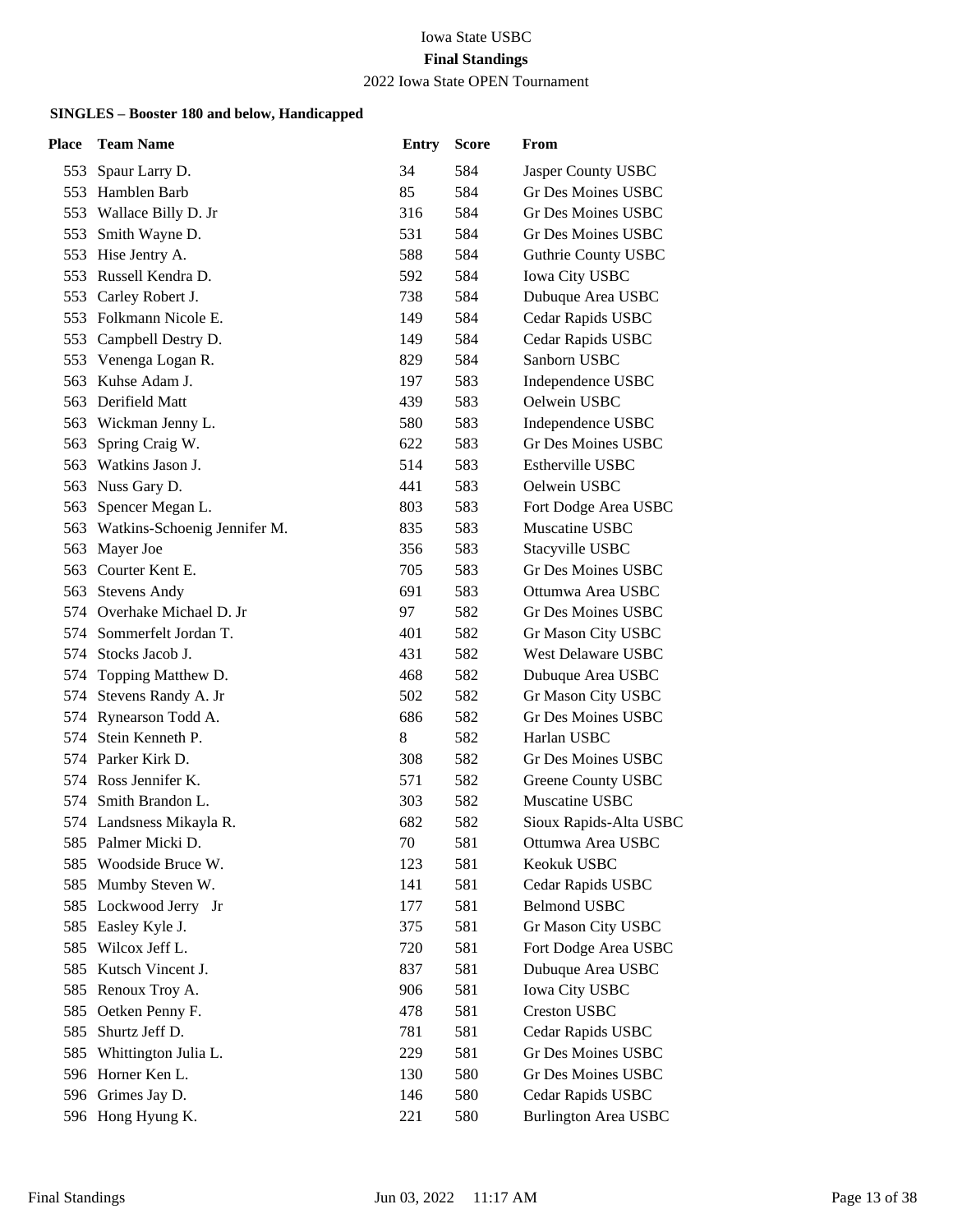Iowa State USBC

**Final Standings**

2022 Iowa State OPEN Tournament

### SINGLES – Booster 180 and below, Handicapped

| Place | Team Name | Entry | Score | From |
|---|---|---|---|---|
| 553 | Spaur Larry D. | 34 | 584 | Jasper County USBC |
| 553 | Hamblen Barb | 85 | 584 | Gr Des Moines USBC |
| 553 | Wallace Billy D. Jr | 316 | 584 | Gr Des Moines USBC |
| 553 | Smith Wayne D. | 531 | 584 | Gr Des Moines USBC |
| 553 | Hise Jentry A. | 588 | 584 | Guthrie County USBC |
| 553 | Russell Kendra D. | 592 | 584 | Iowa City USBC |
| 553 | Carley Robert J. | 738 | 584 | Dubuque Area USBC |
| 553 | Folkmann Nicole E. | 149 | 584 | Cedar Rapids USBC |
| 553 | Campbell Destry D. | 149 | 584 | Cedar Rapids USBC |
| 553 | Venenga Logan R. | 829 | 584 | Sanborn USBC |
| 563 | Kuhse Adam J. | 197 | 583 | Independence USBC |
| 563 | Derifield Matt | 439 | 583 | Oelwein USBC |
| 563 | Wickman Jenny L. | 580 | 583 | Independence USBC |
| 563 | Spring Craig W. | 622 | 583 | Gr Des Moines USBC |
| 563 | Watkins Jason J. | 514 | 583 | Estherville USBC |
| 563 | Nuss Gary D. | 441 | 583 | Oelwein USBC |
| 563 | Spencer Megan L. | 803 | 583 | Fort Dodge Area USBC |
| 563 | Watkins-Schoenig Jennifer M. | 835 | 583 | Muscatine USBC |
| 563 | Mayer Joe | 356 | 583 | Stacyville USBC |
| 563 | Courter Kent E. | 705 | 583 | Gr Des Moines USBC |
| 563 | Stevens Andy | 691 | 583 | Ottumwa Area USBC |
| 574 | Overhake Michael D. Jr | 97 | 582 | Gr Des Moines USBC |
| 574 | Sommerfelt Jordan T. | 401 | 582 | Gr Mason City USBC |
| 574 | Stocks Jacob J. | 431 | 582 | West Delaware USBC |
| 574 | Topping Matthew D. | 468 | 582 | Dubuque Area USBC |
| 574 | Stevens Randy A. Jr | 502 | 582 | Gr Mason City USBC |
| 574 | Rynearson Todd A. | 686 | 582 | Gr Des Moines USBC |
| 574 | Stein Kenneth P. | 8 | 582 | Harlan USBC |
| 574 | Parker Kirk D. | 308 | 582 | Gr Des Moines USBC |
| 574 | Ross Jennifer K. | 571 | 582 | Greene County USBC |
| 574 | Smith Brandon L. | 303 | 582 | Muscatine USBC |
| 574 | Landsness Mikayla R. | 682 | 582 | Sioux Rapids-Alta USBC |
| 585 | Palmer Micki D. | 70 | 581 | Ottumwa Area USBC |
| 585 | Woodside Bruce W. | 123 | 581 | Keokuk USBC |
| 585 | Mumby Steven W. | 141 | 581 | Cedar Rapids USBC |
| 585 | Lockwood Jerry Jr | 177 | 581 | Belmond USBC |
| 585 | Easley Kyle J. | 375 | 581 | Gr Mason City USBC |
| 585 | Wilcox Jeff L. | 720 | 581 | Fort Dodge Area USBC |
| 585 | Kutsch Vincent J. | 837 | 581 | Dubuque Area USBC |
| 585 | Renoux Troy A. | 906 | 581 | Iowa City USBC |
| 585 | Oetken Penny F. | 478 | 581 | Creston USBC |
| 585 | Shurtz Jeff D. | 781 | 581 | Cedar Rapids USBC |
| 585 | Whittington Julia L. | 229 | 581 | Gr Des Moines USBC |
| 596 | Horner Ken L. | 130 | 580 | Gr Des Moines USBC |
| 596 | Grimes Jay D. | 146 | 580 | Cedar Rapids USBC |
| 596 | Hong Hyung K. | 221 | 580 | Burlington Area USBC |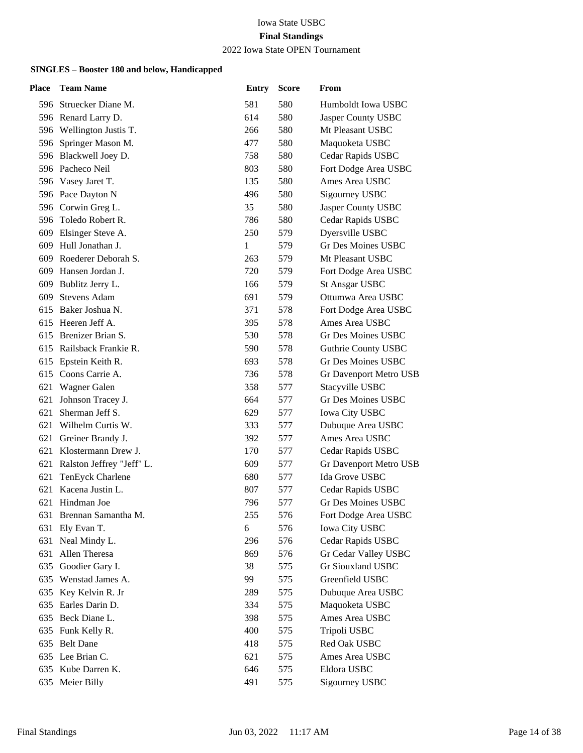Iowa State USBC

**Final Standings**

2022 Iowa State OPEN Tournament

**SINGLES – Booster 180 and below, Handicapped**

| Place | Team Name | Entry | Score | From |
|---|---|---|---|---|
| 596 | Struecker Diane M. | 581 | 580 | Humboldt Iowa USBC |
| 596 | Renard Larry D. | 614 | 580 | Jasper County USBC |
| 596 | Wellington Justis T. | 266 | 580 | Mt Pleasant USBC |
| 596 | Springer Mason M. | 477 | 580 | Maquoketa USBC |
| 596 | Blackwell Joey D. | 758 | 580 | Cedar Rapids USBC |
| 596 | Pacheco Neil | 803 | 580 | Fort Dodge Area USBC |
| 596 | Vasey Jaret T. | 135 | 580 | Ames Area USBC |
| 596 | Pace Dayton N | 496 | 580 | Sigourney USBC |
| 596 | Corwin Greg L. | 35 | 580 | Jasper County USBC |
| 596 | Toledo Robert R. | 786 | 580 | Cedar Rapids USBC |
| 609 | Elsinger Steve A. | 250 | 579 | Dyersville USBC |
| 609 | Hull Jonathan J. | 1 | 579 | Gr Des Moines USBC |
| 609 | Roederer Deborah S. | 263 | 579 | Mt Pleasant USBC |
| 609 | Hansen Jordan J. | 720 | 579 | Fort Dodge Area USBC |
| 609 | Bublitz Jerry L. | 166 | 579 | St Ansgar USBC |
| 609 | Stevens Adam | 691 | 579 | Ottumwa Area USBC |
| 615 | Baker Joshua N. | 371 | 578 | Fort Dodge Area USBC |
| 615 | Heeren Jeff A. | 395 | 578 | Ames Area USBC |
| 615 | Brenizer Brian S. | 530 | 578 | Gr Des Moines USBC |
| 615 | Railsback Frankie R. | 590 | 578 | Guthrie County USBC |
| 615 | Epstein Keith R. | 693 | 578 | Gr Des Moines USBC |
| 615 | Coons Carrie A. | 736 | 578 | Gr Davenport Metro USB |
| 621 | Wagner Galen | 358 | 577 | Stacyville USBC |
| 621 | Johnson Tracey J. | 664 | 577 | Gr Des Moines USBC |
| 621 | Sherman Jeff S. | 629 | 577 | Iowa City USBC |
| 621 | Wilhelm Curtis W. | 333 | 577 | Dubuque Area USBC |
| 621 | Greiner Brandy J. | 392 | 577 | Ames Area USBC |
| 621 | Klostermann Drew J. | 170 | 577 | Cedar Rapids USBC |
| 621 | Ralston Jeffrey "Jeff" L. | 609 | 577 | Gr Davenport Metro USB |
| 621 | TenEyck Charlene | 680 | 577 | Ida Grove USBC |
| 621 | Kacena Justin L. | 807 | 577 | Cedar Rapids USBC |
| 621 | Hindman Joe | 796 | 577 | Gr Des Moines USBC |
| 631 | Brennan Samantha M. | 255 | 576 | Fort Dodge Area USBC |
| 631 | Ely Evan T. | 6 | 576 | Iowa City USBC |
| 631 | Neal Mindy L. | 296 | 576 | Cedar Rapids USBC |
| 631 | Allen Theresa | 869 | 576 | Gr Cedar Valley USBC |
| 635 | Goodier Gary I. | 38 | 575 | Gr Siouxland USBC |
| 635 | Wenstad James A. | 99 | 575 | Greenfield USBC |
| 635 | Key Kelvin R. Jr | 289 | 575 | Dubuque Area USBC |
| 635 | Earles Darin D. | 334 | 575 | Maquoketa USBC |
| 635 | Beck Diane L. | 398 | 575 | Ames Area USBC |
| 635 | Funk Kelly R. | 400 | 575 | Tripoli USBC |
| 635 | Belt Dane | 418 | 575 | Red Oak USBC |
| 635 | Lee Brian C. | 621 | 575 | Ames Area USBC |
| 635 | Kube Darren K. | 646 | 575 | Eldora USBC |
| 635 | Meier Billy | 491 | 575 | Sigourney USBC |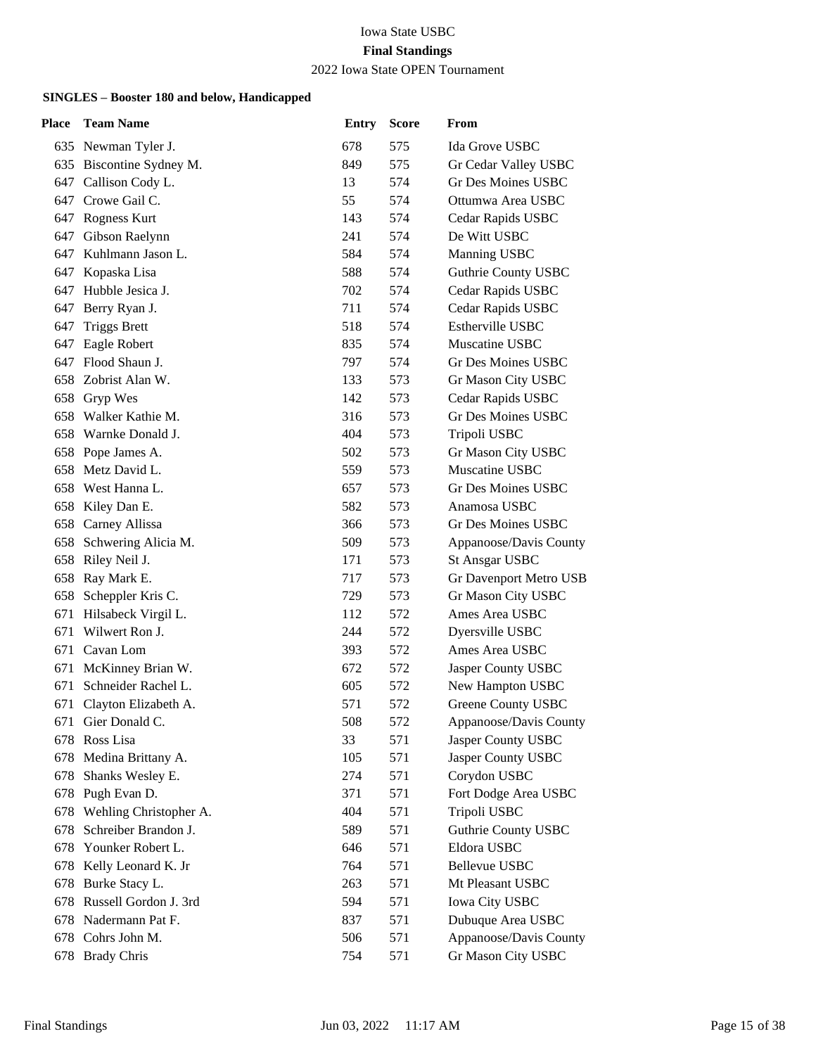Iowa State USBC

**Final Standings**

2022 Iowa State OPEN Tournament

**SINGLES – Booster 180 and below, Handicapped**

| Place | Team Name | Entry | Score | From |
|---|---|---|---|---|
| 635 | Newman Tyler J. | 678 | 575 | Ida Grove USBC |
| 635 | Biscontine Sydney M. | 849 | 575 | Gr Cedar Valley USBC |
| 647 | Callison Cody L. | 13 | 574 | Gr Des Moines USBC |
| 647 | Crowe Gail C. | 55 | 574 | Ottumwa Area USBC |
| 647 | Rogness Kurt | 143 | 574 | Cedar Rapids USBC |
| 647 | Gibson Raelynn | 241 | 574 | De Witt USBC |
| 647 | Kuhlmann Jason L. | 584 | 574 | Manning USBC |
| 647 | Kopaska Lisa | 588 | 574 | Guthrie County USBC |
| 647 | Hubble Jesica J. | 702 | 574 | Cedar Rapids USBC |
| 647 | Berry Ryan J. | 711 | 574 | Cedar Rapids USBC |
| 647 | Triggs Brett | 518 | 574 | Estherville USBC |
| 647 | Eagle Robert | 835 | 574 | Muscatine USBC |
| 647 | Flood Shaun J. | 797 | 574 | Gr Des Moines USBC |
| 658 | Zobrist Alan W. | 133 | 573 | Gr Mason City USBC |
| 658 | Gryp Wes | 142 | 573 | Cedar Rapids USBC |
| 658 | Walker Kathie M. | 316 | 573 | Gr Des Moines USBC |
| 658 | Warnke Donald J. | 404 | 573 | Tripoli USBC |
| 658 | Pope James A. | 502 | 573 | Gr Mason City USBC |
| 658 | Metz David L. | 559 | 573 | Muscatine USBC |
| 658 | West Hanna L. | 657 | 573 | Gr Des Moines USBC |
| 658 | Kiley Dan E. | 582 | 573 | Anamosa USBC |
| 658 | Carney Allissa | 366 | 573 | Gr Des Moines USBC |
| 658 | Schwering Alicia M. | 509 | 573 | Appanoose/Davis County |
| 658 | Riley Neil J. | 171 | 573 | St Ansgar USBC |
| 658 | Ray Mark E. | 717 | 573 | Gr Davenport Metro USB |
| 658 | Scheppler Kris C. | 729 | 573 | Gr Mason City USBC |
| 671 | Hilsabeck Virgil L. | 112 | 572 | Ames Area USBC |
| 671 | Wilwert Ron J. | 244 | 572 | Dyersville USBC |
| 671 | Cavan Lom | 393 | 572 | Ames Area USBC |
| 671 | McKinney Brian W. | 672 | 572 | Jasper County USBC |
| 671 | Schneider Rachel L. | 605 | 572 | New Hampton USBC |
| 671 | Clayton Elizabeth A. | 571 | 572 | Greene County USBC |
| 671 | Gier Donald C. | 508 | 572 | Appanoose/Davis County |
| 678 | Ross Lisa | 33 | 571 | Jasper County USBC |
| 678 | Medina Brittany A. | 105 | 571 | Jasper County USBC |
| 678 | Shanks Wesley E. | 274 | 571 | Corydon USBC |
| 678 | Pugh Evan D. | 371 | 571 | Fort Dodge Area USBC |
| 678 | Wehling Christopher A. | 404 | 571 | Tripoli USBC |
| 678 | Schreiber Brandon J. | 589 | 571 | Guthrie County USBC |
| 678 | Younker Robert L. | 646 | 571 | Eldora USBC |
| 678 | Kelly Leonard K. Jr | 764 | 571 | Bellevue USBC |
| 678 | Burke Stacy L. | 263 | 571 | Mt Pleasant USBC |
| 678 | Russell Gordon J. 3rd | 594 | 571 | Iowa City USBC |
| 678 | Nadermann Pat F. | 837 | 571 | Dubuque Area USBC |
| 678 | Cohrs John M. | 506 | 571 | Appanoose/Davis County |
| 678 | Brady Chris | 754 | 571 | Gr Mason City USBC |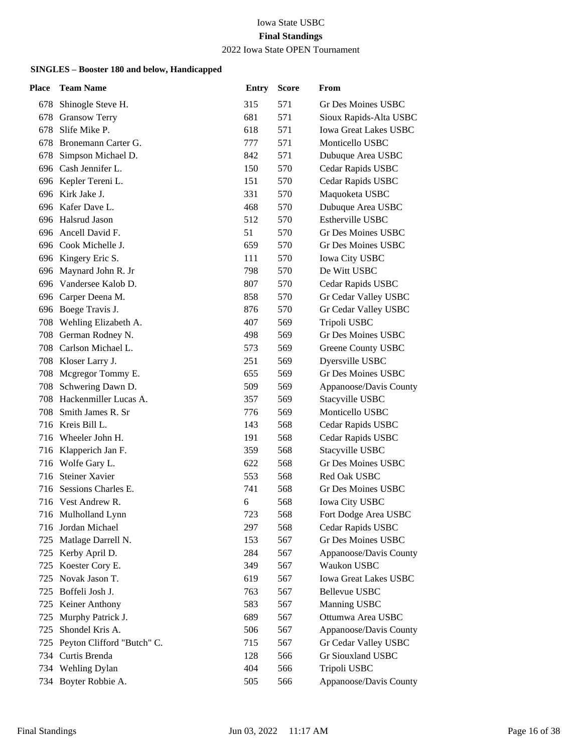Iowa State USBC

**Final Standings**

2022 Iowa State OPEN Tournament

### SINGLES – Booster 180 and below, Handicapped

| Place | Team Name | Entry | Score | From |
|---|---|---|---|---|
| 678 | Shinogle Steve H. | 315 | 571 | Gr Des Moines USBC |
| 678 | Gransow Terry | 681 | 571 | Sioux Rapids-Alta USBC |
| 678 | Slife Mike P. | 618 | 571 | Iowa Great Lakes USBC |
| 678 | Bronemann Carter G. | 777 | 571 | Monticello USBC |
| 678 | Simpson Michael D. | 842 | 571 | Dubuque Area USBC |
| 696 | Cash Jennifer L. | 150 | 570 | Cedar Rapids USBC |
| 696 | Kepler Tereni L. | 151 | 570 | Cedar Rapids USBC |
| 696 | Kirk Jake J. | 331 | 570 | Maquoketa USBC |
| 696 | Kafer Dave L. | 468 | 570 | Dubuque Area USBC |
| 696 | Halsrud Jason | 512 | 570 | Estherville USBC |
| 696 | Ancell David F. | 51 | 570 | Gr Des Moines USBC |
| 696 | Cook Michelle J. | 659 | 570 | Gr Des Moines USBC |
| 696 | Kingery Eric S. | 111 | 570 | Iowa City USBC |
| 696 | Maynard John R. Jr | 798 | 570 | De Witt USBC |
| 696 | Vandersee Kalob D. | 807 | 570 | Cedar Rapids USBC |
| 696 | Carper Deena M. | 858 | 570 | Gr Cedar Valley USBC |
| 696 | Boege Travis J. | 876 | 570 | Gr Cedar Valley USBC |
| 708 | Wehling Elizabeth A. | 407 | 569 | Tripoli USBC |
| 708 | German Rodney N. | 498 | 569 | Gr Des Moines USBC |
| 708 | Carlson Michael L. | 573 | 569 | Greene County USBC |
| 708 | Kloser Larry J. | 251 | 569 | Dyersville USBC |
| 708 | Mcgregor Tommy E. | 655 | 569 | Gr Des Moines USBC |
| 708 | Schwering Dawn D. | 509 | 569 | Appanoose/Davis County |
| 708 | Hackenmiller Lucas A. | 357 | 569 | Stacyville USBC |
| 708 | Smith James R. Sr | 776 | 569 | Monticello USBC |
| 716 | Kreis Bill L. | 143 | 568 | Cedar Rapids USBC |
| 716 | Wheeler John H. | 191 | 568 | Cedar Rapids USBC |
| 716 | Klapperich Jan F. | 359 | 568 | Stacyville USBC |
| 716 | Wolfe Gary L. | 622 | 568 | Gr Des Moines USBC |
| 716 | Steiner Xavier | 553 | 568 | Red Oak USBC |
| 716 | Sessions Charles E. | 741 | 568 | Gr Des Moines USBC |
| 716 | Vest Andrew R. | 6 | 568 | Iowa City USBC |
| 716 | Mulholland Lynn | 723 | 568 | Fort Dodge Area USBC |
| 716 | Jordan Michael | 297 | 568 | Cedar Rapids USBC |
| 725 | Matlage Darrell N. | 153 | 567 | Gr Des Moines USBC |
| 725 | Kerby April D. | 284 | 567 | Appanoose/Davis County |
| 725 | Koester Cory E. | 349 | 567 | Waukon USBC |
| 725 | Novak Jason T. | 619 | 567 | Iowa Great Lakes USBC |
| 725 | Boffeli Josh J. | 763 | 567 | Bellevue USBC |
| 725 | Keiner Anthony | 583 | 567 | Manning USBC |
| 725 | Murphy Patrick J. | 689 | 567 | Ottumwa Area USBC |
| 725 | Shondel Kris A. | 506 | 567 | Appanoose/Davis County |
| 725 | Peyton Clifford "Butch" C. | 715 | 567 | Gr Cedar Valley USBC |
| 734 | Curtis Brenda | 128 | 566 | Gr Siouxland USBC |
| 734 | Wehling Dylan | 404 | 566 | Tripoli USBC |
| 734 | Boyter Robbie A. | 505 | 566 | Appanoose/Davis County |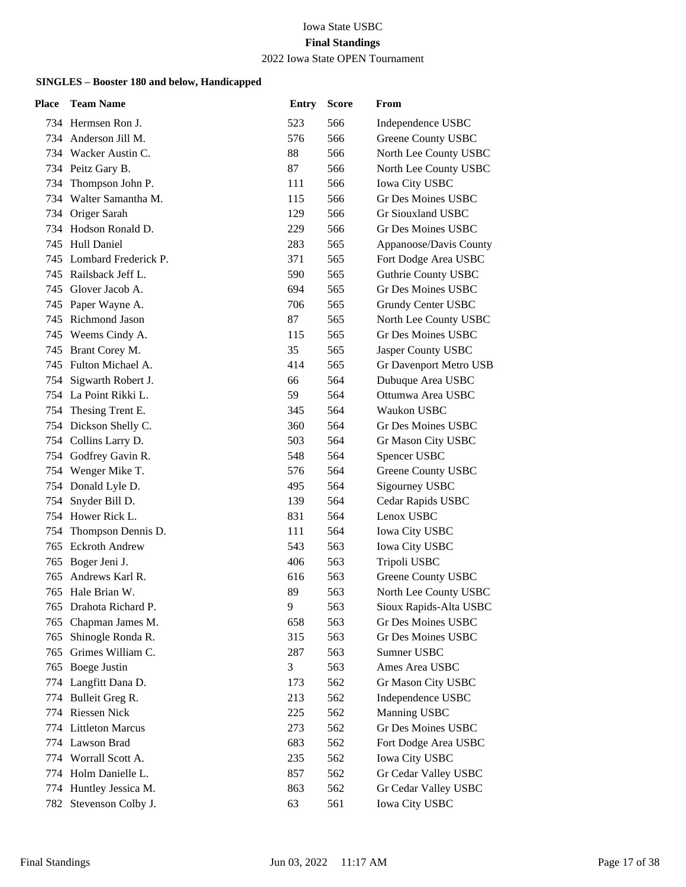Iowa State USBC

**Final Standings**

2022 Iowa State OPEN Tournament

### SINGLES – Booster 180 and below, Handicapped

| Place | Team Name | Entry | Score | From |
|---|---|---|---|---|
| 734 | Hermsen Ron J. | 523 | 566 | Independence USBC |
| 734 | Anderson Jill M. | 576 | 566 | Greene County USBC |
| 734 | Wacker Austin C. | 88 | 566 | North Lee County USBC |
| 734 | Peitz Gary B. | 87 | 566 | North Lee County USBC |
| 734 | Thompson John P. | 111 | 566 | Iowa City USBC |
| 734 | Walter Samantha M. | 115 | 566 | Gr Des Moines USBC |
| 734 | Origer Sarah | 129 | 566 | Gr Siouxland USBC |
| 734 | Hodson Ronald D. | 229 | 566 | Gr Des Moines USBC |
| 745 | Hull Daniel | 283 | 565 | Appanoose/Davis County |
| 745 | Lombard Frederick P. | 371 | 565 | Fort Dodge Area USBC |
| 745 | Railsback Jeff L. | 590 | 565 | Guthrie County USBC |
| 745 | Glover Jacob A. | 694 | 565 | Gr Des Moines USBC |
| 745 | Paper Wayne A. | 706 | 565 | Grundy Center USBC |
| 745 | Richmond Jason | 87 | 565 | North Lee County USBC |
| 745 | Weems Cindy A. | 115 | 565 | Gr Des Moines USBC |
| 745 | Brant Corey M. | 35 | 565 | Jasper County USBC |
| 745 | Fulton Michael A. | 414 | 565 | Gr Davenport Metro USB |
| 754 | Sigwarth Robert J. | 66 | 564 | Dubuque Area USBC |
| 754 | La Point Rikki L. | 59 | 564 | Ottumwa Area USBC |
| 754 | Thesing Trent E. | 345 | 564 | Waukon USBC |
| 754 | Dickson Shelly C. | 360 | 564 | Gr Des Moines USBC |
| 754 | Collins Larry D. | 503 | 564 | Gr Mason City USBC |
| 754 | Godfrey Gavin R. | 548 | 564 | Spencer USBC |
| 754 | Wenger Mike T. | 576 | 564 | Greene County USBC |
| 754 | Donald Lyle D. | 495 | 564 | Sigourney USBC |
| 754 | Snyder Bill D. | 139 | 564 | Cedar Rapids USBC |
| 754 | Hower Rick L. | 831 | 564 | Lenox USBC |
| 754 | Thompson Dennis D. | 111 | 564 | Iowa City USBC |
| 765 | Eckroth Andrew | 543 | 563 | Iowa City USBC |
| 765 | Boger Jeni J. | 406 | 563 | Tripoli USBC |
| 765 | Andrews Karl R. | 616 | 563 | Greene County USBC |
| 765 | Hale Brian W. | 89 | 563 | North Lee County USBC |
| 765 | Drahota Richard P. | 9 | 563 | Sioux Rapids-Alta USBC |
| 765 | Chapman James M. | 658 | 563 | Gr Des Moines USBC |
| 765 | Shinogle Ronda R. | 315 | 563 | Gr Des Moines USBC |
| 765 | Grimes William C. | 287 | 563 | Sumner USBC |
| 765 | Boege Justin | 3 | 563 | Ames Area USBC |
| 774 | Langfitt Dana D. | 173 | 562 | Gr Mason City USBC |
| 774 | Bulleit Greg R. | 213 | 562 | Independence USBC |
| 774 | Riessen Nick | 225 | 562 | Manning USBC |
| 774 | Littleton Marcus | 273 | 562 | Gr Des Moines USBC |
| 774 | Lawson Brad | 683 | 562 | Fort Dodge Area USBC |
| 774 | Worrall Scott A. | 235 | 562 | Iowa City USBC |
| 774 | Holm Danielle L. | 857 | 562 | Gr Cedar Valley USBC |
| 774 | Huntley Jessica M. | 863 | 562 | Gr Cedar Valley USBC |
| 782 | Stevenson Colby J. | 63 | 561 | Iowa City USBC |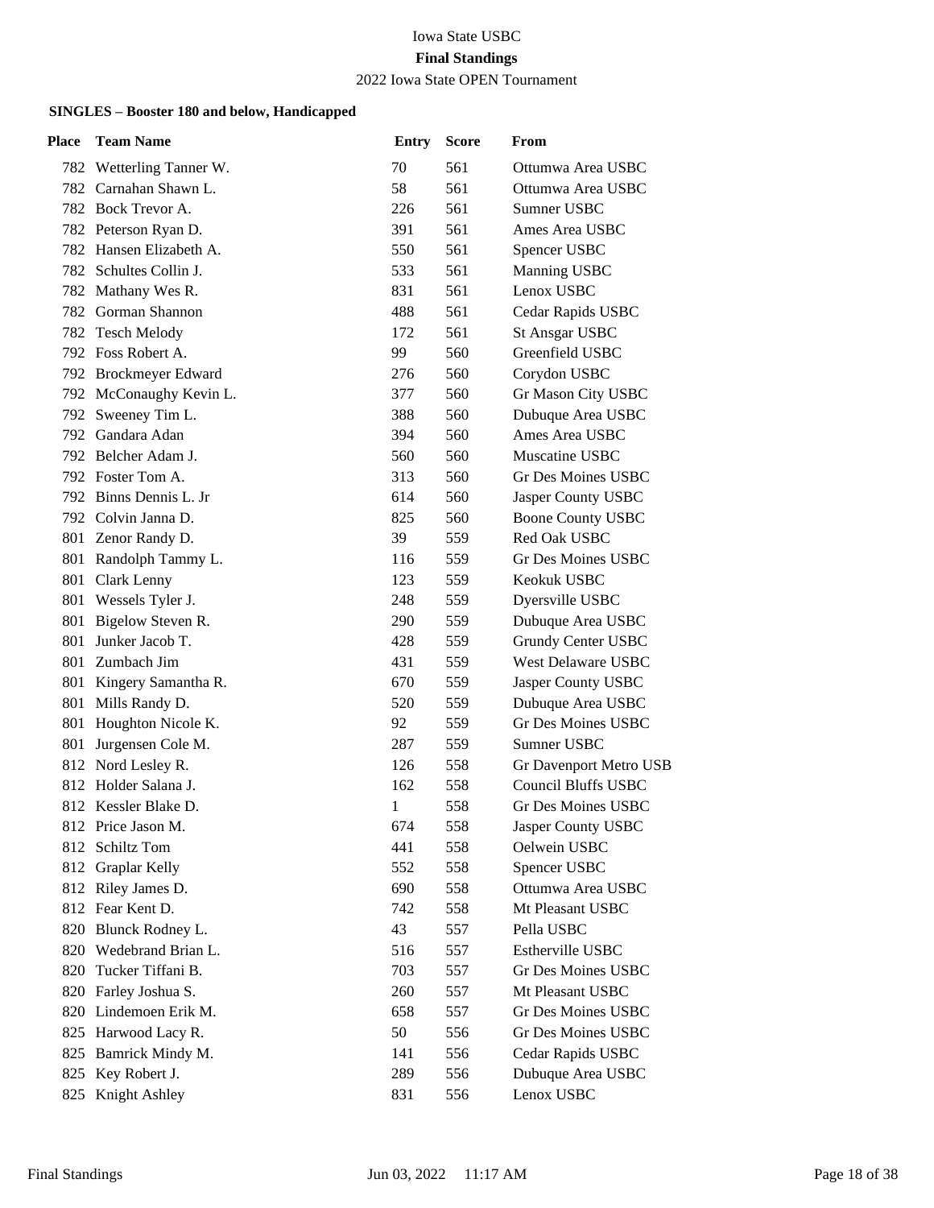Iowa State USBC

**Final Standings**

2022 Iowa State OPEN Tournament

### SINGLES – Booster 180 and below, Handicapped

| Place | Team Name | Entry | Score | From |
|---|---|---|---|---|
| 782 | Wetterling Tanner W. | 70 | 561 | Ottumwa Area USBC |
| 782 | Carnahan Shawn L. | 58 | 561 | Ottumwa Area USBC |
| 782 | Bock Trevor A. | 226 | 561 | Sumner USBC |
| 782 | Peterson Ryan D. | 391 | 561 | Ames Area USBC |
| 782 | Hansen Elizabeth A. | 550 | 561 | Spencer USBC |
| 782 | Schultes Collin J. | 533 | 561 | Manning USBC |
| 782 | Mathany Wes R. | 831 | 561 | Lenox USBC |
| 782 | Gorman Shannon | 488 | 561 | Cedar Rapids USBC |
| 782 | Tesch Melody | 172 | 561 | St Ansgar USBC |
| 792 | Foss Robert A. | 99 | 560 | Greenfield USBC |
| 792 | Brockmeyer Edward | 276 | 560 | Corydon USBC |
| 792 | McConaughy Kevin L. | 377 | 560 | Gr Mason City USBC |
| 792 | Sweeney Tim L. | 388 | 560 | Dubuque Area USBC |
| 792 | Gandara Adan | 394 | 560 | Ames Area USBC |
| 792 | Belcher Adam J. | 560 | 560 | Muscatine USBC |
| 792 | Foster Tom A. | 313 | 560 | Gr Des Moines USBC |
| 792 | Binns Dennis L. Jr | 614 | 560 | Jasper County USBC |
| 792 | Colvin Janna D. | 825 | 560 | Boone County USBC |
| 801 | Zenor Randy D. | 39 | 559 | Red Oak USBC |
| 801 | Randolph Tammy L. | 116 | 559 | Gr Des Moines USBC |
| 801 | Clark Lenny | 123 | 559 | Keokuk USBC |
| 801 | Wessels Tyler J. | 248 | 559 | Dyersville USBC |
| 801 | Bigelow Steven R. | 290 | 559 | Dubuque Area USBC |
| 801 | Junker Jacob T. | 428 | 559 | Grundy Center USBC |
| 801 | Zumbach Jim | 431 | 559 | West Delaware USBC |
| 801 | Kingery Samantha R. | 670 | 559 | Jasper County USBC |
| 801 | Mills Randy D. | 520 | 559 | Dubuque Area USBC |
| 801 | Houghton Nicole K. | 92 | 559 | Gr Des Moines USBC |
| 801 | Jurgensen Cole M. | 287 | 559 | Sumner USBC |
| 812 | Nord Lesley R. | 126 | 558 | Gr Davenport Metro USB |
| 812 | Holder Salana J. | 162 | 558 | Council Bluffs USBC |
| 812 | Kessler Blake D. | 1 | 558 | Gr Des Moines USBC |
| 812 | Price Jason M. | 674 | 558 | Jasper County USBC |
| 812 | Schiltz Tom | 441 | 558 | Oelwein USBC |
| 812 | Graplar Kelly | 552 | 558 | Spencer USBC |
| 812 | Riley James D. | 690 | 558 | Ottumwa Area USBC |
| 812 | Fear Kent D. | 742 | 558 | Mt Pleasant USBC |
| 820 | Blunck Rodney L. | 43 | 557 | Pella USBC |
| 820 | Wedebrand Brian L. | 516 | 557 | Estherville USBC |
| 820 | Tucker Tiffani B. | 703 | 557 | Gr Des Moines USBC |
| 820 | Farley Joshua S. | 260 | 557 | Mt Pleasant USBC |
| 820 | Lindemoen Erik M. | 658 | 557 | Gr Des Moines USBC |
| 825 | Harwood Lacy R. | 50 | 556 | Gr Des Moines USBC |
| 825 | Bamrick Mindy M. | 141 | 556 | Cedar Rapids USBC |
| 825 | Key Robert J. | 289 | 556 | Dubuque Area USBC |
| 825 | Knight Ashley | 831 | 556 | Lenox USBC |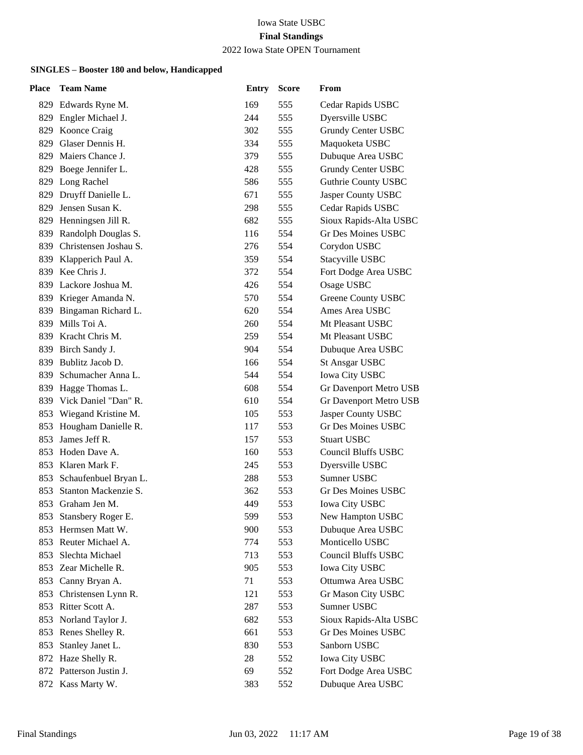Iowa State USBC

**Final Standings**

2022 Iowa State OPEN Tournament

### SINGLES – Booster 180 and below, Handicapped

| Place | Team Name | Entry | Score | From |
|---|---|---|---|---|
| 829 | Edwards Ryne M. | 169 | 555 | Cedar Rapids USBC |
| 829 | Engler Michael J. | 244 | 555 | Dyersville USBC |
| 829 | Koonce Craig | 302 | 555 | Grundy Center USBC |
| 829 | Glaser Dennis H. | 334 | 555 | Maquoketa USBC |
| 829 | Maiers Chance J. | 379 | 555 | Dubuque Area USBC |
| 829 | Boege Jennifer L. | 428 | 555 | Grundy Center USBC |
| 829 | Long Rachel | 586 | 555 | Guthrie County USBC |
| 829 | Druyff Danielle L. | 671 | 555 | Jasper County USBC |
| 829 | Jensen Susan K. | 298 | 555 | Cedar Rapids USBC |
| 829 | Henningsen Jill R. | 682 | 555 | Sioux Rapids-Alta USBC |
| 839 | Randolph Douglas S. | 116 | 554 | Gr Des Moines USBC |
| 839 | Christensen Joshau S. | 276 | 554 | Corydon USBC |
| 839 | Klapperich Paul A. | 359 | 554 | Stacyville USBC |
| 839 | Kee Chris J. | 372 | 554 | Fort Dodge Area USBC |
| 839 | Lackore Joshua M. | 426 | 554 | Osage USBC |
| 839 | Krieger Amanda N. | 570 | 554 | Greene County USBC |
| 839 | Bingaman Richard L. | 620 | 554 | Ames Area USBC |
| 839 | Mills Toi A. | 260 | 554 | Mt Pleasant USBC |
| 839 | Kracht Chris M. | 259 | 554 | Mt Pleasant USBC |
| 839 | Birch Sandy J. | 904 | 554 | Dubuque Area USBC |
| 839 | Bublitz Jacob D. | 166 | 554 | St Ansgar USBC |
| 839 | Schumacher Anna L. | 544 | 554 | Iowa City USBC |
| 839 | Hagge Thomas L. | 608 | 554 | Gr Davenport Metro USB |
| 839 | Vick Daniel "Dan" R. | 610 | 554 | Gr Davenport Metro USB |
| 853 | Wiegand Kristine M. | 105 | 553 | Jasper County USBC |
| 853 | Hougham Danielle R. | 117 | 553 | Gr Des Moines USBC |
| 853 | James Jeff R. | 157 | 553 | Stuart USBC |
| 853 | Hoden Dave A. | 160 | 553 | Council Bluffs USBC |
| 853 | Klaren Mark F. | 245 | 553 | Dyersville USBC |
| 853 | Schaufenbuel Bryan L. | 288 | 553 | Sumner USBC |
| 853 | Stanton Mackenzie S. | 362 | 553 | Gr Des Moines USBC |
| 853 | Graham Jen M. | 449 | 553 | Iowa City USBC |
| 853 | Stansbery Roger E. | 599 | 553 | New Hampton USBC |
| 853 | Hermsen Matt W. | 900 | 553 | Dubuque Area USBC |
| 853 | Reuter Michael A. | 774 | 553 | Monticello USBC |
| 853 | Slechta Michael | 713 | 553 | Council Bluffs USBC |
| 853 | Zear Michelle R. | 905 | 553 | Iowa City USBC |
| 853 | Canny Bryan A. | 71 | 553 | Ottumwa Area USBC |
| 853 | Christensen Lynn R. | 121 | 553 | Gr Mason City USBC |
| 853 | Ritter Scott A. | 287 | 553 | Sumner USBC |
| 853 | Norland Taylor J. | 682 | 553 | Sioux Rapids-Alta USBC |
| 853 | Renes Shelley R. | 661 | 553 | Gr Des Moines USBC |
| 853 | Stanley Janet L. | 830 | 553 | Sanborn USBC |
| 872 | Haze Shelly R. | 28 | 552 | Iowa City USBC |
| 872 | Patterson Justin J. | 69 | 552 | Fort Dodge Area USBC |
| 872 | Kass Marty W. | 383 | 552 | Dubuque Area USBC |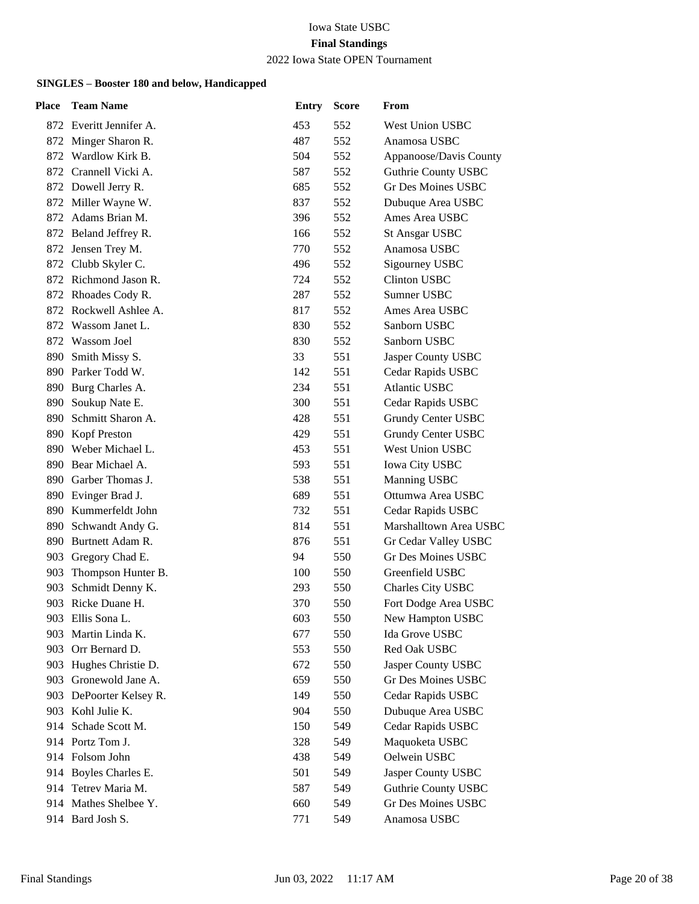Iowa State USBC

**Final Standings**

2022 Iowa State OPEN Tournament

**SINGLES – Booster 180 and below, Handicapped**

| Place | Team Name | Entry | Score | From |
|---|---|---|---|---|
| 872 | Everitt Jennifer A. | 453 | 552 | West Union USBC |
| 872 | Minger Sharon R. | 487 | 552 | Anamosa USBC |
| 872 | Wardlow Kirk B. | 504 | 552 | Appanoose/Davis County |
| 872 | Crannell Vicki A. | 587 | 552 | Guthrie County USBC |
| 872 | Dowell Jerry R. | 685 | 552 | Gr Des Moines USBC |
| 872 | Miller Wayne W. | 837 | 552 | Dubuque Area USBC |
| 872 | Adams Brian M. | 396 | 552 | Ames Area USBC |
| 872 | Beland Jeffrey R. | 166 | 552 | St Ansgar USBC |
| 872 | Jensen Trey M. | 770 | 552 | Anamosa USBC |
| 872 | Clubb Skyler C. | 496 | 552 | Sigourney USBC |
| 872 | Richmond Jason R. | 724 | 552 | Clinton USBC |
| 872 | Rhoades Cody R. | 287 | 552 | Sumner USBC |
| 872 | Rockwell Ashlee A. | 817 | 552 | Ames Area USBC |
| 872 | Wassom Janet L. | 830 | 552 | Sanborn USBC |
| 872 | Wassom Joel | 830 | 552 | Sanborn USBC |
| 890 | Smith Missy S. | 33 | 551 | Jasper County USBC |
| 890 | Parker Todd W. | 142 | 551 | Cedar Rapids USBC |
| 890 | Burg Charles A. | 234 | 551 | Atlantic USBC |
| 890 | Soukup Nate E. | 300 | 551 | Cedar Rapids USBC |
| 890 | Schmitt Sharon A. | 428 | 551 | Grundy Center USBC |
| 890 | Kopf Preston | 429 | 551 | Grundy Center USBC |
| 890 | Weber Michael L. | 453 | 551 | West Union USBC |
| 890 | Bear Michael A. | 593 | 551 | Iowa City USBC |
| 890 | Garber Thomas J. | 538 | 551 | Manning USBC |
| 890 | Evinger Brad J. | 689 | 551 | Ottumwa Area USBC |
| 890 | Kummerfeldt John | 732 | 551 | Cedar Rapids USBC |
| 890 | Schwandt Andy G. | 814 | 551 | Marshalltown Area USBC |
| 890 | Burtnett Adam R. | 876 | 551 | Gr Cedar Valley USBC |
| 903 | Gregory Chad E. | 94 | 550 | Gr Des Moines USBC |
| 903 | Thompson Hunter B. | 100 | 550 | Greenfield USBC |
| 903 | Schmidt Denny K. | 293 | 550 | Charles City USBC |
| 903 | Ricke Duane H. | 370 | 550 | Fort Dodge Area USBC |
| 903 | Ellis Sona L. | 603 | 550 | New Hampton USBC |
| 903 | Martin Linda K. | 677 | 550 | Ida Grove USBC |
| 903 | Orr Bernard D. | 553 | 550 | Red Oak USBC |
| 903 | Hughes Christie D. | 672 | 550 | Jasper County USBC |
| 903 | Gronewold Jane A. | 659 | 550 | Gr Des Moines USBC |
| 903 | DePoorter Kelsey R. | 149 | 550 | Cedar Rapids USBC |
| 903 | Kohl Julie K. | 904 | 550 | Dubuque Area USBC |
| 914 | Schade Scott M. | 150 | 549 | Cedar Rapids USBC |
| 914 | Portz Tom J. | 328 | 549 | Maquoketa USBC |
| 914 | Folsom John | 438 | 549 | Oelwein USBC |
| 914 | Boyles Charles E. | 501 | 549 | Jasper County USBC |
| 914 | Tetrev Maria M. | 587 | 549 | Guthrie County USBC |
| 914 | Mathes Shelbee Y. | 660 | 549 | Gr Des Moines USBC |
| 914 | Bard Josh S. | 771 | 549 | Anamosa USBC |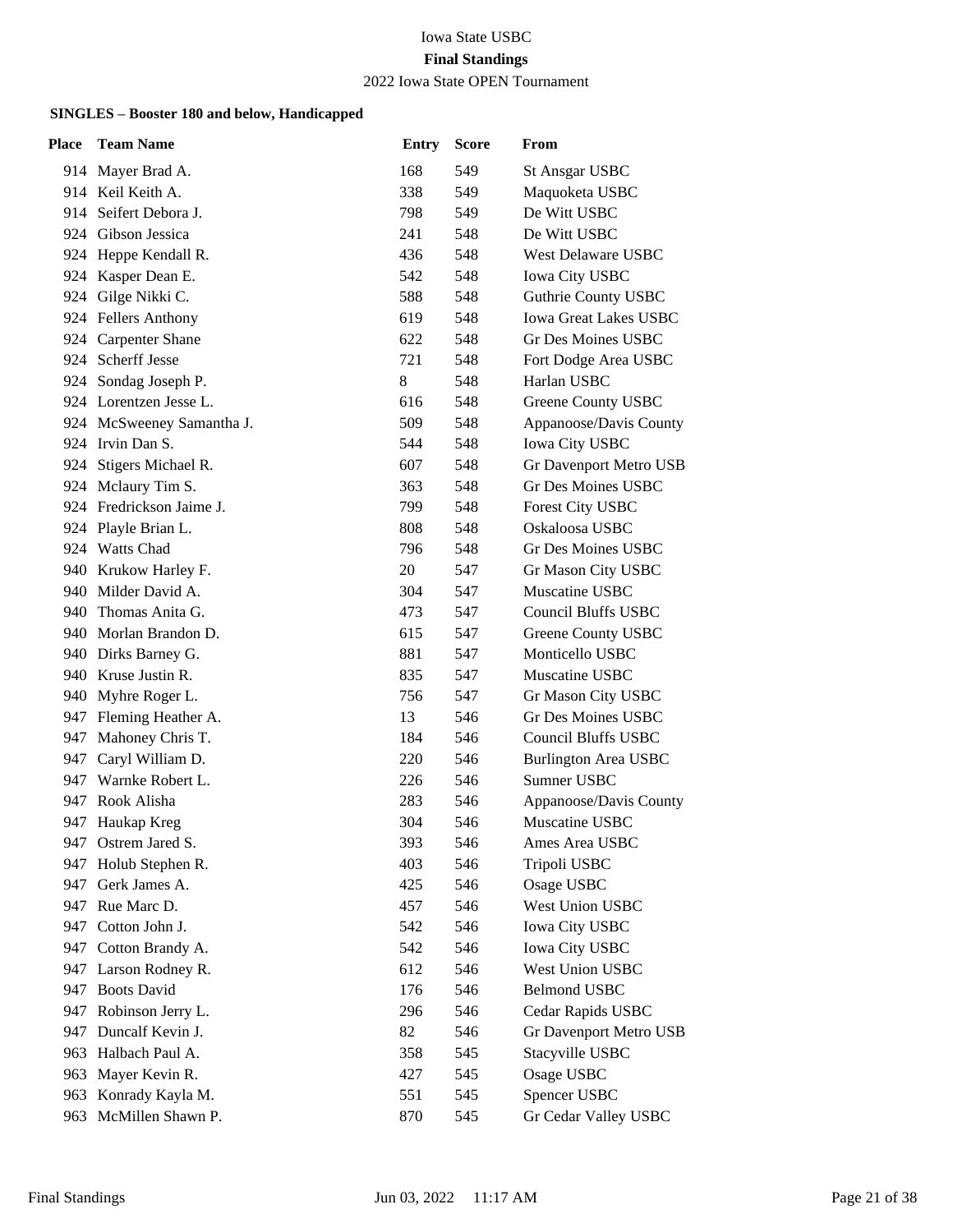Iowa State USBC

**Final Standings**

2022 Iowa State OPEN Tournament

### SINGLES – Booster 180 and below, Handicapped

| Place | Team Name | Entry | Score | From |
|---|---|---|---|---|
| 914 | Mayer Brad A. | 168 | 549 | St Ansgar USBC |
| 914 | Keil Keith A. | 338 | 549 | Maquoketa USBC |
| 914 | Seifert Debora J. | 798 | 549 | De Witt USBC |
| 924 | Gibson Jessica | 241 | 548 | De Witt USBC |
| 924 | Heppe Kendall R. | 436 | 548 | West Delaware USBC |
| 924 | Kasper Dean E. | 542 | 548 | Iowa City USBC |
| 924 | Gilge Nikki C. | 588 | 548 | Guthrie County USBC |
| 924 | Fellers Anthony | 619 | 548 | Iowa Great Lakes USBC |
| 924 | Carpenter Shane | 622 | 548 | Gr Des Moines USBC |
| 924 | Scherff Jesse | 721 | 548 | Fort Dodge Area USBC |
| 924 | Sondag Joseph P. | 8 | 548 | Harlan USBC |
| 924 | Lorentzen Jesse L. | 616 | 548 | Greene County USBC |
| 924 | McSweeney Samantha J. | 509 | 548 | Appanoose/Davis County |
| 924 | Irvin Dan S. | 544 | 548 | Iowa City USBC |
| 924 | Stigers Michael R. | 607 | 548 | Gr Davenport Metro USB |
| 924 | Mclaury Tim S. | 363 | 548 | Gr Des Moines USBC |
| 924 | Fredrickson Jaime J. | 799 | 548 | Forest City USBC |
| 924 | Playle Brian L. | 808 | 548 | Oskaloosa USBC |
| 924 | Watts Chad | 796 | 548 | Gr Des Moines USBC |
| 940 | Krukow Harley F. | 20 | 547 | Gr Mason City USBC |
| 940 | Milder David A. | 304 | 547 | Muscatine USBC |
| 940 | Thomas Anita G. | 473 | 547 | Council Bluffs USBC |
| 940 | Morlan Brandon D. | 615 | 547 | Greene County USBC |
| 940 | Dirks Barney G. | 881 | 547 | Monticello USBC |
| 940 | Kruse Justin R. | 835 | 547 | Muscatine USBC |
| 940 | Myhre Roger L. | 756 | 547 | Gr Mason City USBC |
| 947 | Fleming Heather A. | 13 | 546 | Gr Des Moines USBC |
| 947 | Mahoney Chris T. | 184 | 546 | Council Bluffs USBC |
| 947 | Caryl William D. | 220 | 546 | Burlington Area USBC |
| 947 | Warnke Robert L. | 226 | 546 | Sumner USBC |
| 947 | Rook Alisha | 283 | 546 | Appanoose/Davis County |
| 947 | Haukap Kreg | 304 | 546 | Muscatine USBC |
| 947 | Ostrem Jared S. | 393 | 546 | Ames Area USBC |
| 947 | Holub Stephen R. | 403 | 546 | Tripoli USBC |
| 947 | Gerk James A. | 425 | 546 | Osage USBC |
| 947 | Rue Marc D. | 457 | 546 | West Union USBC |
| 947 | Cotton John J. | 542 | 546 | Iowa City USBC |
| 947 | Cotton Brandy A. | 542 | 546 | Iowa City USBC |
| 947 | Larson Rodney R. | 612 | 546 | West Union USBC |
| 947 | Boots David | 176 | 546 | Belmond USBC |
| 947 | Robinson Jerry L. | 296 | 546 | Cedar Rapids USBC |
| 947 | Duncalf Kevin J. | 82 | 546 | Gr Davenport Metro USB |
| 963 | Halbach Paul A. | 358 | 545 | Stacyville USBC |
| 963 | Mayer Kevin R. | 427 | 545 | Osage USBC |
| 963 | Konrady Kayla M. | 551 | 545 | Spencer USBC |
| 963 | McMillen Shawn P. | 870 | 545 | Gr Cedar Valley USBC |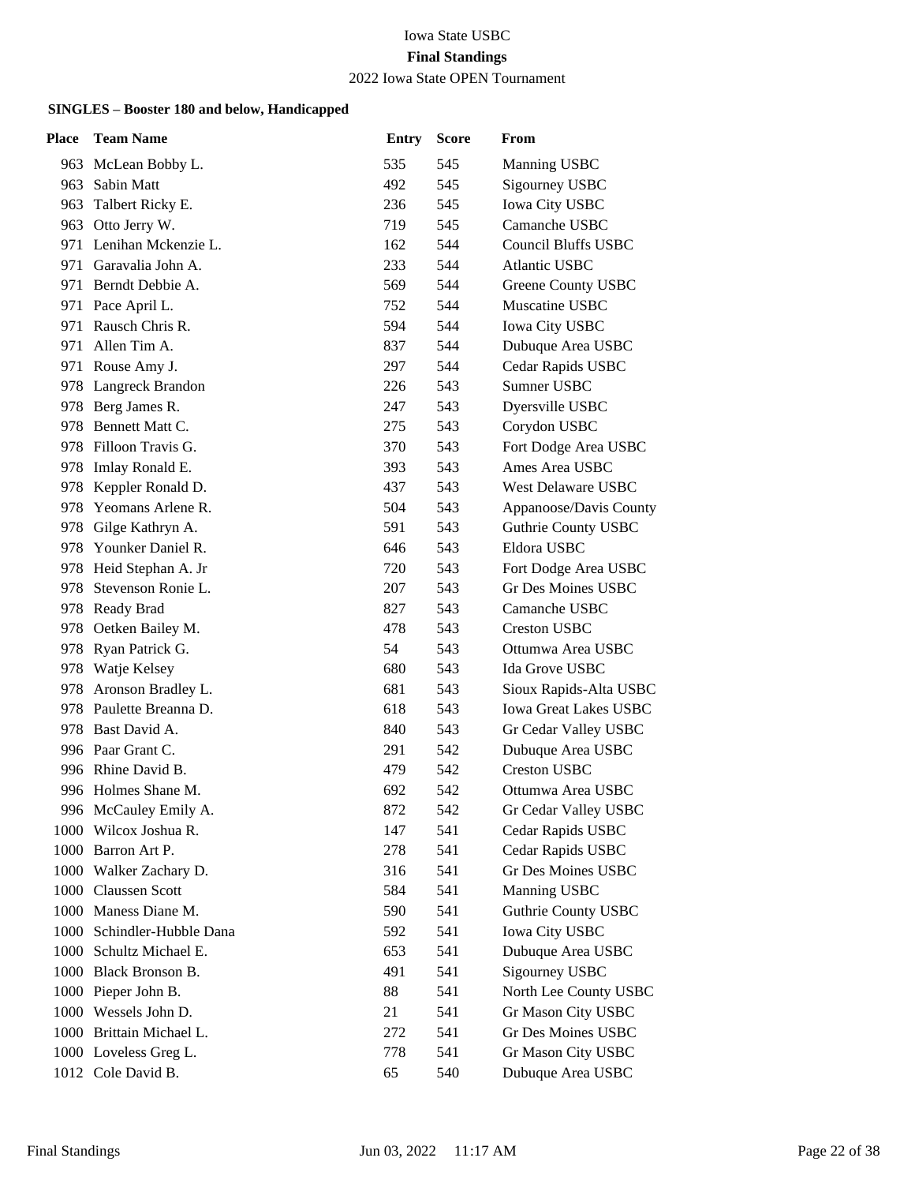Iowa State USBC

**Final Standings**

2022 Iowa State OPEN Tournament

### SINGLES – Booster 180 and below, Handicapped

| Place | Team Name | Entry | Score | From |
|---|---|---|---|---|
| 963 | McLean Bobby L. | 535 | 545 | Manning USBC |
| 963 | Sabin Matt | 492 | 545 | Sigourney USBC |
| 963 | Talbert Ricky E. | 236 | 545 | Iowa City USBC |
| 963 | Otto Jerry W. | 719 | 545 | Camanche USBC |
| 971 | Lenihan Mckenzie L. | 162 | 544 | Council Bluffs USBC |
| 971 | Garavalia John A. | 233 | 544 | Atlantic USBC |
| 971 | Berndt Debbie A. | 569 | 544 | Greene County USBC |
| 971 | Pace April L. | 752 | 544 | Muscatine USBC |
| 971 | Rausch Chris R. | 594 | 544 | Iowa City USBC |
| 971 | Allen Tim A. | 837 | 544 | Dubuque Area USBC |
| 971 | Rouse Amy J. | 297 | 544 | Cedar Rapids USBC |
| 978 | Langreck Brandon | 226 | 543 | Sumner USBC |
| 978 | Berg James R. | 247 | 543 | Dyersville USBC |
| 978 | Bennett Matt C. | 275 | 543 | Corydon USBC |
| 978 | Filloon Travis G. | 370 | 543 | Fort Dodge Area USBC |
| 978 | Imlay Ronald E. | 393 | 543 | Ames Area USBC |
| 978 | Keppler Ronald D. | 437 | 543 | West Delaware USBC |
| 978 | Yeomans Arlene R. | 504 | 543 | Appanoose/Davis County |
| 978 | Gilge Kathryn A. | 591 | 543 | Guthrie County USBC |
| 978 | Younker Daniel R. | 646 | 543 | Eldora USBC |
| 978 | Heid Stephan A. Jr | 720 | 543 | Fort Dodge Area USBC |
| 978 | Stevenson Ronie L. | 207 | 543 | Gr Des Moines USBC |
| 978 | Ready Brad | 827 | 543 | Camanche USBC |
| 978 | Oetken Bailey M. | 478 | 543 | Creston USBC |
| 978 | Ryan Patrick G. | 54 | 543 | Ottumwa Area USBC |
| 978 | Watje Kelsey | 680 | 543 | Ida Grove USBC |
| 978 | Aronson Bradley L. | 681 | 543 | Sioux Rapids-Alta USBC |
| 978 | Paulette Breanna D. | 618 | 543 | Iowa Great Lakes USBC |
| 978 | Bast David A. | 840 | 543 | Gr Cedar Valley USBC |
| 996 | Paar Grant C. | 291 | 542 | Dubuque Area USBC |
| 996 | Rhine David B. | 479 | 542 | Creston USBC |
| 996 | Holmes Shane M. | 692 | 542 | Ottumwa Area USBC |
| 996 | McCauley Emily A. | 872 | 542 | Gr Cedar Valley USBC |
| 1000 | Wilcox Joshua R. | 147 | 541 | Cedar Rapids USBC |
| 1000 | Barron Art P. | 278 | 541 | Cedar Rapids USBC |
| 1000 | Walker Zachary D. | 316 | 541 | Gr Des Moines USBC |
| 1000 | Claussen Scott | 584 | 541 | Manning USBC |
| 1000 | Maness Diane M. | 590 | 541 | Guthrie County USBC |
| 1000 | Schindler-Hubble Dana | 592 | 541 | Iowa City USBC |
| 1000 | Schultz Michael E. | 653 | 541 | Dubuque Area USBC |
| 1000 | Black Bronson B. | 491 | 541 | Sigourney USBC |
| 1000 | Pieper John B. | 88 | 541 | North Lee County USBC |
| 1000 | Wessels John D. | 21 | 541 | Gr Mason City USBC |
| 1000 | Brittain Michael L. | 272 | 541 | Gr Des Moines USBC |
| 1000 | Loveless Greg L. | 778 | 541 | Gr Mason City USBC |
| 1012 | Cole David B. | 65 | 540 | Dubuque Area USBC |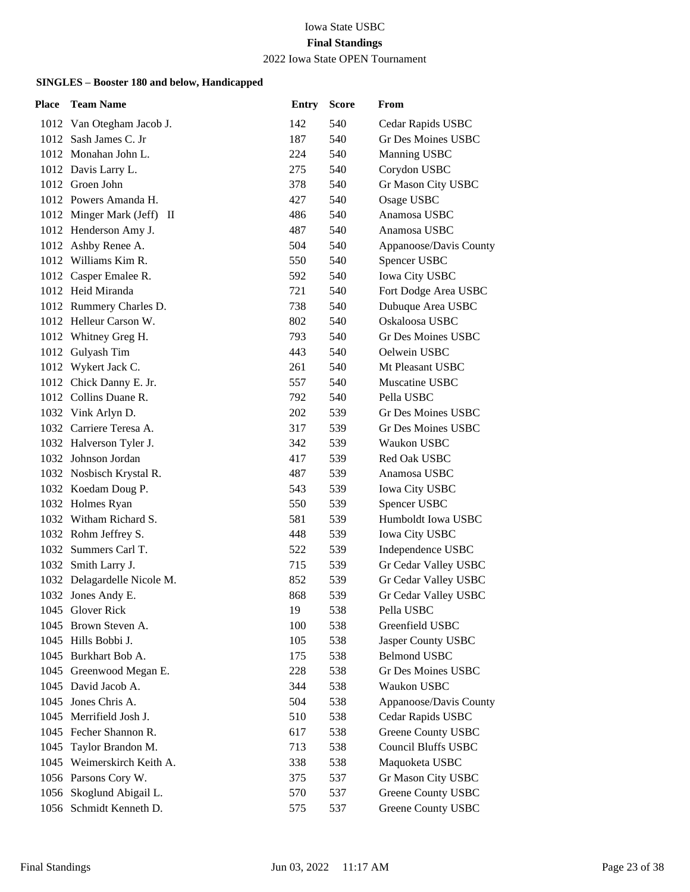Iowa State USBC

**Final Standings**

2022 Iowa State OPEN Tournament

#### SINGLES – Booster 180 and below, Handicapped

| Place | Team Name | Entry | Score | From |
|---|---|---|---|---|
| 1012 | Van Otegham Jacob J. | 142 | 540 | Cedar Rapids USBC |
| 1012 | Sash James C. Jr | 187 | 540 | Gr Des Moines USBC |
| 1012 | Monahan John L. | 224 | 540 | Manning USBC |
| 1012 | Davis Larry L. | 275 | 540 | Corydon USBC |
| 1012 | Groen John | 378 | 540 | Gr Mason City USBC |
| 1012 | Powers Amanda H. | 427 | 540 | Osage USBC |
| 1012 | Minger Mark (Jeff) II | 486 | 540 | Anamosa USBC |
| 1012 | Henderson Amy J. | 487 | 540 | Anamosa USBC |
| 1012 | Ashby Renee A. | 504 | 540 | Appanoose/Davis County |
| 1012 | Williams Kim R. | 550 | 540 | Spencer USBC |
| 1012 | Casper Emalee R. | 592 | 540 | Iowa City USBC |
| 1012 | Heid Miranda | 721 | 540 | Fort Dodge Area USBC |
| 1012 | Rummery Charles D. | 738 | 540 | Dubuque Area USBC |
| 1012 | Helleur Carson W. | 802 | 540 | Oskaloosa USBC |
| 1012 | Whitney Greg H. | 793 | 540 | Gr Des Moines USBC |
| 1012 | Gulyash Tim | 443 | 540 | Oelwein USBC |
| 1012 | Wykert Jack C. | 261 | 540 | Mt Pleasant USBC |
| 1012 | Chick Danny E. Jr. | 557 | 540 | Muscatine USBC |
| 1012 | Collins Duane R. | 792 | 540 | Pella USBC |
| 1032 | Vink Arlyn D. | 202 | 539 | Gr Des Moines USBC |
| 1032 | Carriere Teresa A. | 317 | 539 | Gr Des Moines USBC |
| 1032 | Halverson Tyler J. | 342 | 539 | Waukon USBC |
| 1032 | Johnson Jordan | 417 | 539 | Red Oak USBC |
| 1032 | Nosbisch Krystal R. | 487 | 539 | Anamosa USBC |
| 1032 | Koedam Doug P. | 543 | 539 | Iowa City USBC |
| 1032 | Holmes Ryan | 550 | 539 | Spencer USBC |
| 1032 | Witham Richard S. | 581 | 539 | Humboldt Iowa USBC |
| 1032 | Rohm Jeffrey S. | 448 | 539 | Iowa City USBC |
| 1032 | Summers Carl T. | 522 | 539 | Independence USBC |
| 1032 | Smith Larry J. | 715 | 539 | Gr Cedar Valley USBC |
| 1032 | Delagardelle Nicole M. | 852 | 539 | Gr Cedar Valley USBC |
| 1032 | Jones Andy E. | 868 | 539 | Gr Cedar Valley USBC |
| 1045 | Glover Rick | 19 | 538 | Pella USBC |
| 1045 | Brown Steven A. | 100 | 538 | Greenfield USBC |
| 1045 | Hills Bobbi J. | 105 | 538 | Jasper County USBC |
| 1045 | Burkhart Bob A. | 175 | 538 | Belmond USBC |
| 1045 | Greenwood Megan E. | 228 | 538 | Gr Des Moines USBC |
| 1045 | David Jacob A. | 344 | 538 | Waukon USBC |
| 1045 | Jones Chris A. | 504 | 538 | Appanoose/Davis County |
| 1045 | Merrifield Josh J. | 510 | 538 | Cedar Rapids USBC |
| 1045 | Fecher Shannon R. | 617 | 538 | Greene County USBC |
| 1045 | Taylor Brandon M. | 713 | 538 | Council Bluffs USBC |
| 1045 | Weimerskirch Keith A. | 338 | 538 | Maquoketa USBC |
| 1056 | Parsons Cory W. | 375 | 537 | Gr Mason City USBC |
| 1056 | Skoglund Abigail L. | 570 | 537 | Greene County USBC |
| 1056 | Schmidt Kenneth D. | 575 | 537 | Greene County USBC |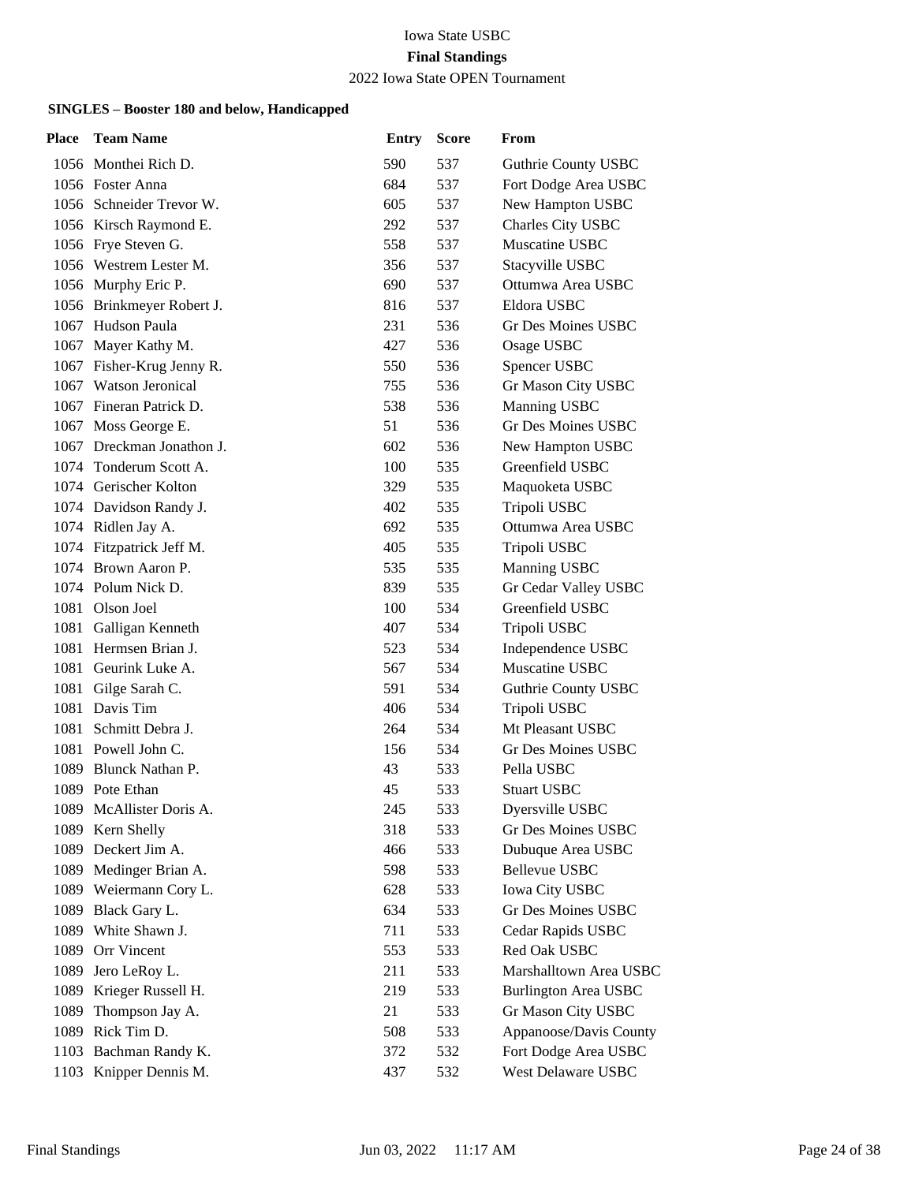Iowa State USBC

**Final Standings**

2022 Iowa State OPEN Tournament

### SINGLES – Booster 180 and below, Handicapped

| Place | Team Name | Entry | Score | From |
|---|---|---|---|---|
| 1056 | Monthei Rich D. | 590 | 537 | Guthrie County USBC |
| 1056 | Foster Anna | 684 | 537 | Fort Dodge Area USBC |
| 1056 | Schneider Trevor W. | 605 | 537 | New Hampton USBC |
| 1056 | Kirsch Raymond E. | 292 | 537 | Charles City USBC |
| 1056 | Frye Steven G. | 558 | 537 | Muscatine USBC |
| 1056 | Westrem Lester M. | 356 | 537 | Stacyville USBC |
| 1056 | Murphy Eric P. | 690 | 537 | Ottumwa Area USBC |
| 1056 | Brinkmeyer Robert J. | 816 | 537 | Eldora USBC |
| 1067 | Hudson Paula | 231 | 536 | Gr Des Moines USBC |
| 1067 | Mayer Kathy M. | 427 | 536 | Osage USBC |
| 1067 | Fisher-Krug Jenny R. | 550 | 536 | Spencer USBC |
| 1067 | Watson Jeronical | 755 | 536 | Gr Mason City USBC |
| 1067 | Fineran Patrick D. | 538 | 536 | Manning USBC |
| 1067 | Moss George E. | 51 | 536 | Gr Des Moines USBC |
| 1067 | Dreckman Jonathon J. | 602 | 536 | New Hampton USBC |
| 1074 | Tonderum Scott A. | 100 | 535 | Greenfield USBC |
| 1074 | Gerischer Kolton | 329 | 535 | Maquoketa USBC |
| 1074 | Davidson Randy J. | 402 | 535 | Tripoli USBC |
| 1074 | Ridlen Jay A. | 692 | 535 | Ottumwa Area USBC |
| 1074 | Fitzpatrick Jeff M. | 405 | 535 | Tripoli USBC |
| 1074 | Brown Aaron P. | 535 | 535 | Manning USBC |
| 1074 | Polum Nick D. | 839 | 535 | Gr Cedar Valley USBC |
| 1081 | Olson Joel | 100 | 534 | Greenfield USBC |
| 1081 | Galligan Kenneth | 407 | 534 | Tripoli USBC |
| 1081 | Hermsen Brian J. | 523 | 534 | Independence USBC |
| 1081 | Geurink Luke A. | 567 | 534 | Muscatine USBC |
| 1081 | Gilge Sarah C. | 591 | 534 | Guthrie County USBC |
| 1081 | Davis Tim | 406 | 534 | Tripoli USBC |
| 1081 | Schmitt Debra J. | 264 | 534 | Mt Pleasant USBC |
| 1081 | Powell John C. | 156 | 534 | Gr Des Moines USBC |
| 1089 | Blunck Nathan P. | 43 | 533 | Pella USBC |
| 1089 | Pote Ethan | 45 | 533 | Stuart USBC |
| 1089 | McAllister Doris A. | 245 | 533 | Dyersville USBC |
| 1089 | Kern Shelly | 318 | 533 | Gr Des Moines USBC |
| 1089 | Deckert Jim A. | 466 | 533 | Dubuque Area USBC |
| 1089 | Medinger Brian A. | 598 | 533 | Bellevue USBC |
| 1089 | Weiermann Cory L. | 628 | 533 | Iowa City USBC |
| 1089 | Black Gary L. | 634 | 533 | Gr Des Moines USBC |
| 1089 | White Shawn J. | 711 | 533 | Cedar Rapids USBC |
| 1089 | Orr Vincent | 553 | 533 | Red Oak USBC |
| 1089 | Jero LeRoy L. | 211 | 533 | Marshalltown Area USBC |
| 1089 | Krieger Russell H. | 219 | 533 | Burlington Area USBC |
| 1089 | Thompson Jay A. | 21 | 533 | Gr Mason City USBC |
| 1089 | Rick Tim D. | 508 | 533 | Appanoose/Davis County |
| 1103 | Bachman Randy K. | 372 | 532 | Fort Dodge Area USBC |
| 1103 | Knipper Dennis M. | 437 | 532 | West Delaware USBC |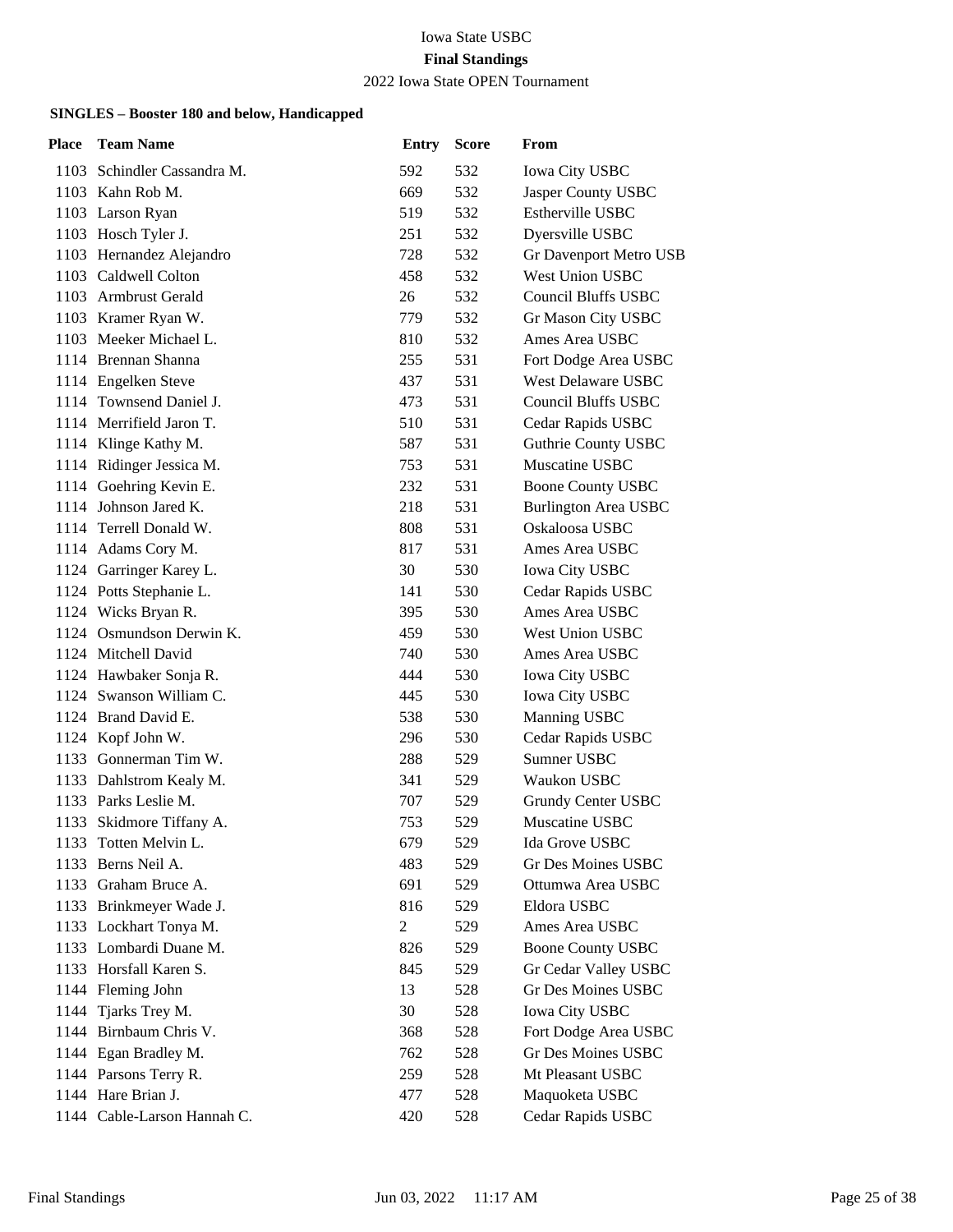Iowa State USBC

**Final Standings**

2022 Iowa State OPEN Tournament

### SINGLES – Booster 180 and below, Handicapped

| Place | Team Name | Entry | Score | From |
|---|---|---|---|---|
| 1103 | Schindler Cassandra M. | 592 | 532 | Iowa City USBC |
| 1103 | Kahn Rob M. | 669 | 532 | Jasper County USBC |
| 1103 | Larson Ryan | 519 | 532 | Estherville USBC |
| 1103 | Hosch Tyler J. | 251 | 532 | Dyersville USBC |
| 1103 | Hernandez Alejandro | 728 | 532 | Gr Davenport Metro USB |
| 1103 | Caldwell Colton | 458 | 532 | West Union USBC |
| 1103 | Armbrust Gerald | 26 | 532 | Council Bluffs USBC |
| 1103 | Kramer Ryan W. | 779 | 532 | Gr Mason City USBC |
| 1103 | Meeker Michael L. | 810 | 532 | Ames Area USBC |
| 1114 | Brennan Shanna | 255 | 531 | Fort Dodge Area USBC |
| 1114 | Engelken Steve | 437 | 531 | West Delaware USBC |
| 1114 | Townsend Daniel J. | 473 | 531 | Council Bluffs USBC |
| 1114 | Merrifield Jaron T. | 510 | 531 | Cedar Rapids USBC |
| 1114 | Klinge Kathy M. | 587 | 531 | Guthrie County USBC |
| 1114 | Ridinger Jessica M. | 753 | 531 | Muscatine USBC |
| 1114 | Goehring Kevin E. | 232 | 531 | Boone County USBC |
| 1114 | Johnson Jared K. | 218 | 531 | Burlington Area USBC |
| 1114 | Terrell Donald W. | 808 | 531 | Oskaloosa USBC |
| 1114 | Adams Cory M. | 817 | 531 | Ames Area USBC |
| 1124 | Garringer Karey L. | 30 | 530 | Iowa City USBC |
| 1124 | Potts Stephanie L. | 141 | 530 | Cedar Rapids USBC |
| 1124 | Wicks Bryan R. | 395 | 530 | Ames Area USBC |
| 1124 | Osmundson Derwin K. | 459 | 530 | West Union USBC |
| 1124 | Mitchell David | 740 | 530 | Ames Area USBC |
| 1124 | Hawbaker Sonja R. | 444 | 530 | Iowa City USBC |
| 1124 | Swanson William C. | 445 | 530 | Iowa City USBC |
| 1124 | Brand David E. | 538 | 530 | Manning USBC |
| 1124 | Kopf John W. | 296 | 530 | Cedar Rapids USBC |
| 1133 | Gonnerman Tim W. | 288 | 529 | Sumner USBC |
| 1133 | Dahlstrom Kealy M. | 341 | 529 | Waukon USBC |
| 1133 | Parks Leslie M. | 707 | 529 | Grundy Center USBC |
| 1133 | Skidmore Tiffany A. | 753 | 529 | Muscatine USBC |
| 1133 | Totten Melvin L. | 679 | 529 | Ida Grove USBC |
| 1133 | Berns Neil A. | 483 | 529 | Gr Des Moines USBC |
| 1133 | Graham Bruce A. | 691 | 529 | Ottumwa Area USBC |
| 1133 | Brinkmeyer Wade J. | 816 | 529 | Eldora USBC |
| 1133 | Lockhart Tonya M. | 2 | 529 | Ames Area USBC |
| 1133 | Lombardi Duane M. | 826 | 529 | Boone County USBC |
| 1133 | Horsfall Karen S. | 845 | 529 | Gr Cedar Valley USBC |
| 1144 | Fleming John | 13 | 528 | Gr Des Moines USBC |
| 1144 | Tjarks Trey M. | 30 | 528 | Iowa City USBC |
| 1144 | Birnbaum Chris V. | 368 | 528 | Fort Dodge Area USBC |
| 1144 | Egan Bradley M. | 762 | 528 | Gr Des Moines USBC |
| 1144 | Parsons Terry R. | 259 | 528 | Mt Pleasant USBC |
| 1144 | Hare Brian J. | 477 | 528 | Maquoketa USBC |
| 1144 | Cable-Larson Hannah C. | 420 | 528 | Cedar Rapids USBC |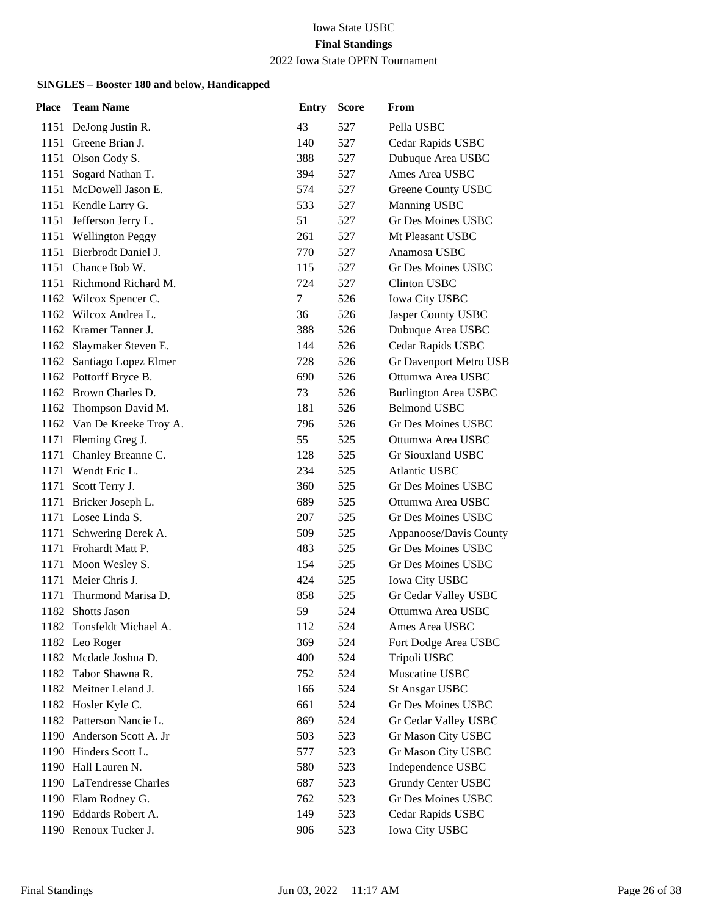Iowa State USBC

**Final Standings**

2022 Iowa State OPEN Tournament

### SINGLES – Booster 180 and below, Handicapped

| Place | Team Name | Entry | Score | From |
|---|---|---|---|---|
| 1151 | DeJong Justin R. | 43 | 527 | Pella USBC |
| 1151 | Greene Brian J. | 140 | 527 | Cedar Rapids USBC |
| 1151 | Olson Cody S. | 388 | 527 | Dubuque Area USBC |
| 1151 | Sogard Nathan T. | 394 | 527 | Ames Area USBC |
| 1151 | McDowell Jason E. | 574 | 527 | Greene County USBC |
| 1151 | Kendle Larry G. | 533 | 527 | Manning USBC |
| 1151 | Jefferson Jerry L. | 51 | 527 | Gr Des Moines USBC |
| 1151 | Wellington Peggy | 261 | 527 | Mt Pleasant USBC |
| 1151 | Bierbrodt Daniel J. | 770 | 527 | Anamosa USBC |
| 1151 | Chance Bob W. | 115 | 527 | Gr Des Moines USBC |
| 1151 | Richmond Richard M. | 724 | 527 | Clinton USBC |
| 1162 | Wilcox Spencer C. | 7 | 526 | Iowa City USBC |
| 1162 | Wilcox Andrea L. | 36 | 526 | Jasper County USBC |
| 1162 | Kramer Tanner J. | 388 | 526 | Dubuque Area USBC |
| 1162 | Slaymaker Steven E. | 144 | 526 | Cedar Rapids USBC |
| 1162 | Santiago Lopez Elmer | 728 | 526 | Gr Davenport Metro USB |
| 1162 | Pottorff Bryce B. | 690 | 526 | Ottumwa Area USBC |
| 1162 | Brown Charles D. | 73 | 526 | Burlington Area USBC |
| 1162 | Thompson David M. | 181 | 526 | Belmond USBC |
| 1162 | Van De Kreeke Troy A. | 796 | 526 | Gr Des Moines USBC |
| 1171 | Fleming Greg J. | 55 | 525 | Ottumwa Area USBC |
| 1171 | Chanley Breanne C. | 128 | 525 | Gr Siouxland USBC |
| 1171 | Wendt Eric L. | 234 | 525 | Atlantic USBC |
| 1171 | Scott Terry J. | 360 | 525 | Gr Des Moines USBC |
| 1171 | Bricker Joseph L. | 689 | 525 | Ottumwa Area USBC |
| 1171 | Losee Linda S. | 207 | 525 | Gr Des Moines USBC |
| 1171 | Schwering Derek A. | 509 | 525 | Appanoose/Davis County |
| 1171 | Frohardt Matt P. | 483 | 525 | Gr Des Moines USBC |
| 1171 | Moon Wesley S. | 154 | 525 | Gr Des Moines USBC |
| 1171 | Meier Chris J. | 424 | 525 | Iowa City USBC |
| 1171 | Thurmond Marisa D. | 858 | 525 | Gr Cedar Valley USBC |
| 1182 | Shotts Jason | 59 | 524 | Ottumwa Area USBC |
| 1182 | Tonsfeldt Michael A. | 112 | 524 | Ames Area USBC |
| 1182 | Leo Roger | 369 | 524 | Fort Dodge Area USBC |
| 1182 | Mcdade Joshua D. | 400 | 524 | Tripoli USBC |
| 1182 | Tabor Shawna R. | 752 | 524 | Muscatine USBC |
| 1182 | Meitner Leland J. | 166 | 524 | St Ansgar USBC |
| 1182 | Hosler Kyle C. | 661 | 524 | Gr Des Moines USBC |
| 1182 | Patterson Nancie L. | 869 | 524 | Gr Cedar Valley USBC |
| 1190 | Anderson Scott A. Jr | 503 | 523 | Gr Mason City USBC |
| 1190 | Hinders Scott L. | 577 | 523 | Gr Mason City USBC |
| 1190 | Hall Lauren N. | 580 | 523 | Independence USBC |
| 1190 | LaTendresse Charles | 687 | 523 | Grundy Center USBC |
| 1190 | Elam Rodney G. | 762 | 523 | Gr Des Moines USBC |
| 1190 | Eddards Robert A. | 149 | 523 | Cedar Rapids USBC |
| 1190 | Renoux Tucker J. | 906 | 523 | Iowa City USBC |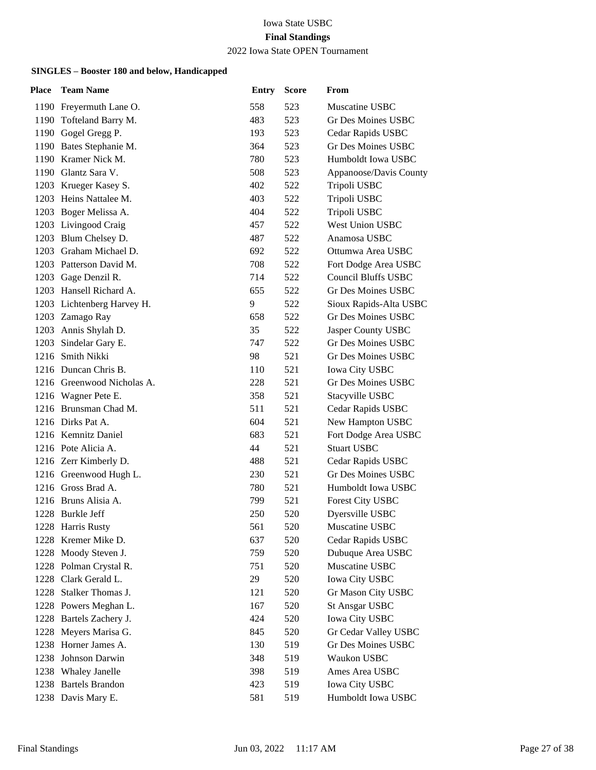Iowa State USBC

**Final Standings**

2022 Iowa State OPEN Tournament

**SINGLES – Booster 180 and below, Handicapped**

| Place | Team Name | Entry | Score | From |
|---|---|---|---|---|
| 1190 | Freyermuth Lane O. | 558 | 523 | Muscatine USBC |
| 1190 | Tofteland Barry M. | 483 | 523 | Gr Des Moines USBC |
| 1190 | Gogel Gregg P. | 193 | 523 | Cedar Rapids USBC |
| 1190 | Bates Stephanie M. | 364 | 523 | Gr Des Moines USBC |
| 1190 | Kramer Nick M. | 780 | 523 | Humboldt Iowa USBC |
| 1190 | Glantz Sara V. | 508 | 523 | Appanoose/Davis County |
| 1203 | Krueger Kasey S. | 402 | 522 | Tripoli USBC |
| 1203 | Heins Nattalee M. | 403 | 522 | Tripoli USBC |
| 1203 | Boger Melissa A. | 404 | 522 | Tripoli USBC |
| 1203 | Livingood Craig | 457 | 522 | West Union USBC |
| 1203 | Blum Chelsey D. | 487 | 522 | Anamosa USBC |
| 1203 | Graham Michael D. | 692 | 522 | Ottumwa Area USBC |
| 1203 | Patterson David M. | 708 | 522 | Fort Dodge Area USBC |
| 1203 | Gage Denzil R. | 714 | 522 | Council Bluffs USBC |
| 1203 | Hansell Richard A. | 655 | 522 | Gr Des Moines USBC |
| 1203 | Lichtenberg Harvey H. | 9 | 522 | Sioux Rapids-Alta USBC |
| 1203 | Zamago Ray | 658 | 522 | Gr Des Moines USBC |
| 1203 | Annis Shylah D. | 35 | 522 | Jasper County USBC |
| 1203 | Sindelar Gary E. | 747 | 522 | Gr Des Moines USBC |
| 1216 | Smith Nikki | 98 | 521 | Gr Des Moines USBC |
| 1216 | Duncan Chris B. | 110 | 521 | Iowa City USBC |
| 1216 | Greenwood Nicholas A. | 228 | 521 | Gr Des Moines USBC |
| 1216 | Wagner Pete E. | 358 | 521 | Stacyville USBC |
| 1216 | Brunsman Chad M. | 511 | 521 | Cedar Rapids USBC |
| 1216 | Dirks Pat A. | 604 | 521 | New Hampton USBC |
| 1216 | Kemnitz Daniel | 683 | 521 | Fort Dodge Area USBC |
| 1216 | Pote Alicia A. | 44 | 521 | Stuart USBC |
| 1216 | Zerr Kimberly D. | 488 | 521 | Cedar Rapids USBC |
| 1216 | Greenwood Hugh L. | 230 | 521 | Gr Des Moines USBC |
| 1216 | Gross Brad A. | 780 | 521 | Humboldt Iowa USBC |
| 1216 | Bruns Alisia A. | 799 | 521 | Forest City USBC |
| 1228 | Burkle Jeff | 250 | 520 | Dyersville USBC |
| 1228 | Harris Rusty | 561 | 520 | Muscatine USBC |
| 1228 | Kremer Mike D. | 637 | 520 | Cedar Rapids USBC |
| 1228 | Moody Steven J. | 759 | 520 | Dubuque Area USBC |
| 1228 | Polman Crystal R. | 751 | 520 | Muscatine USBC |
| 1228 | Clark Gerald L. | 29 | 520 | Iowa City USBC |
| 1228 | Stalker Thomas J. | 121 | 520 | Gr Mason City USBC |
| 1228 | Powers Meghan L. | 167 | 520 | St Ansgar USBC |
| 1228 | Bartels Zachery J. | 424 | 520 | Iowa City USBC |
| 1228 | Meyers Marisa G. | 845 | 520 | Gr Cedar Valley USBC |
| 1238 | Horner James A. | 130 | 519 | Gr Des Moines USBC |
| 1238 | Johnson Darwin | 348 | 519 | Waukon USBC |
| 1238 | Whaley Janelle | 398 | 519 | Ames Area USBC |
| 1238 | Bartels Brandon | 423 | 519 | Iowa City USBC |
| 1238 | Davis Mary E. | 581 | 519 | Humboldt Iowa USBC |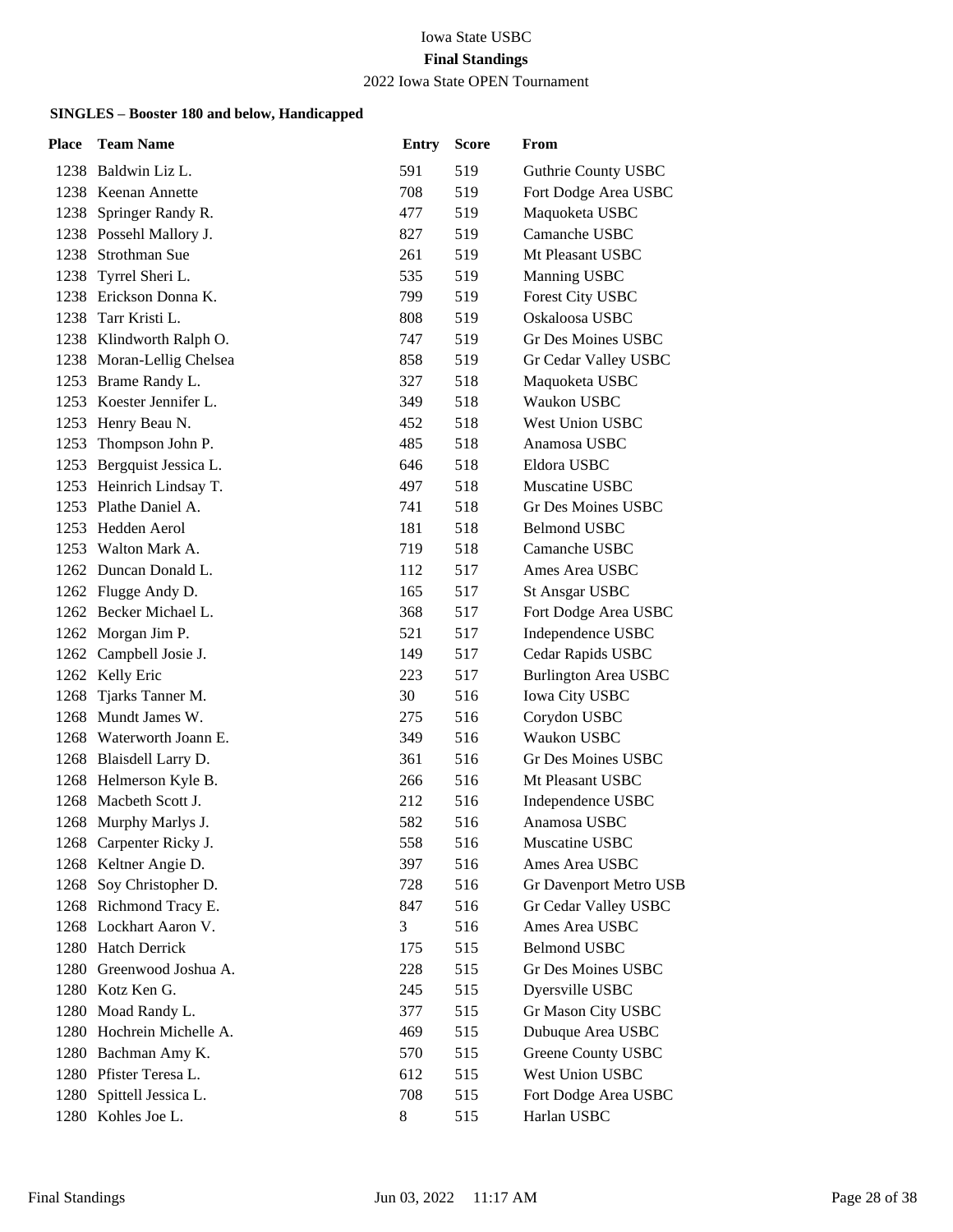Iowa State USBC

**Final Standings**

2022 Iowa State OPEN Tournament

### SINGLES – Booster 180 and below, Handicapped

| Place | Team Name | Entry | Score | From |
|---|---|---|---|---|
| 1238 | Baldwin Liz L. | 591 | 519 | Guthrie County USBC |
| 1238 | Keenan Annette | 708 | 519 | Fort Dodge Area USBC |
| 1238 | Springer Randy R. | 477 | 519 | Maquoketa USBC |
| 1238 | Possehl Mallory J. | 827 | 519 | Camanche USBC |
| 1238 | Strothman Sue | 261 | 519 | Mt Pleasant USBC |
| 1238 | Tyrrel Sheri L. | 535 | 519 | Manning USBC |
| 1238 | Erickson Donna K. | 799 | 519 | Forest City USBC |
| 1238 | Tarr Kristi L. | 808 | 519 | Oskaloosa USBC |
| 1238 | Klindworth Ralph O. | 747 | 519 | Gr Des Moines USBC |
| 1238 | Moran-Lellig Chelsea | 858 | 519 | Gr Cedar Valley USBC |
| 1253 | Brame Randy L. | 327 | 518 | Maquoketa USBC |
| 1253 | Koester Jennifer L. | 349 | 518 | Waukon USBC |
| 1253 | Henry Beau N. | 452 | 518 | West Union USBC |
| 1253 | Thompson John P. | 485 | 518 | Anamosa USBC |
| 1253 | Bergquist Jessica L. | 646 | 518 | Eldora USBC |
| 1253 | Heinrich Lindsay T. | 497 | 518 | Muscatine USBC |
| 1253 | Plathe Daniel A. | 741 | 518 | Gr Des Moines USBC |
| 1253 | Hedden Aerol | 181 | 518 | Belmond USBC |
| 1253 | Walton Mark A. | 719 | 518 | Camanche USBC |
| 1262 | Duncan Donald L. | 112 | 517 | Ames Area USBC |
| 1262 | Flugge Andy D. | 165 | 517 | St Ansgar USBC |
| 1262 | Becker Michael L. | 368 | 517 | Fort Dodge Area USBC |
| 1262 | Morgan Jim P. | 521 | 517 | Independence USBC |
| 1262 | Campbell Josie J. | 149 | 517 | Cedar Rapids USBC |
| 1262 | Kelly Eric | 223 | 517 | Burlington Area USBC |
| 1268 | Tjarks Tanner M. | 30 | 516 | Iowa City USBC |
| 1268 | Mundt James W. | 275 | 516 | Corydon USBC |
| 1268 | Waterworth Joann E. | 349 | 516 | Waukon USBC |
| 1268 | Blaisdell Larry D. | 361 | 516 | Gr Des Moines USBC |
| 1268 | Helmerson Kyle B. | 266 | 516 | Mt Pleasant USBC |
| 1268 | Macbeth Scott J. | 212 | 516 | Independence USBC |
| 1268 | Murphy Marlys J. | 582 | 516 | Anamosa USBC |
| 1268 | Carpenter Ricky J. | 558 | 516 | Muscatine USBC |
| 1268 | Keltner Angie D. | 397 | 516 | Ames Area USBC |
| 1268 | Soy Christopher D. | 728 | 516 | Gr Davenport Metro USB |
| 1268 | Richmond Tracy E. | 847 | 516 | Gr Cedar Valley USBC |
| 1268 | Lockhart Aaron V. | 3 | 516 | Ames Area USBC |
| 1280 | Hatch Derrick | 175 | 515 | Belmond USBC |
| 1280 | Greenwood Joshua A. | 228 | 515 | Gr Des Moines USBC |
| 1280 | Kotz Ken G. | 245 | 515 | Dyersville USBC |
| 1280 | Moad Randy L. | 377 | 515 | Gr Mason City USBC |
| 1280 | Hochrein Michelle A. | 469 | 515 | Dubuque Area USBC |
| 1280 | Bachman Amy K. | 570 | 515 | Greene County USBC |
| 1280 | Pfister Teresa L. | 612 | 515 | West Union USBC |
| 1280 | Spittell Jessica L. | 708 | 515 | Fort Dodge Area USBC |
| 1280 | Kohles Joe L. | 8 | 515 | Harlan USBC |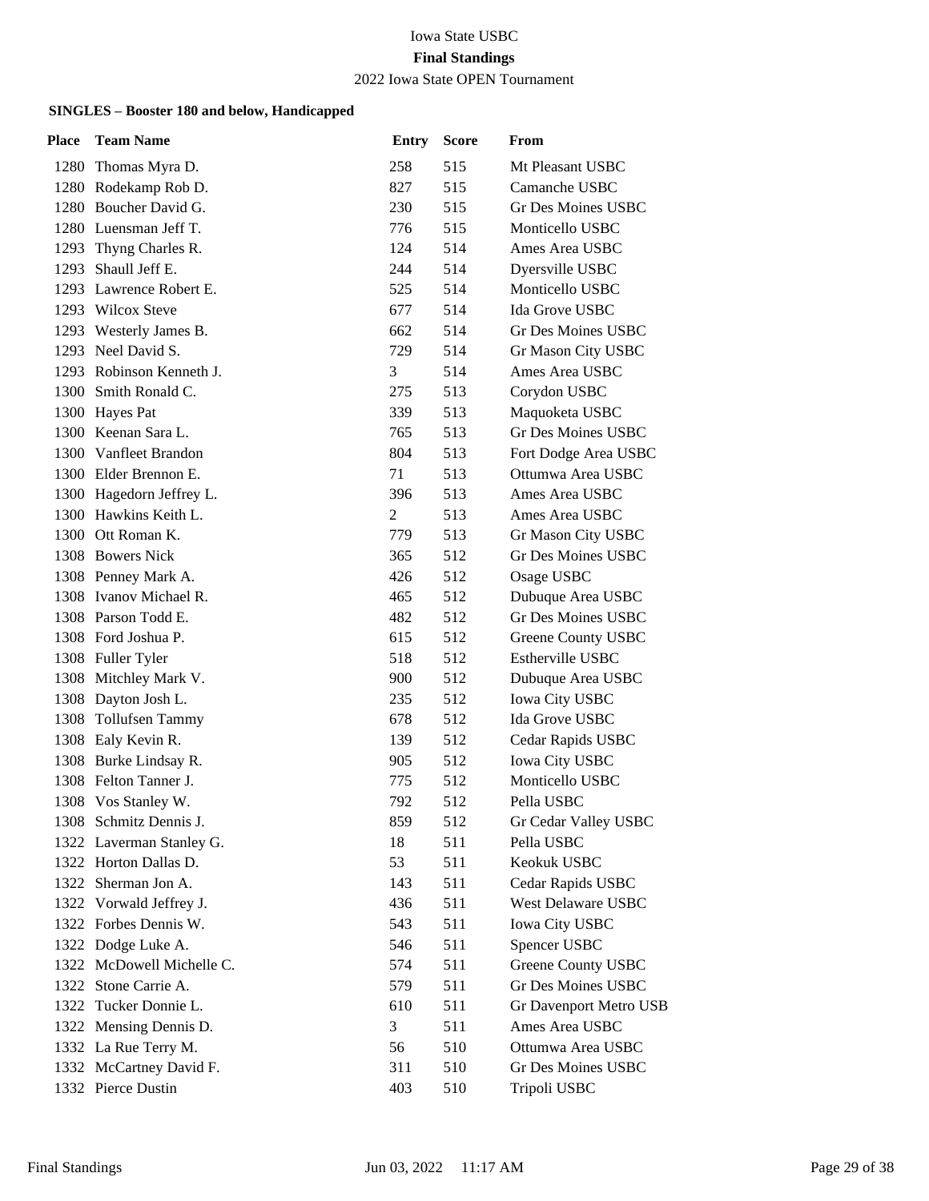Iowa State USBC

**Final Standings**

2022 Iowa State OPEN Tournament

**SINGLES – Booster 180 and below, Handicapped**

| Place | Team Name | Entry | Score | From |
|---|---|---|---|---|
| 1280 | Thomas Myra D. | 258 | 515 | Mt Pleasant USBC |
| 1280 | Rodekamp Rob D. | 827 | 515 | Camanche USBC |
| 1280 | Boucher David G. | 230 | 515 | Gr Des Moines USBC |
| 1280 | Luensman Jeff T. | 776 | 515 | Monticello USBC |
| 1293 | Thyng Charles R. | 124 | 514 | Ames Area USBC |
| 1293 | Shaull Jeff E. | 244 | 514 | Dyersville USBC |
| 1293 | Lawrence Robert E. | 525 | 514 | Monticello USBC |
| 1293 | Wilcox Steve | 677 | 514 | Ida Grove USBC |
| 1293 | Westerly James B. | 662 | 514 | Gr Des Moines USBC |
| 1293 | Neel David S. | 729 | 514 | Gr Mason City USBC |
| 1293 | Robinson Kenneth J. | 3 | 514 | Ames Area USBC |
| 1300 | Smith Ronald C. | 275 | 513 | Corydon USBC |
| 1300 | Hayes Pat | 339 | 513 | Maquoketa USBC |
| 1300 | Keenan Sara L. | 765 | 513 | Gr Des Moines USBC |
| 1300 | Vanfleet Brandon | 804 | 513 | Fort Dodge Area USBC |
| 1300 | Elder Brennon E. | 71 | 513 | Ottumwa Area USBC |
| 1300 | Hagedorn Jeffrey L. | 396 | 513 | Ames Area USBC |
| 1300 | Hawkins Keith L. | 2 | 513 | Ames Area USBC |
| 1300 | Ott Roman K. | 779 | 513 | Gr Mason City USBC |
| 1308 | Bowers Nick | 365 | 512 | Gr Des Moines USBC |
| 1308 | Penney Mark A. | 426 | 512 | Osage USBC |
| 1308 | Ivanov Michael R. | 465 | 512 | Dubuque Area USBC |
| 1308 | Parson Todd E. | 482 | 512 | Gr Des Moines USBC |
| 1308 | Ford Joshua P. | 615 | 512 | Greene County USBC |
| 1308 | Fuller Tyler | 518 | 512 | Estherville USBC |
| 1308 | Mitchley Mark V. | 900 | 512 | Dubuque Area USBC |
| 1308 | Dayton Josh L. | 235 | 512 | Iowa City USBC |
| 1308 | Tollufsen Tammy | 678 | 512 | Ida Grove USBC |
| 1308 | Ealy Kevin R. | 139 | 512 | Cedar Rapids USBC |
| 1308 | Burke Lindsay R. | 905 | 512 | Iowa City USBC |
| 1308 | Felton Tanner J. | 775 | 512 | Monticello USBC |
| 1308 | Vos Stanley W. | 792 | 512 | Pella USBC |
| 1308 | Schmitz Dennis J. | 859 | 512 | Gr Cedar Valley USBC |
| 1322 | Laverman Stanley G. | 18 | 511 | Pella USBC |
| 1322 | Horton Dallas D. | 53 | 511 | Keokuk USBC |
| 1322 | Sherman Jon A. | 143 | 511 | Cedar Rapids USBC |
| 1322 | Vorwald Jeffrey J. | 436 | 511 | West Delaware USBC |
| 1322 | Forbes Dennis W. | 543 | 511 | Iowa City USBC |
| 1322 | Dodge Luke A. | 546 | 511 | Spencer USBC |
| 1322 | McDowell Michelle C. | 574 | 511 | Greene County USBC |
| 1322 | Stone Carrie A. | 579 | 511 | Gr Des Moines USBC |
| 1322 | Tucker Donnie L. | 610 | 511 | Gr Davenport Metro USB |
| 1322 | Mensing Dennis D. | 3 | 511 | Ames Area USBC |
| 1332 | La Rue Terry M. | 56 | 510 | Ottumwa Area USBC |
| 1332 | McCartney David F. | 311 | 510 | Gr Des Moines USBC |
| 1332 | Pierce Dustin | 403 | 510 | Tripoli USBC |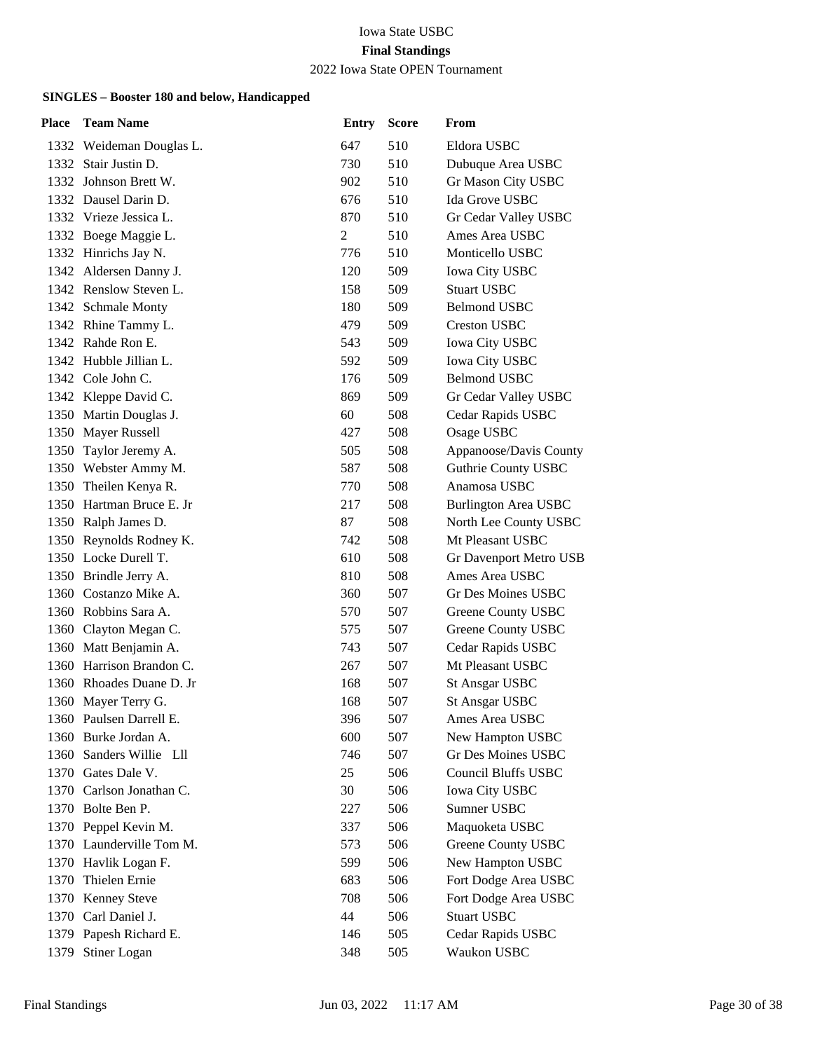Iowa State USBC

**Final Standings**

2022 Iowa State OPEN Tournament

### SINGLES – Booster 180 and below, Handicapped

| Place | Team Name | Entry | Score | From |
|---|---|---|---|---|
| 1332 | Weideman Douglas L. | 647 | 510 | Eldora USBC |
| 1332 | Stair Justin D. | 730 | 510 | Dubuque Area USBC |
| 1332 | Johnson Brett W. | 902 | 510 | Gr Mason City USBC |
| 1332 | Dausel Darin D. | 676 | 510 | Ida Grove USBC |
| 1332 | Vrieze Jessica L. | 870 | 510 | Gr Cedar Valley USBC |
| 1332 | Boege Maggie L. | 2 | 510 | Ames Area USBC |
| 1332 | Hinrichs Jay N. | 776 | 510 | Monticello USBC |
| 1342 | Aldersen Danny J. | 120 | 509 | Iowa City USBC |
| 1342 | Renslow Steven L. | 158 | 509 | Stuart USBC |
| 1342 | Schmale Monty | 180 | 509 | Belmond USBC |
| 1342 | Rhine Tammy L. | 479 | 509 | Creston USBC |
| 1342 | Rahde Ron E. | 543 | 509 | Iowa City USBC |
| 1342 | Hubble Jillian L. | 592 | 509 | Iowa City USBC |
| 1342 | Cole John C. | 176 | 509 | Belmond USBC |
| 1342 | Kleppe David C. | 869 | 509 | Gr Cedar Valley USBC |
| 1350 | Martin Douglas J. | 60 | 508 | Cedar Rapids USBC |
| 1350 | Mayer Russell | 427 | 508 | Osage USBC |
| 1350 | Taylor Jeremy A. | 505 | 508 | Appanoose/Davis County |
| 1350 | Webster Ammy M. | 587 | 508 | Guthrie County USBC |
| 1350 | Theilen Kenya R. | 770 | 508 | Anamosa USBC |
| 1350 | Hartman Bruce E. Jr | 217 | 508 | Burlington Area USBC |
| 1350 | Ralph James D. | 87 | 508 | North Lee County USBC |
| 1350 | Reynolds Rodney K. | 742 | 508 | Mt Pleasant USBC |
| 1350 | Locke Durell T. | 610 | 508 | Gr Davenport Metro USB |
| 1350 | Brindle Jerry A. | 810 | 508 | Ames Area USBC |
| 1360 | Costanzo Mike A. | 360 | 507 | Gr Des Moines USBC |
| 1360 | Robbins Sara A. | 570 | 507 | Greene County USBC |
| 1360 | Clayton Megan C. | 575 | 507 | Greene County USBC |
| 1360 | Matt Benjamin A. | 743 | 507 | Cedar Rapids USBC |
| 1360 | Harrison Brandon C. | 267 | 507 | Mt Pleasant USBC |
| 1360 | Rhoades Duane D. Jr | 168 | 507 | St Ansgar USBC |
| 1360 | Mayer Terry G. | 168 | 507 | St Ansgar USBC |
| 1360 | Paulsen Darrell E. | 396 | 507 | Ames Area USBC |
| 1360 | Burke Jordan A. | 600 | 507 | New Hampton USBC |
| 1360 | Sanders Willie Lll | 746 | 507 | Gr Des Moines USBC |
| 1370 | Gates Dale V. | 25 | 506 | Council Bluffs USBC |
| 1370 | Carlson Jonathan C. | 30 | 506 | Iowa City USBC |
| 1370 | Bolte Ben P. | 227 | 506 | Sumner USBC |
| 1370 | Peppel Kevin M. | 337 | 506 | Maquoketa USBC |
| 1370 | Launderville Tom M. | 573 | 506 | Greene County USBC |
| 1370 | Havlik Logan F. | 599 | 506 | New Hampton USBC |
| 1370 | Thielen Ernie | 683 | 506 | Fort Dodge Area USBC |
| 1370 | Kenney Steve | 708 | 506 | Fort Dodge Area USBC |
| 1370 | Carl Daniel J. | 44 | 506 | Stuart USBC |
| 1379 | Papesh Richard E. | 146 | 505 | Cedar Rapids USBC |
| 1379 | Stiner Logan | 348 | 505 | Waukon USBC |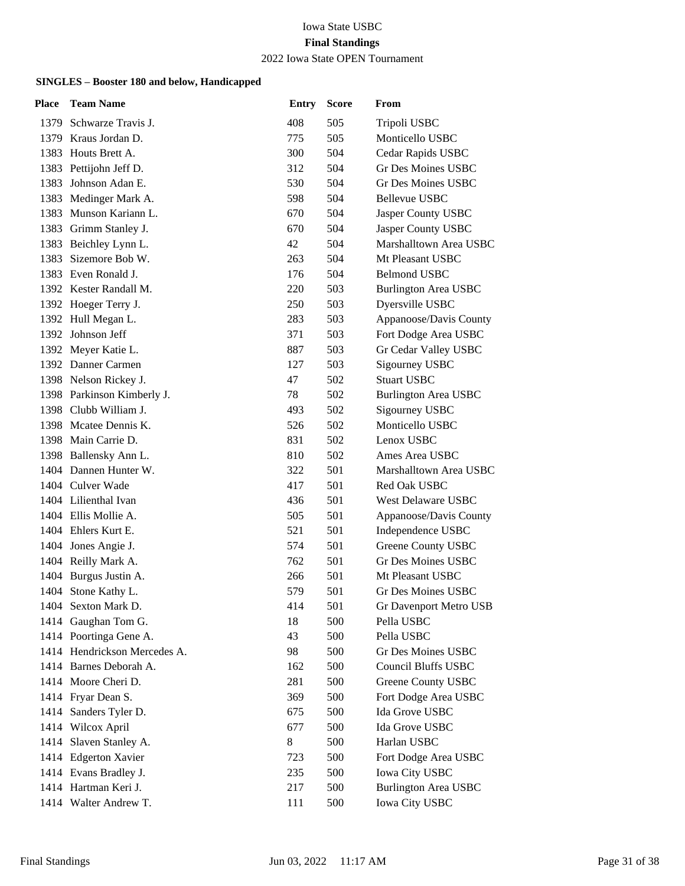Iowa State USBC

**Final Standings**

2022 Iowa State OPEN Tournament

### SINGLES – Booster 180 and below, Handicapped

| Place | Team Name | Entry | Score | From |
|---|---|---|---|---|
| 1379 | Schwarze Travis J. | 408 | 505 | Tripoli USBC |
| 1379 | Kraus Jordan D. | 775 | 505 | Monticello USBC |
| 1383 | Houts Brett A. | 300 | 504 | Cedar Rapids USBC |
| 1383 | Pettijohn Jeff D. | 312 | 504 | Gr Des Moines USBC |
| 1383 | Johnson Adan E. | 530 | 504 | Gr Des Moines USBC |
| 1383 | Medinger Mark A. | 598 | 504 | Bellevue USBC |
| 1383 | Munson Kariann L. | 670 | 504 | Jasper County USBC |
| 1383 | Grimm Stanley J. | 670 | 504 | Jasper County USBC |
| 1383 | Beichley Lynn L. | 42 | 504 | Marshalltown Area USBC |
| 1383 | Sizemore Bob W. | 263 | 504 | Mt Pleasant USBC |
| 1383 | Even Ronald J. | 176 | 504 | Belmond USBC |
| 1392 | Kester Randall M. | 220 | 503 | Burlington Area USBC |
| 1392 | Hoeger Terry J. | 250 | 503 | Dyersville USBC |
| 1392 | Hull Megan L. | 283 | 503 | Appanoose/Davis County |
| 1392 | Johnson Jeff | 371 | 503 | Fort Dodge Area USBC |
| 1392 | Meyer Katie L. | 887 | 503 | Gr Cedar Valley USBC |
| 1392 | Danner Carmen | 127 | 503 | Sigourney USBC |
| 1398 | Nelson Rickey J. | 47 | 502 | Stuart USBC |
| 1398 | Parkinson Kimberly J. | 78 | 502 | Burlington Area USBC |
| 1398 | Clubb William J. | 493 | 502 | Sigourney USBC |
| 1398 | Mcatee Dennis K. | 526 | 502 | Monticello USBC |
| 1398 | Main Carrie D. | 831 | 502 | Lenox USBC |
| 1398 | Ballensky Ann L. | 810 | 502 | Ames Area USBC |
| 1404 | Dannen Hunter W. | 322 | 501 | Marshalltown Area USBC |
| 1404 | Culver Wade | 417 | 501 | Red Oak USBC |
| 1404 | Lilienthal Ivan | 436 | 501 | West Delaware USBC |
| 1404 | Ellis Mollie A. | 505 | 501 | Appanoose/Davis County |
| 1404 | Ehlers Kurt E. | 521 | 501 | Independence USBC |
| 1404 | Jones Angie J. | 574 | 501 | Greene County USBC |
| 1404 | Reilly Mark A. | 762 | 501 | Gr Des Moines USBC |
| 1404 | Burgus Justin A. | 266 | 501 | Mt Pleasant USBC |
| 1404 | Stone Kathy L. | 579 | 501 | Gr Des Moines USBC |
| 1404 | Sexton Mark D. | 414 | 501 | Gr Davenport Metro USB |
| 1414 | Gaughan Tom G. | 18 | 500 | Pella USBC |
| 1414 | Poortinga Gene A. | 43 | 500 | Pella USBC |
| 1414 | Hendrickson Mercedes A. | 98 | 500 | Gr Des Moines USBC |
| 1414 | Barnes Deborah A. | 162 | 500 | Council Bluffs USBC |
| 1414 | Moore Cheri D. | 281 | 500 | Greene County USBC |
| 1414 | Fryar Dean S. | 369 | 500 | Fort Dodge Area USBC |
| 1414 | Sanders Tyler D. | 675 | 500 | Ida Grove USBC |
| 1414 | Wilcox April | 677 | 500 | Ida Grove USBC |
| 1414 | Slaven Stanley A. | 8 | 500 | Harlan USBC |
| 1414 | Edgerton Xavier | 723 | 500 | Fort Dodge Area USBC |
| 1414 | Evans Bradley J. | 235 | 500 | Iowa City USBC |
| 1414 | Hartman Keri J. | 217 | 500 | Burlington Area USBC |
| 1414 | Walter Andrew T. | 111 | 500 | Iowa City USBC |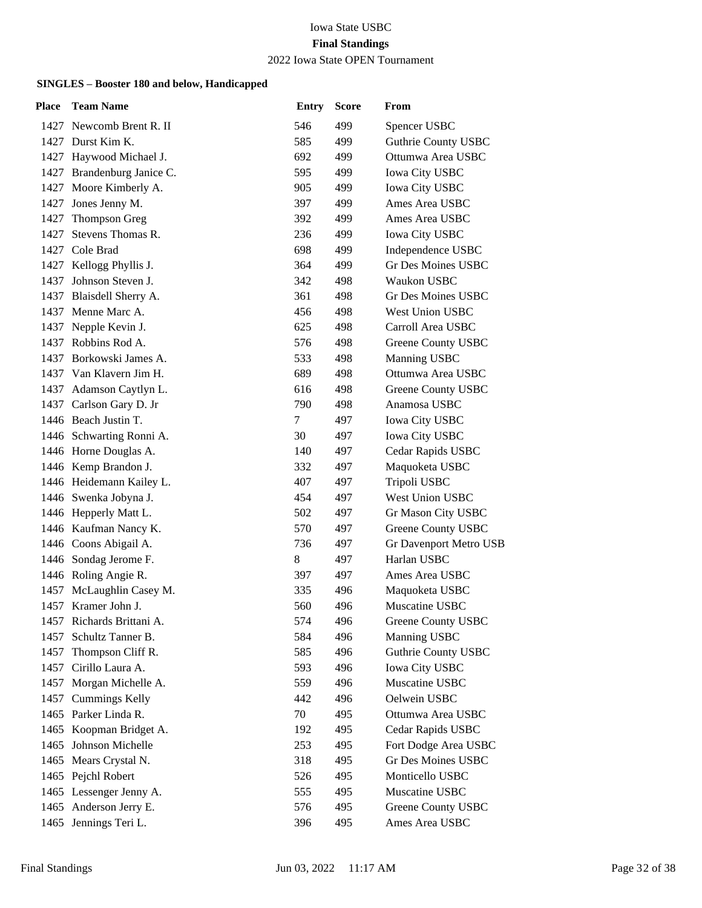Iowa State USBC

**Final Standings**

2022 Iowa State OPEN Tournament

### SINGLES – Booster 180 and below, Handicapped

| Place | Team Name | Entry | Score | From |
|---|---|---|---|---|
| 1427 | Newcomb Brent R. II | 546 | 499 | Spencer USBC |
| 1427 | Durst Kim K. | 585 | 499 | Guthrie County USBC |
| 1427 | Haywood Michael J. | 692 | 499 | Ottumwa Area USBC |
| 1427 | Brandenburg Janice C. | 595 | 499 | Iowa City USBC |
| 1427 | Moore Kimberly A. | 905 | 499 | Iowa City USBC |
| 1427 | Jones Jenny M. | 397 | 499 | Ames Area USBC |
| 1427 | Thompson Greg | 392 | 499 | Ames Area USBC |
| 1427 | Stevens Thomas R. | 236 | 499 | Iowa City USBC |
| 1427 | Cole Brad | 698 | 499 | Independence USBC |
| 1427 | Kellogg Phyllis J. | 364 | 499 | Gr Des Moines USBC |
| 1437 | Johnson Steven J. | 342 | 498 | Waukon USBC |
| 1437 | Blaisdell Sherry A. | 361 | 498 | Gr Des Moines USBC |
| 1437 | Menne Marc A. | 456 | 498 | West Union USBC |
| 1437 | Nepple Kevin J. | 625 | 498 | Carroll Area USBC |
| 1437 | Robbins Rod A. | 576 | 498 | Greene County USBC |
| 1437 | Borkowski James A. | 533 | 498 | Manning USBC |
| 1437 | Van Klavern Jim H. | 689 | 498 | Ottumwa Area USBC |
| 1437 | Adamson Caytlyn L. | 616 | 498 | Greene County USBC |
| 1437 | Carlson Gary D. Jr | 790 | 498 | Anamosa USBC |
| 1446 | Beach Justin T. | 7 | 497 | Iowa City USBC |
| 1446 | Schwarting Ronni A. | 30 | 497 | Iowa City USBC |
| 1446 | Horne Douglas A. | 140 | 497 | Cedar Rapids USBC |
| 1446 | Kemp Brandon J. | 332 | 497 | Maquoketa USBC |
| 1446 | Heidemann Kailey L. | 407 | 497 | Tripoli USBC |
| 1446 | Swenka Jobyna J. | 454 | 497 | West Union USBC |
| 1446 | Hepperly Matt L. | 502 | 497 | Gr Mason City USBC |
| 1446 | Kaufman Nancy K. | 570 | 497 | Greene County USBC |
| 1446 | Coons Abigail A. | 736 | 497 | Gr Davenport Metro USB |
| 1446 | Sondag Jerome F. | 8 | 497 | Harlan USBC |
| 1446 | Roling Angie R. | 397 | 497 | Ames Area USBC |
| 1457 | McLaughlin Casey M. | 335 | 496 | Maquoketa USBC |
| 1457 | Kramer John J. | 560 | 496 | Muscatine USBC |
| 1457 | Richards Brittani A. | 574 | 496 | Greene County USBC |
| 1457 | Schultz Tanner B. | 584 | 496 | Manning USBC |
| 1457 | Thompson Cliff R. | 585 | 496 | Guthrie County USBC |
| 1457 | Cirillo Laura A. | 593 | 496 | Iowa City USBC |
| 1457 | Morgan Michelle A. | 559 | 496 | Muscatine USBC |
| 1457 | Cummings Kelly | 442 | 496 | Oelwein USBC |
| 1465 | Parker Linda R. | 70 | 495 | Ottumwa Area USBC |
| 1465 | Koopman Bridget A. | 192 | 495 | Cedar Rapids USBC |
| 1465 | Johnson Michelle | 253 | 495 | Fort Dodge Area USBC |
| 1465 | Mears Crystal N. | 318 | 495 | Gr Des Moines USBC |
| 1465 | Pejchl Robert | 526 | 495 | Monticello USBC |
| 1465 | Lessenger Jenny A. | 555 | 495 | Muscatine USBC |
| 1465 | Anderson Jerry E. | 576 | 495 | Greene County USBC |
| 1465 | Jennings Teri L. | 396 | 495 | Ames Area USBC |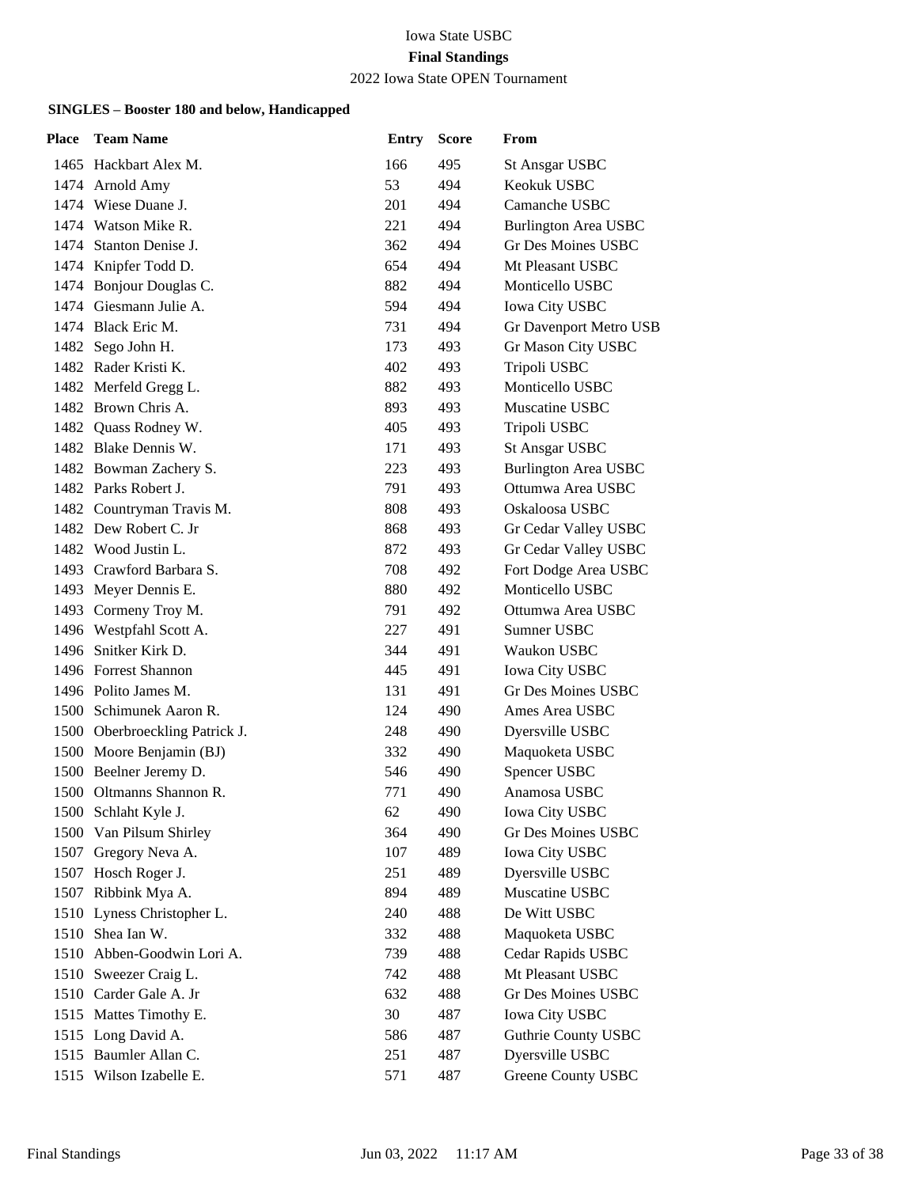Iowa State USBC

**Final Standings**

2022 Iowa State OPEN Tournament

### SINGLES – Booster 180 and below, Handicapped

| Place | Team Name | Entry | Score | From |
|---|---|---|---|---|
| 1465 | Hackbart Alex M. | 166 | 495 | St Ansgar USBC |
| 1474 | Arnold Amy | 53 | 494 | Keokuk USBC |
| 1474 | Wiese Duane J. | 201 | 494 | Camanche USBC |
| 1474 | Watson Mike R. | 221 | 494 | Burlington Area USBC |
| 1474 | Stanton Denise J. | 362 | 494 | Gr Des Moines USBC |
| 1474 | Knipfer Todd D. | 654 | 494 | Mt Pleasant USBC |
| 1474 | Bonjour Douglas C. | 882 | 494 | Monticello USBC |
| 1474 | Giesmann Julie A. | 594 | 494 | Iowa City USBC |
| 1474 | Black Eric M. | 731 | 494 | Gr Davenport Metro USB |
| 1482 | Sego John H. | 173 | 493 | Gr Mason City USBC |
| 1482 | Rader Kristi K. | 402 | 493 | Tripoli USBC |
| 1482 | Merfeld Gregg L. | 882 | 493 | Monticello USBC |
| 1482 | Brown Chris A. | 893 | 493 | Muscatine USBC |
| 1482 | Quass Rodney W. | 405 | 493 | Tripoli USBC |
| 1482 | Blake Dennis W. | 171 | 493 | St Ansgar USBC |
| 1482 | Bowman Zachery S. | 223 | 493 | Burlington Area USBC |
| 1482 | Parks Robert J. | 791 | 493 | Ottumwa Area USBC |
| 1482 | Countryman Travis M. | 808 | 493 | Oskaloosa USBC |
| 1482 | Dew Robert C. Jr | 868 | 493 | Gr Cedar Valley USBC |
| 1482 | Wood Justin L. | 872 | 493 | Gr Cedar Valley USBC |
| 1493 | Crawford Barbara S. | 708 | 492 | Fort Dodge Area USBC |
| 1493 | Meyer Dennis E. | 880 | 492 | Monticello USBC |
| 1493 | Cormeny Troy M. | 791 | 492 | Ottumwa Area USBC |
| 1496 | Westpfahl Scott A. | 227 | 491 | Sumner USBC |
| 1496 | Snitker Kirk D. | 344 | 491 | Waukon USBC |
| 1496 | Forrest Shannon | 445 | 491 | Iowa City USBC |
| 1496 | Polito James M. | 131 | 491 | Gr Des Moines USBC |
| 1500 | Schimunek Aaron R. | 124 | 490 | Ames Area USBC |
| 1500 | Oberbroeckling Patrick J. | 248 | 490 | Dyersville USBC |
| 1500 | Moore Benjamin (BJ) | 332 | 490 | Maquoketa USBC |
| 1500 | Beelner Jeremy D. | 546 | 490 | Spencer USBC |
| 1500 | Oltmanns Shannon R. | 771 | 490 | Anamosa USBC |
| 1500 | Schlaht Kyle J. | 62 | 490 | Iowa City USBC |
| 1500 | Van Pilsum Shirley | 364 | 490 | Gr Des Moines USBC |
| 1507 | Gregory Neva A. | 107 | 489 | Iowa City USBC |
| 1507 | Hosch Roger J. | 251 | 489 | Dyersville USBC |
| 1507 | Ribbink Mya A. | 894 | 489 | Muscatine USBC |
| 1510 | Lyness Christopher L. | 240 | 488 | De Witt USBC |
| 1510 | Shea Ian W. | 332 | 488 | Maquoketa USBC |
| 1510 | Abben-Goodwin Lori A. | 739 | 488 | Cedar Rapids USBC |
| 1510 | Sweezer Craig L. | 742 | 488 | Mt Pleasant USBC |
| 1510 | Carder Gale A. Jr | 632 | 488 | Gr Des Moines USBC |
| 1515 | Mattes Timothy E. | 30 | 487 | Iowa City USBC |
| 1515 | Long David A. | 586 | 487 | Guthrie County USBC |
| 1515 | Baumler Allan C. | 251 | 487 | Dyersville USBC |
| 1515 | Wilson Izabelle E. | 571 | 487 | Greene County USBC |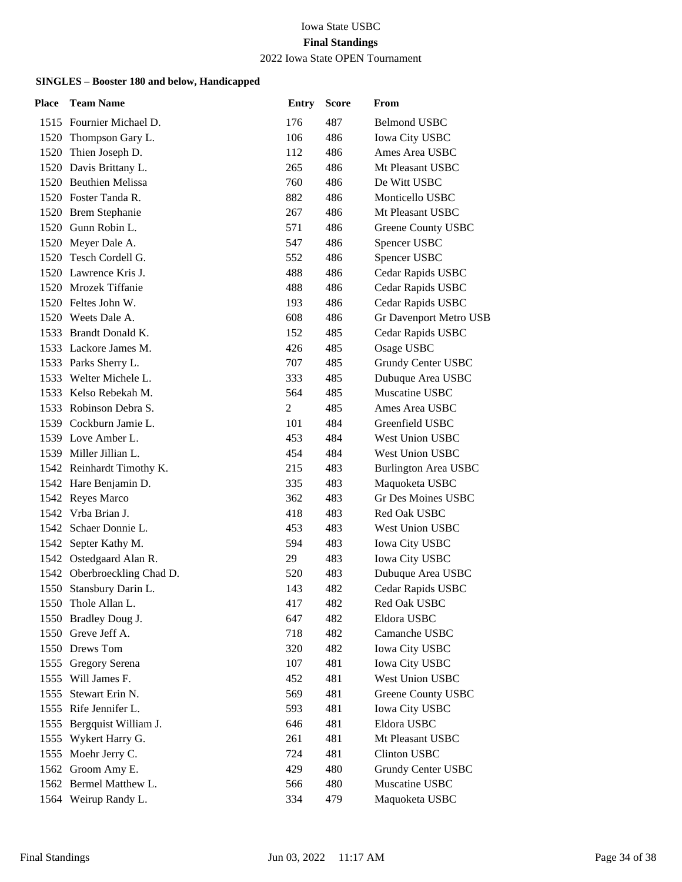Iowa State USBC

**Final Standings**

2022 Iowa State OPEN Tournament

### SINGLES – Booster 180 and below, Handicapped

| Place | Team Name | Entry | Score | From |
|---|---|---|---|---|
| 1515 | Fournier Michael D. | 176 | 487 | Belmond USBC |
| 1520 | Thompson Gary L. | 106 | 486 | Iowa City USBC |
| 1520 | Thien Joseph D. | 112 | 486 | Ames Area USBC |
| 1520 | Davis Brittany L. | 265 | 486 | Mt Pleasant USBC |
| 1520 | Beuthien Melissa | 760 | 486 | De Witt USBC |
| 1520 | Foster Tanda R. | 882 | 486 | Monticello USBC |
| 1520 | Brem Stephanie | 267 | 486 | Mt Pleasant USBC |
| 1520 | Gunn Robin L. | 571 | 486 | Greene County USBC |
| 1520 | Meyer Dale A. | 547 | 486 | Spencer USBC |
| 1520 | Tesch Cordell G. | 552 | 486 | Spencer USBC |
| 1520 | Lawrence Kris J. | 488 | 486 | Cedar Rapids USBC |
| 1520 | Mrozek Tiffanie | 488 | 486 | Cedar Rapids USBC |
| 1520 | Feltes John W. | 193 | 486 | Cedar Rapids USBC |
| 1520 | Weets Dale A. | 608 | 486 | Gr Davenport Metro USB |
| 1533 | Brandt Donald K. | 152 | 485 | Cedar Rapids USBC |
| 1533 | Lackore James M. | 426 | 485 | Osage USBC |
| 1533 | Parks Sherry L. | 707 | 485 | Grundy Center USBC |
| 1533 | Welter Michele L. | 333 | 485 | Dubuque Area USBC |
| 1533 | Kelso Rebekah M. | 564 | 485 | Muscatine USBC |
| 1533 | Robinson Debra S. | 2 | 485 | Ames Area USBC |
| 1539 | Cockburn Jamie L. | 101 | 484 | Greenfield USBC |
| 1539 | Love Amber L. | 453 | 484 | West Union USBC |
| 1539 | Miller Jillian L. | 454 | 484 | West Union USBC |
| 1542 | Reinhardt Timothy K. | 215 | 483 | Burlington Area USBC |
| 1542 | Hare Benjamin D. | 335 | 483 | Maquoketa USBC |
| 1542 | Reyes Marco | 362 | 483 | Gr Des Moines USBC |
| 1542 | Vrba Brian J. | 418 | 483 | Red Oak USBC |
| 1542 | Schaer Donnie L. | 453 | 483 | West Union USBC |
| 1542 | Septer Kathy M. | 594 | 483 | Iowa City USBC |
| 1542 | Ostedgaard Alan R. | 29 | 483 | Iowa City USBC |
| 1542 | Oberbroeckling Chad D. | 520 | 483 | Dubuque Area USBC |
| 1550 | Stansbury Darin L. | 143 | 482 | Cedar Rapids USBC |
| 1550 | Thole Allan L. | 417 | 482 | Red Oak USBC |
| 1550 | Bradley Doug J. | 647 | 482 | Eldora USBC |
| 1550 | Greve Jeff A. | 718 | 482 | Camanche USBC |
| 1550 | Drews Tom | 320 | 482 | Iowa City USBC |
| 1555 | Gregory Serena | 107 | 481 | Iowa City USBC |
| 1555 | Will James F. | 452 | 481 | West Union USBC |
| 1555 | Stewart Erin N. | 569 | 481 | Greene County USBC |
| 1555 | Rife Jennifer L. | 593 | 481 | Iowa City USBC |
| 1555 | Bergquist William J. | 646 | 481 | Eldora USBC |
| 1555 | Wykert Harry G. | 261 | 481 | Mt Pleasant USBC |
| 1555 | Moehr Jerry C. | 724 | 481 | Clinton USBC |
| 1562 | Groom Amy E. | 429 | 480 | Grundy Center USBC |
| 1562 | Bermel Matthew L. | 566 | 480 | Muscatine USBC |
| 1564 | Weirup Randy L. | 334 | 479 | Maquoketa USBC |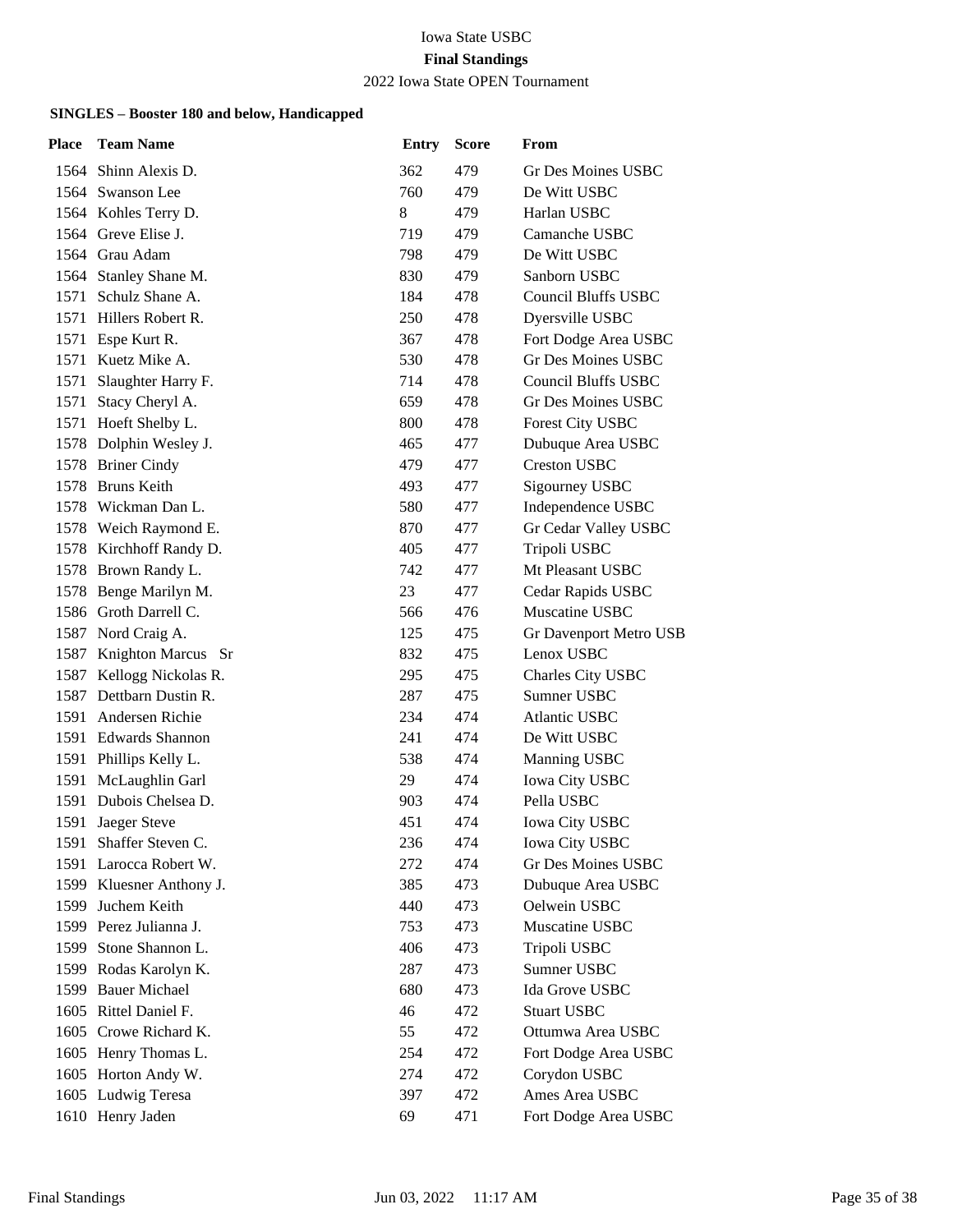Iowa State USBC

**Final Standings**

2022 Iowa State OPEN Tournament

**SINGLES – Booster 180 and below, Handicapped**

| Place | Team Name | Entry | Score | From |
|---|---|---|---|---|
| 1564 | Shinn Alexis D. | 362 | 479 | Gr Des Moines USBC |
| 1564 | Swanson Lee | 760 | 479 | De Witt USBC |
| 1564 | Kohles Terry D. | 8 | 479 | Harlan USBC |
| 1564 | Greve Elise J. | 719 | 479 | Camanche USBC |
| 1564 | Grau Adam | 798 | 479 | De Witt USBC |
| 1564 | Stanley Shane M. | 830 | 479 | Sanborn USBC |
| 1571 | Schulz Shane A. | 184 | 478 | Council Bluffs USBC |
| 1571 | Hillers Robert R. | 250 | 478 | Dyersville USBC |
| 1571 | Espe Kurt R. | 367 | 478 | Fort Dodge Area USBC |
| 1571 | Kuetz Mike A. | 530 | 478 | Gr Des Moines USBC |
| 1571 | Slaughter Harry F. | 714 | 478 | Council Bluffs USBC |
| 1571 | Stacy Cheryl A. | 659 | 478 | Gr Des Moines USBC |
| 1571 | Hoeft Shelby L. | 800 | 478 | Forest City USBC |
| 1578 | Dolphin Wesley J. | 465 | 477 | Dubuque Area USBC |
| 1578 | Briner Cindy | 479 | 477 | Creston USBC |
| 1578 | Bruns Keith | 493 | 477 | Sigourney USBC |
| 1578 | Wickman Dan L. | 580 | 477 | Independence USBC |
| 1578 | Weich Raymond E. | 870 | 477 | Gr Cedar Valley USBC |
| 1578 | Kirchhoff Randy D. | 405 | 477 | Tripoli USBC |
| 1578 | Brown Randy L. | 742 | 477 | Mt Pleasant USBC |
| 1578 | Benge Marilyn M. | 23 | 477 | Cedar Rapids USBC |
| 1586 | Groth Darrell C. | 566 | 476 | Muscatine USBC |
| 1587 | Nord Craig A. | 125 | 475 | Gr Davenport Metro USB |
| 1587 | Knighton Marcus Sr | 832 | 475 | Lenox USBC |
| 1587 | Kellogg Nickolas R. | 295 | 475 | Charles City USBC |
| 1587 | Dettbarn Dustin R. | 287 | 475 | Sumner USBC |
| 1591 | Andersen Richie | 234 | 474 | Atlantic USBC |
| 1591 | Edwards Shannon | 241 | 474 | De Witt USBC |
| 1591 | Phillips Kelly L. | 538 | 474 | Manning USBC |
| 1591 | McLaughlin Garl | 29 | 474 | Iowa City USBC |
| 1591 | Dubois Chelsea D. | 903 | 474 | Pella USBC |
| 1591 | Jaeger Steve | 451 | 474 | Iowa City USBC |
| 1591 | Shaffer Steven C. | 236 | 474 | Iowa City USBC |
| 1591 | Larocca Robert W. | 272 | 474 | Gr Des Moines USBC |
| 1599 | Kluesner Anthony J. | 385 | 473 | Dubuque Area USBC |
| 1599 | Juchem Keith | 440 | 473 | Oelwein USBC |
| 1599 | Perez Julianna J. | 753 | 473 | Muscatine USBC |
| 1599 | Stone Shannon L. | 406 | 473 | Tripoli USBC |
| 1599 | Rodas Karolyn K. | 287 | 473 | Sumner USBC |
| 1599 | Bauer Michael | 680 | 473 | Ida Grove USBC |
| 1605 | Rittel Daniel F. | 46 | 472 | Stuart USBC |
| 1605 | Crowe Richard K. | 55 | 472 | Ottumwa Area USBC |
| 1605 | Henry Thomas L. | 254 | 472 | Fort Dodge Area USBC |
| 1605 | Horton Andy W. | 274 | 472 | Corydon USBC |
| 1605 | Ludwig Teresa | 397 | 472 | Ames Area USBC |
| 1610 | Henry Jaden | 69 | 471 | Fort Dodge Area USBC |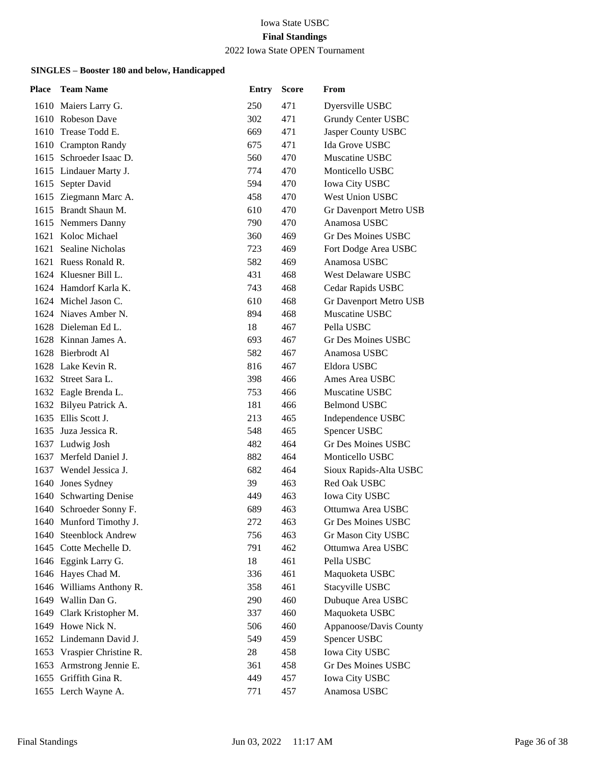Iowa State USBC

**Final Standings**

2022 Iowa State OPEN Tournament

**SINGLES – Booster 180 and below, Handicapped**

| Place | Team Name | Entry | Score | From |
|---|---|---|---|---|
| 1610 | Maiers Larry G. | 250 | 471 | Dyersville USBC |
| 1610 | Robeson Dave | 302 | 471 | Grundy Center USBC |
| 1610 | Trease Todd E. | 669 | 471 | Jasper County USBC |
| 1610 | Crampton Randy | 675 | 471 | Ida Grove USBC |
| 1615 | Schroeder Isaac D. | 560 | 470 | Muscatine USBC |
| 1615 | Lindauer Marty J. | 774 | 470 | Monticello USBC |
| 1615 | Septer David | 594 | 470 | Iowa City USBC |
| 1615 | Ziegmann Marc A. | 458 | 470 | West Union USBC |
| 1615 | Brandt Shaun M. | 610 | 470 | Gr Davenport Metro USB |
| 1615 | Nemmers Danny | 790 | 470 | Anamosa USBC |
| 1621 | Koloc Michael | 360 | 469 | Gr Des Moines USBC |
| 1621 | Sealine Nicholas | 723 | 469 | Fort Dodge Area USBC |
| 1621 | Ruess Ronald R. | 582 | 469 | Anamosa USBC |
| 1624 | Kluesner Bill L. | 431 | 468 | West Delaware USBC |
| 1624 | Hamdorf Karla K. | 743 | 468 | Cedar Rapids USBC |
| 1624 | Michel Jason C. | 610 | 468 | Gr Davenport Metro USB |
| 1624 | Niaves Amber N. | 894 | 468 | Muscatine USBC |
| 1628 | Dieleman Ed L. | 18 | 467 | Pella USBC |
| 1628 | Kinnan James A. | 693 | 467 | Gr Des Moines USBC |
| 1628 | Bierbrodt Al | 582 | 467 | Anamosa USBC |
| 1628 | Lake Kevin R. | 816 | 467 | Eldora USBC |
| 1632 | Street Sara L. | 398 | 466 | Ames Area USBC |
| 1632 | Eagle Brenda L. | 753 | 466 | Muscatine USBC |
| 1632 | Bilyeu Patrick A. | 181 | 466 | Belmond USBC |
| 1635 | Ellis Scott J. | 213 | 465 | Independence USBC |
| 1635 | Juza Jessica R. | 548 | 465 | Spencer USBC |
| 1637 | Ludwig Josh | 482 | 464 | Gr Des Moines USBC |
| 1637 | Merfeld Daniel J. | 882 | 464 | Monticello USBC |
| 1637 | Wendel Jessica J. | 682 | 464 | Sioux Rapids-Alta USBC |
| 1640 | Jones Sydney | 39 | 463 | Red Oak USBC |
| 1640 | Schwarting Denise | 449 | 463 | Iowa City USBC |
| 1640 | Schroeder Sonny F. | 689 | 463 | Ottumwa Area USBC |
| 1640 | Munford Timothy J. | 272 | 463 | Gr Des Moines USBC |
| 1640 | Steenblock Andrew | 756 | 463 | Gr Mason City USBC |
| 1645 | Cotte Mechelle D. | 791 | 462 | Ottumwa Area USBC |
| 1646 | Eggink Larry G. | 18 | 461 | Pella USBC |
| 1646 | Hayes Chad M. | 336 | 461 | Maquoketa USBC |
| 1646 | Williams Anthony R. | 358 | 461 | Stacyville USBC |
| 1649 | Wallin Dan G. | 290 | 460 | Dubuque Area USBC |
| 1649 | Clark Kristopher M. | 337 | 460 | Maquoketa USBC |
| 1649 | Howe Nick N. | 506 | 460 | Appanoose/Davis County |
| 1652 | Lindemann David J. | 549 | 459 | Spencer USBC |
| 1653 | Vraspier Christine R. | 28 | 458 | Iowa City USBC |
| 1653 | Armstrong Jennie E. | 361 | 458 | Gr Des Moines USBC |
| 1655 | Griffith Gina R. | 449 | 457 | Iowa City USBC |
| 1655 | Lerch Wayne A. | 771 | 457 | Anamosa USBC |

Final Standings Jun 03, 2022 11:17 AM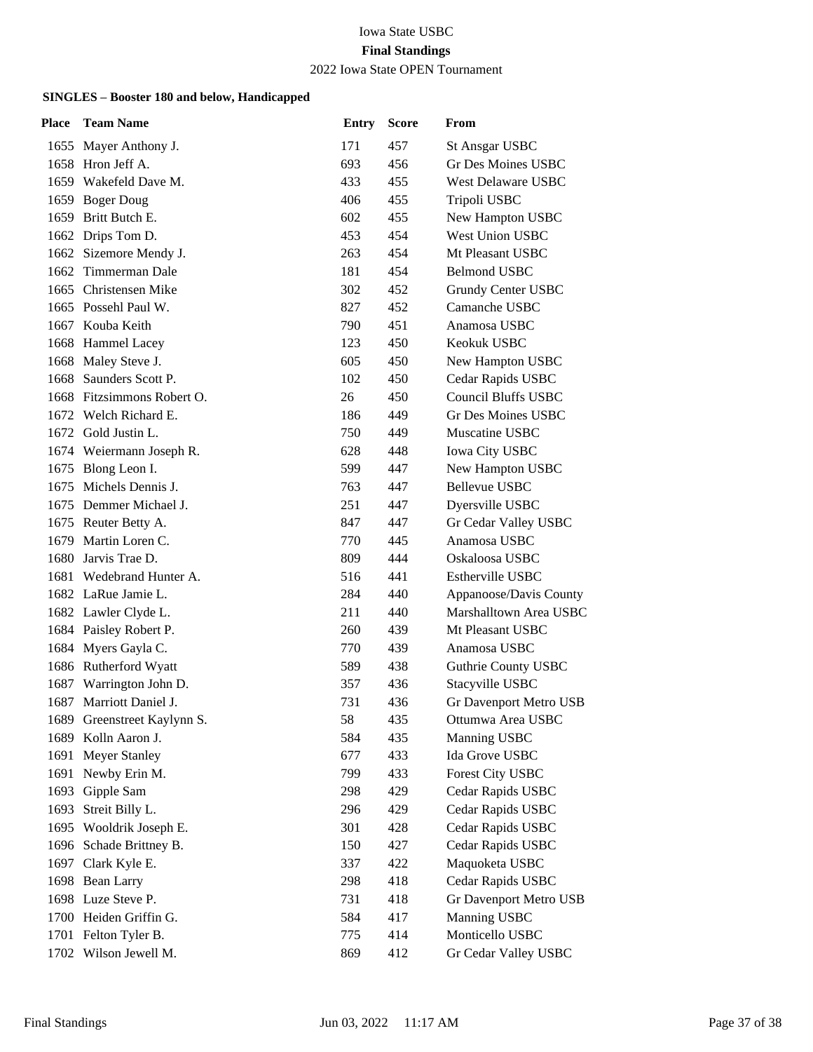Iowa State USBC

**Final Standings**

2022 Iowa State OPEN Tournament

### SINGLES – Booster 180 and below, Handicapped

| Place | Team Name | Entry | Score | From |
|---|---|---|---|---|
| 1655 | Mayer Anthony J. | 171 | 457 | St Ansgar USBC |
| 1658 | Hron Jeff A. | 693 | 456 | Gr Des Moines USBC |
| 1659 | Wakefeld Dave M. | 433 | 455 | West Delaware USBC |
| 1659 | Boger Doug | 406 | 455 | Tripoli USBC |
| 1659 | Britt Butch E. | 602 | 455 | New Hampton USBC |
| 1662 | Drips Tom D. | 453 | 454 | West Union USBC |
| 1662 | Sizemore Mendy J. | 263 | 454 | Mt Pleasant USBC |
| 1662 | Timmerman Dale | 181 | 454 | Belmond USBC |
| 1665 | Christensen Mike | 302 | 452 | Grundy Center USBC |
| 1665 | Possehl Paul W. | 827 | 452 | Camanche USBC |
| 1667 | Kouba Keith | 790 | 451 | Anamosa USBC |
| 1668 | Hammel Lacey | 123 | 450 | Keokuk USBC |
| 1668 | Maley Steve J. | 605 | 450 | New Hampton USBC |
| 1668 | Saunders Scott P. | 102 | 450 | Cedar Rapids USBC |
| 1668 | Fitzsimmons Robert O. | 26 | 450 | Council Bluffs USBC |
| 1672 | Welch Richard E. | 186 | 449 | Gr Des Moines USBC |
| 1672 | Gold Justin L. | 750 | 449 | Muscatine USBC |
| 1674 | Weiermann Joseph R. | 628 | 448 | Iowa City USBC |
| 1675 | Blong Leon I. | 599 | 447 | New Hampton USBC |
| 1675 | Michels Dennis J. | 763 | 447 | Bellevue USBC |
| 1675 | Demmer Michael J. | 251 | 447 | Dyersville USBC |
| 1675 | Reuter Betty A. | 847 | 447 | Gr Cedar Valley USBC |
| 1679 | Martin Loren C. | 770 | 445 | Anamosa USBC |
| 1680 | Jarvis Trae D. | 809 | 444 | Oskaloosa USBC |
| 1681 | Wedebrand Hunter A. | 516 | 441 | Estherville USBC |
| 1682 | LaRue Jamie L. | 284 | 440 | Appanoose/Davis County |
| 1682 | Lawler Clyde L. | 211 | 440 | Marshalltown Area USBC |
| 1684 | Paisley Robert P. | 260 | 439 | Mt Pleasant USBC |
| 1684 | Myers Gayla C. | 770 | 439 | Anamosa USBC |
| 1686 | Rutherford Wyatt | 589 | 438 | Guthrie County USBC |
| 1687 | Warrington John D. | 357 | 436 | Stacyville USBC |
| 1687 | Marriott Daniel J. | 731 | 436 | Gr Davenport Metro USB |
| 1689 | Greenstreet Kaylynn S. | 58 | 435 | Ottumwa Area USBC |
| 1689 | Kolln Aaron J. | 584 | 435 | Manning USBC |
| 1691 | Meyer Stanley | 677 | 433 | Ida Grove USBC |
| 1691 | Newby Erin M. | 799 | 433 | Forest City USBC |
| 1693 | Gipple Sam | 298 | 429 | Cedar Rapids USBC |
| 1693 | Streit Billy L. | 296 | 429 | Cedar Rapids USBC |
| 1695 | Wooldrik Joseph E. | 301 | 428 | Cedar Rapids USBC |
| 1696 | Schade Brittney B. | 150 | 427 | Cedar Rapids USBC |
| 1697 | Clark Kyle E. | 337 | 422 | Maquoketa USBC |
| 1698 | Bean Larry | 298 | 418 | Cedar Rapids USBC |
| 1698 | Luze Steve P. | 731 | 418 | Gr Davenport Metro USB |
| 1700 | Heiden Griffin G. | 584 | 417 | Manning USBC |
| 1701 | Felton Tyler B. | 775 | 414 | Monticello USBC |
| 1702 | Wilson Jewell M. | 869 | 412 | Gr Cedar Valley USBC |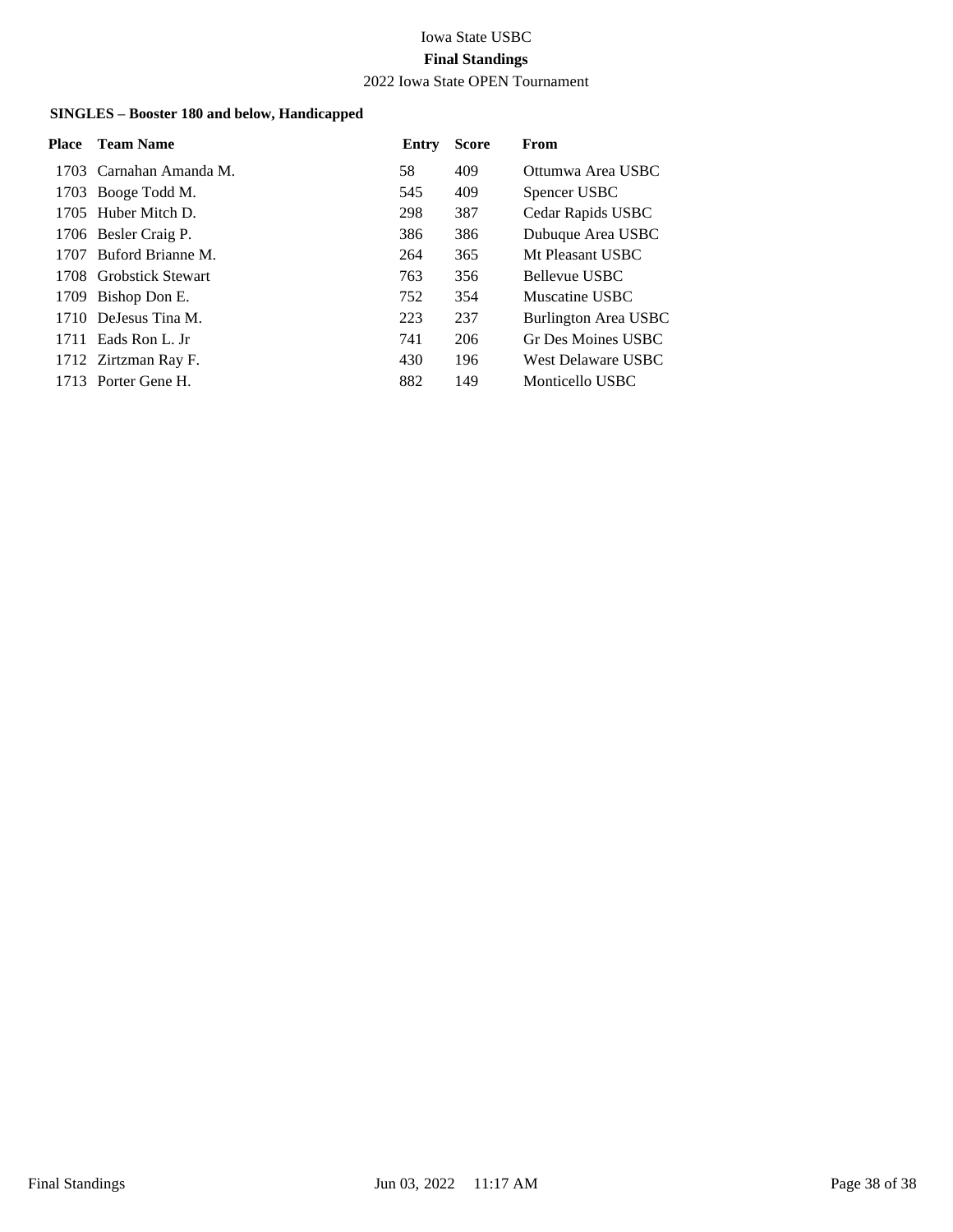Iowa State USBC

**Final Standings**

2022 Iowa State OPEN Tournament

**SINGLES – Booster 180 and below, Handicapped**

| Place | Team Name | Entry | Score | From |
| --- | --- | --- | --- | --- |
| 1703 | Carnahan Amanda M. | 58 | 409 | Ottumwa Area USBC |
| 1703 | Booge Todd M. | 545 | 409 | Spencer USBC |
| 1705 | Huber Mitch D. | 298 | 387 | Cedar Rapids USBC |
| 1706 | Besler Craig P. | 386 | 386 | Dubuque Area USBC |
| 1707 | Buford Brianne M. | 264 | 365 | Mt Pleasant USBC |
| 1708 | Grobstick Stewart | 763 | 356 | Bellevue USBC |
| 1709 | Bishop Don E. | 752 | 354 | Muscatine USBC |
| 1710 | DeJesus Tina M. | 223 | 237 | Burlington Area USBC |
| 1711 | Eads Ron L. Jr | 741 | 206 | Gr Des Moines USBC |
| 1712 | Zirtzman Ray F. | 430 | 196 | West Delaware USBC |
| 1713 | Porter Gene H. | 882 | 149 | Monticello USBC |